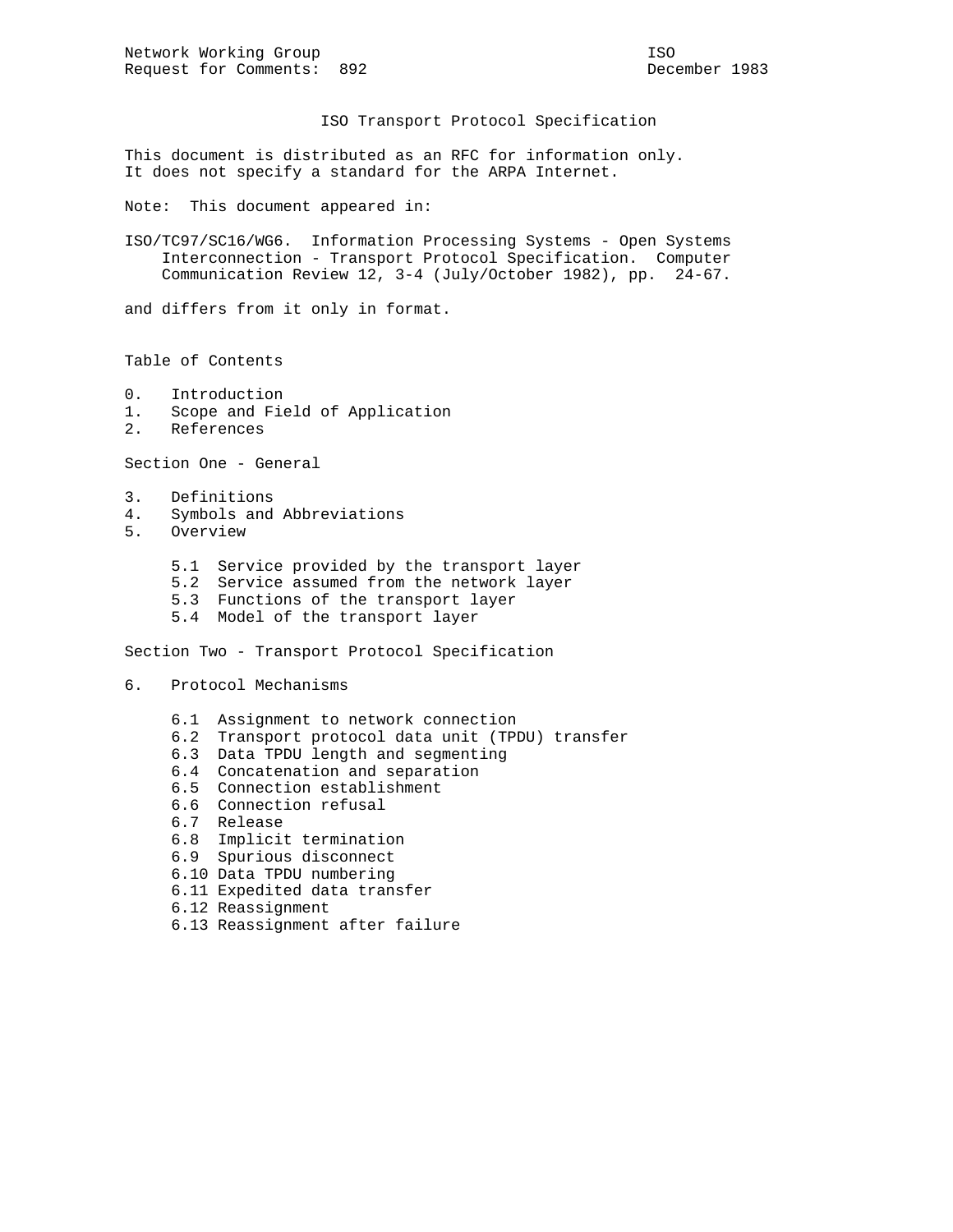Network Working Group                                                    ISO
Request for Comments: 892                                      December 1983

# ISO Transport Protocol Specification

This document is distributed as an RFC for information only.
It does not specify a standard for the ARPA Internet.

Note: This document appeared in:

ISO/TC97/SC16/WG6. Information Processing Systems - Open Systems Interconnection - Transport Protocol Specification. Computer Communication Review 12, 3-4 (July/October 1982), pp. 24-67.

and differs from it only in format.

## Table of Contents

0. Introduction
1. Scope and Field of Application
2. References

Section One - General

3. Definitions
4. Symbols and Abbreviations
5. Overview

   - 5.1 Service provided by the transport layer
   - 5.2 Service assumed from the network layer
   - 5.3 Functions of the transport layer
   - 5.4 Model of the transport layer

Section Two - Transport Protocol Specification

6. Protocol Mechanisms

   - 6.1 Assignment to network connection
   - 6.2 Transport protocol data unit (TPDU) transfer
   - 6.3 Data TPDU length and segmenting
   - 6.4 Concatenation and separation
   - 6.5 Connection establishment
   - 6.6 Connection refusal
   - 6.7 Release
   - 6.8 Implicit termination
   - 6.9 Spurious disconnect
   - 6.10 Data TPDU numbering
   - 6.11 Expedited data transfer
   - 6.12 Reassignment
   - 6.13 Reassignment after failure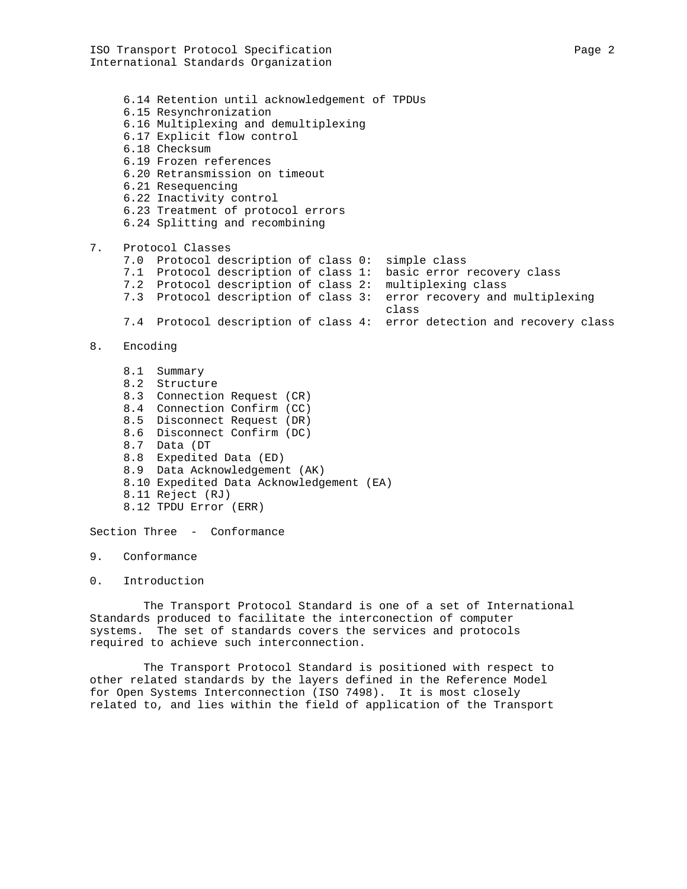- 6.14 Retention until acknowledgement of TPDUs
- 6.15 Resynchronization
- 6.16 Multiplexing and demultiplexing
- 6.17 Explicit flow control
- 6.18 Checksum
- 6.19 Frozen references
- 6.20 Retransmission on timeout
- 6.21 Resequencing
- 6.22 Inactivity control
- 6.23 Treatment of protocol errors
- 6.24 Splitting and recombining

7. Protocol Classes
   - 7.0 Protocol description of class 0: simple class
   - 7.1 Protocol description of class 1: basic error recovery class
   - 7.2 Protocol description of class 2: multiplexing class
   - 7.3 Protocol description of class 3: error recovery and multiplexing class
   - 7.4 Protocol description of class 4: error detection and recovery class

8. Encoding
   - 8.1 Summary
   - 8.2 Structure
   - 8.3 Connection Request (CR)
   - 8.4 Connection Confirm (CC)
   - 8.5 Disconnect Request (DR)
   - 8.6 Disconnect Confirm (DC)
   - 8.7 Data (DT
   - 8.8 Expedited Data (ED)
   - 8.9 Data Acknowledgement (AK)
   - 8.10 Expedited Data Acknowledgement (EA)
   - 8.11 Reject (RJ)
   - 8.12 TPDU Error (ERR)

Section Three - Conformance

9. Conformance

## 0. Introduction

The Transport Protocol Standard is one of a set of International Standards produced to facilitate the interconection of computer systems. The set of standards covers the services and protocols required to achieve such interconnection.

The Transport Protocol Standard is positioned with respect to other related standards by the layers defined in the Reference Model for Open Systems Interconnection (ISO 7498). It is most closely related to, and lies within the field of application of the Transport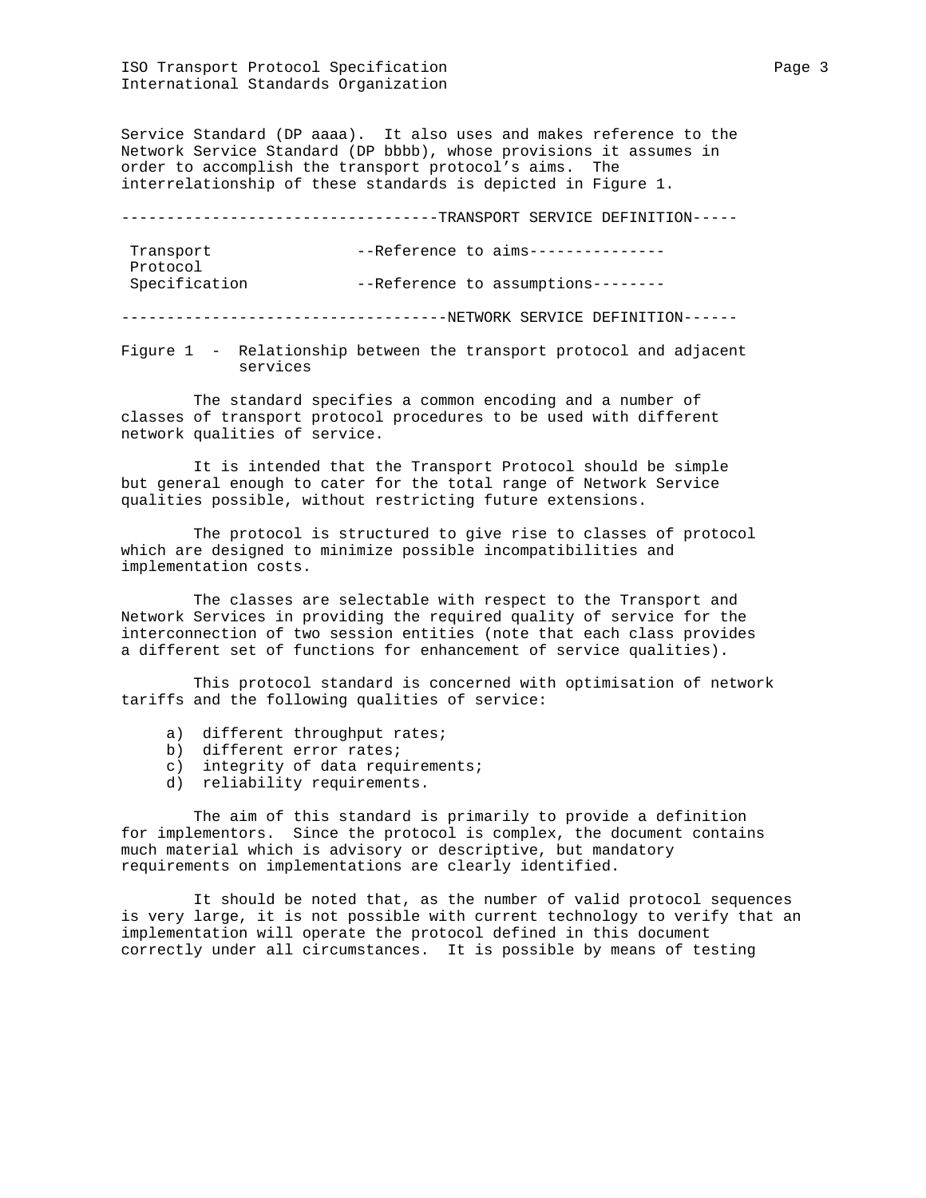Service Standard (DP aaaa). It also uses and makes reference to the Network Service Standard (DP bbbb), whose provisions it assumes in order to accomplish the transport protocol's aims. The interrelationship of these standards is depicted in Figure 1.

```
-----------------------------------TRANSPORT SERVICE DEFINITION-----

 Transport               --Reference to aims---------------
 Protocol
 Specification           --Reference to assumptions--------

------------------------------------NETWORK SERVICE DEFINITION------
```

Figure 1 - Relationship between the transport protocol and adjacent services

The standard specifies a common encoding and a number of classes of transport protocol procedures to be used with different network qualities of service.

It is intended that the Transport Protocol should be simple but general enough to cater for the total range of Network Service qualities possible, without restricting future extensions.

The protocol is structured to give rise to classes of protocol which are designed to minimize possible incompatibilities and implementation costs.

The classes are selectable with respect to the Transport and Network Services in providing the required quality of service for the interconnection of two session entities (note that each class provides a different set of functions for enhancement of service qualities).

This protocol standard is concerned with optimisation of network tariffs and the following qualities of service:

a) different throughput rates;
b) different error rates;
c) integrity of data requirements;
d) reliability requirements.

The aim of this standard is primarily to provide a definition for implementors. Since the protocol is complex, the document contains much material which is advisory or descriptive, but mandatory requirements on implementations are clearly identified.

It should be noted that, as the number of valid protocol sequences is very large, it is not possible with current technology to verify that an implementation will operate the protocol defined in this document correctly under all circumstances. It is possible by means of testing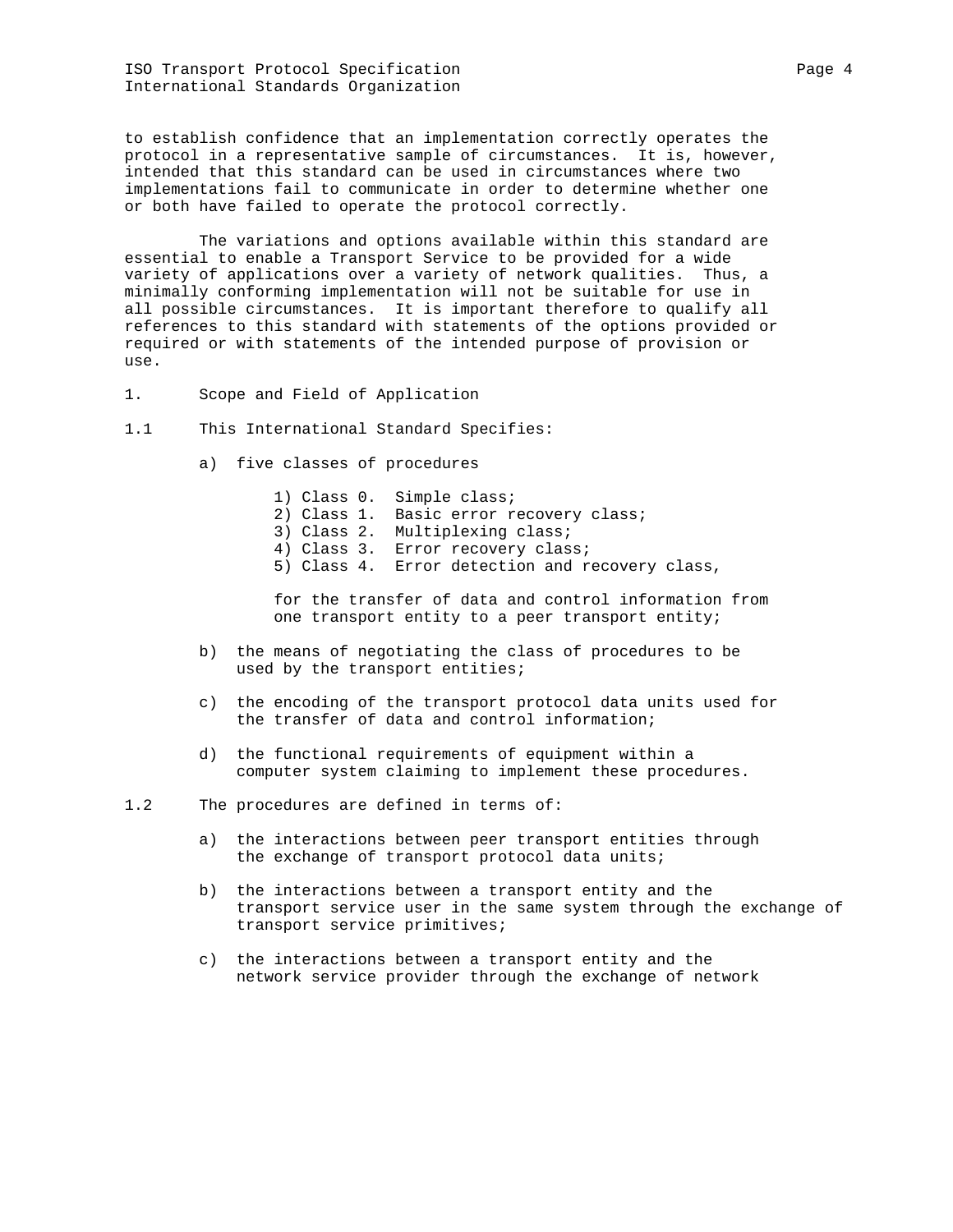to establish confidence that an implementation correctly operates the protocol in a representative sample of circumstances. It is, however, intended that this standard can be used in circumstances where two implementations fail to communicate in order to determine whether one or both have failed to operate the protocol correctly.

The variations and options available within this standard are essential to enable a Transport Service to be provided for a wide variety of applications over a variety of network qualities. Thus, a minimally conforming implementation will not be suitable for use in all possible circumstances. It is important therefore to qualify all references to this standard with statements of the options provided or required or with statements of the intended purpose of provision or use.

# 1. Scope and Field of Application

1.1 This International Standard Specifies:

a) five classes of procedures

1) Class 0. Simple class;
2) Class 1. Basic error recovery class;
3) Class 2. Multiplexing class;
4) Class 3. Error recovery class;
5) Class 4. Error detection and recovery class,

for the transfer of data and control information from one transport entity to a peer transport entity;

b) the means of negotiating the class of procedures to be used by the transport entities;

c) the encoding of the transport protocol data units used for the transfer of data and control information;

d) the functional requirements of equipment within a computer system claiming to implement these procedures.

1.2 The procedures are defined in terms of:

a) the interactions between peer transport entities through the exchange of transport protocol data units;

b) the interactions between a transport entity and the transport service user in the same system through the exchange of transport service primitives;

c) the interactions between a transport entity and the network service provider through the exchange of network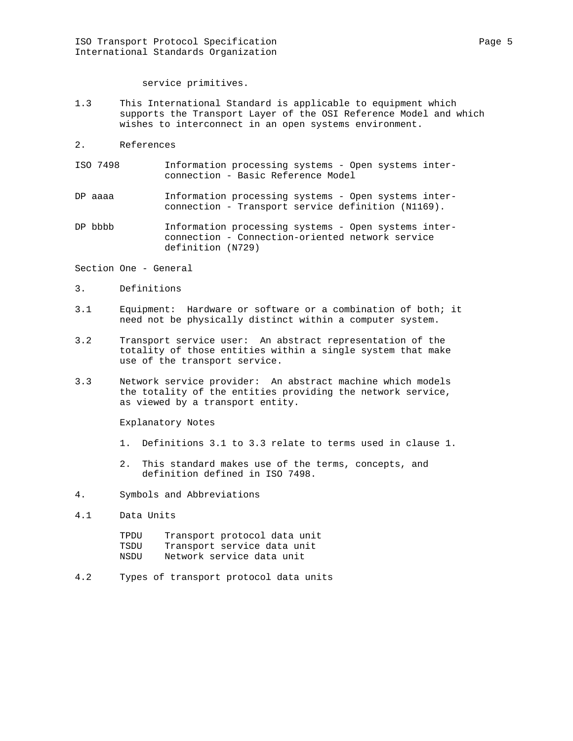service primitives.

1.3 This International Standard is applicable to equipment which supports the Transport Layer of the OSI Reference Model and which wishes to interconnect in an open systems environment.

## 2. References

| | |
|---|---|
| ISO 7498 | Information processing systems - Open systems interconnection - Basic Reference Model |
| DP aaaa | Information processing systems - Open systems interconnection - Transport service definition (N1169). |
| DP bbbb | Information processing systems - Open systems interconnection - Connection-oriented network service definition (N729) |

# Section One - General

## 3. Definitions

3.1 Equipment: Hardware or software or a combination of both; it need not be physically distinct within a computer system.

3.2 Transport service user: An abstract representation of the totality of those entities within a single system that make use of the transport service.

3.3 Network service provider: An abstract machine which models the totality of the entities providing the network service, as viewed by a transport entity.

Explanatory Notes

1. Definitions 3.1 to 3.3 relate to terms used in clause 1.

2. This standard makes use of the terms, concepts, and definition defined in ISO 7498.

## 4. Symbols and Abbreviations

### 4.1 Data Units

| | |
|---|---|
| TPDU | Transport protocol data unit |
| TSDU | Transport service data unit |
| NSDU | Network service data unit |

### 4.2 Types of transport protocol data units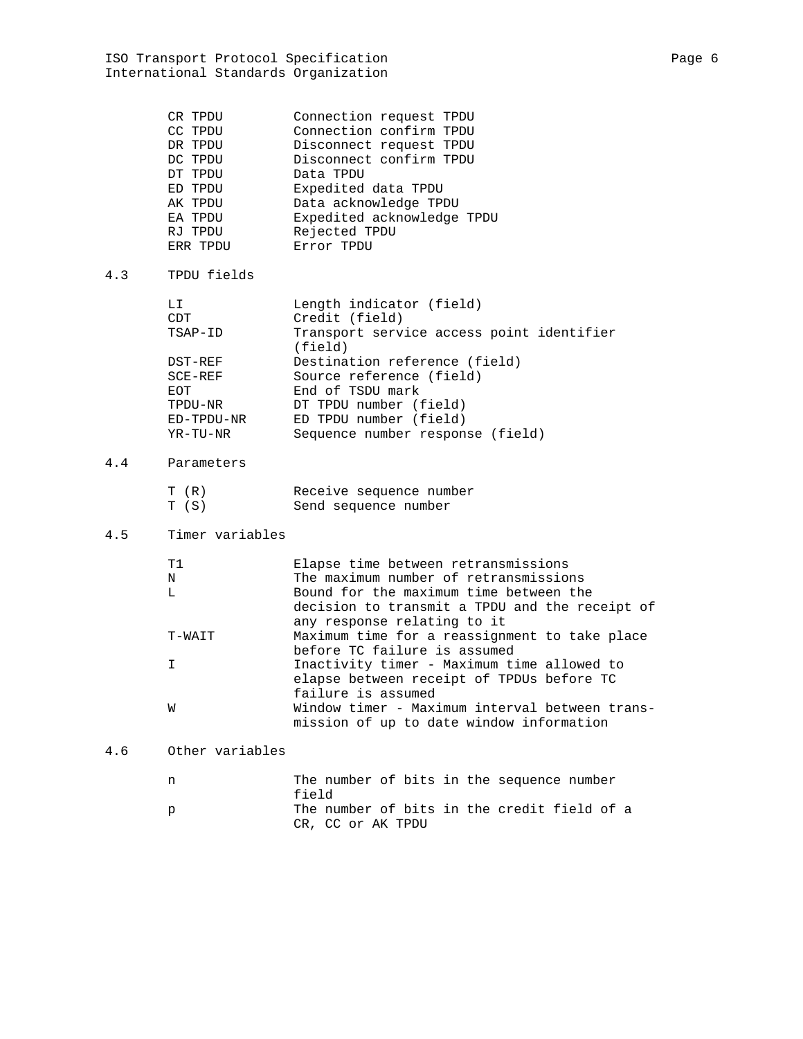| | |
|---|---|
| CR TPDU | Connection request TPDU |
| CC TPDU | Connection confirm TPDU |
| DR TPDU | Disconnect request TPDU |
| DC TPDU | Disconnect confirm TPDU |
| DT TPDU | Data TPDU |
| ED TPDU | Expedited data TPDU |
| AK TPDU | Data acknowledge TPDU |
| EA TPDU | Expedited acknowledge TPDU |
| RJ TPDU | Rejected TPDU |
| ERR TPDU | Error TPDU |

## 4.3 TPDU fields

| | |
|---|---|
| LI | Length indicator (field) |
| CDT | Credit (field) |
| TSAP-ID | Transport service access point identifier (field) |
| DST-REF | Destination reference (field) |
| SCE-REF | Source reference (field) |
| EOT | End of TSDU mark |
| TPDU-NR | DT TPDU number (field) |
| ED-TPDU-NR | ED TPDU number (field) |
| YR-TU-NR | Sequence number response (field) |

## 4.4 Parameters

| | |
|---|---|
| T (R) | Receive sequence number |
| T (S) | Send sequence number |

## 4.5 Timer variables

| | |
|---|---|
| T1 | Elapse time between retransmissions |
| N | The maximum number of retransmissions |
| L | Bound for the maximum time between the decision to transmit a TPDU and the receipt of any response relating to it |
| T-WAIT | Maximum time for a reassignment to take place before TC failure is assumed |
| I | Inactivity timer - Maximum time allowed to elapse between receipt of TPDUs before TC failure is assumed |
| W | Window timer - Maximum interval between transmission of up to date window information |

## 4.6 Other variables

| | |
|---|---|
| n | The number of bits in the sequence number field |
| p | The number of bits in the credit field of a CR, CC or AK TPDU |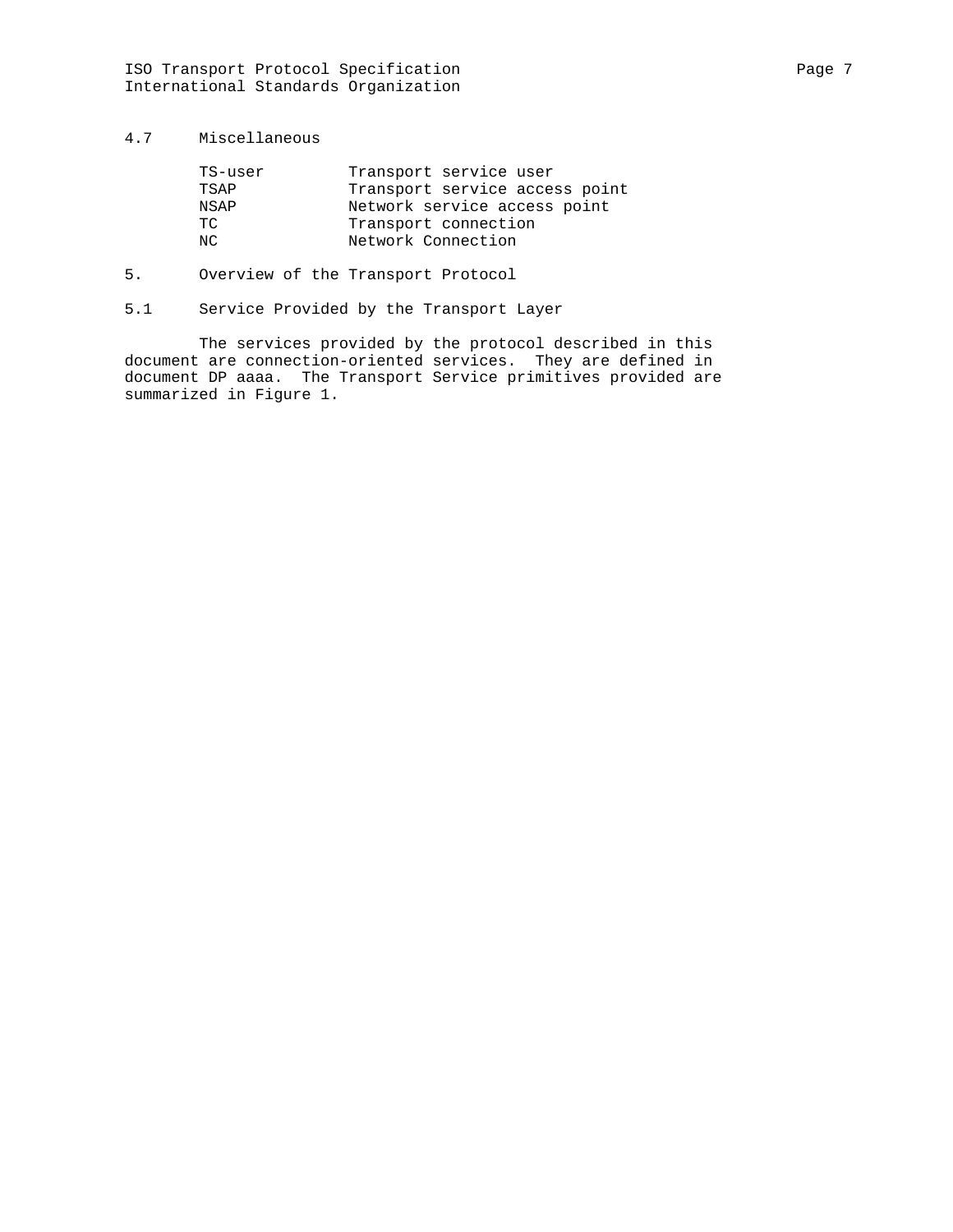### 4.7 Miscellaneous

| | |
|---|---|
| TS-user | Transport service user |
| TSAP | Transport service access point |
| NSAP | Network service access point |
| TC | Transport connection |
| NC | Network Connection |

## 5. Overview of the Transport Protocol

### 5.1 Service Provided by the Transport Layer

The services provided by the protocol described in this document are connection-oriented services. They are defined in document DP aaaa. The Transport Service primitives provided are summarized in Figure 1.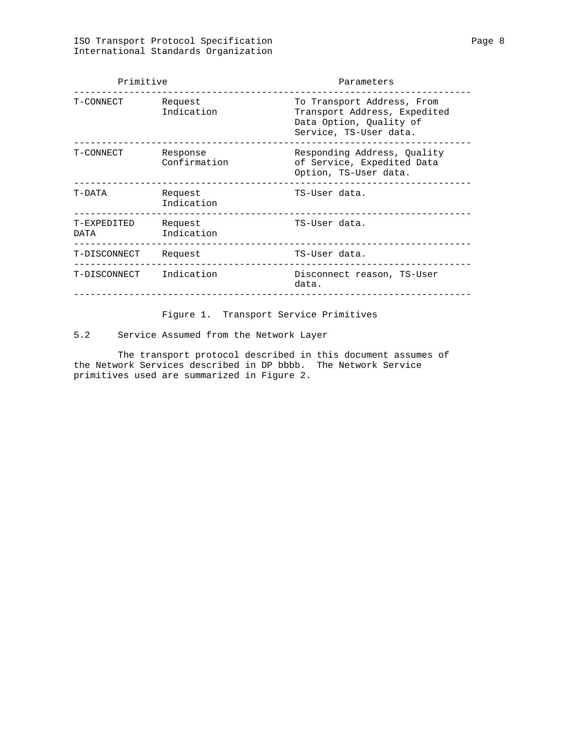| Primitive | | Parameters |
|---|---|---|
| T-CONNECT | Request<br>Indication | To Transport Address, From Transport Address, Expedited Data Option, Quality of Service, TS-User data. |
| T-CONNECT | Response<br>Confirmation | Responding Address, Quality of Service, Expedited Data Option, TS-User data. |
| T-DATA | Request<br>Indication | TS-User data. |
| T-EXPEDITED DATA | Request<br>Indication | TS-User data. |
| T-DISCONNECT | Request | TS-User data. |
| T-DISCONNECT | Indication | Disconnect reason, TS-User data. |

Figure 1. Transport Service Primitives

## 5.2 Service Assumed from the Network Layer

The transport protocol described in this document assumes of the Network Services described in DP bbbb. The Network Service primitives used are summarized in Figure 2.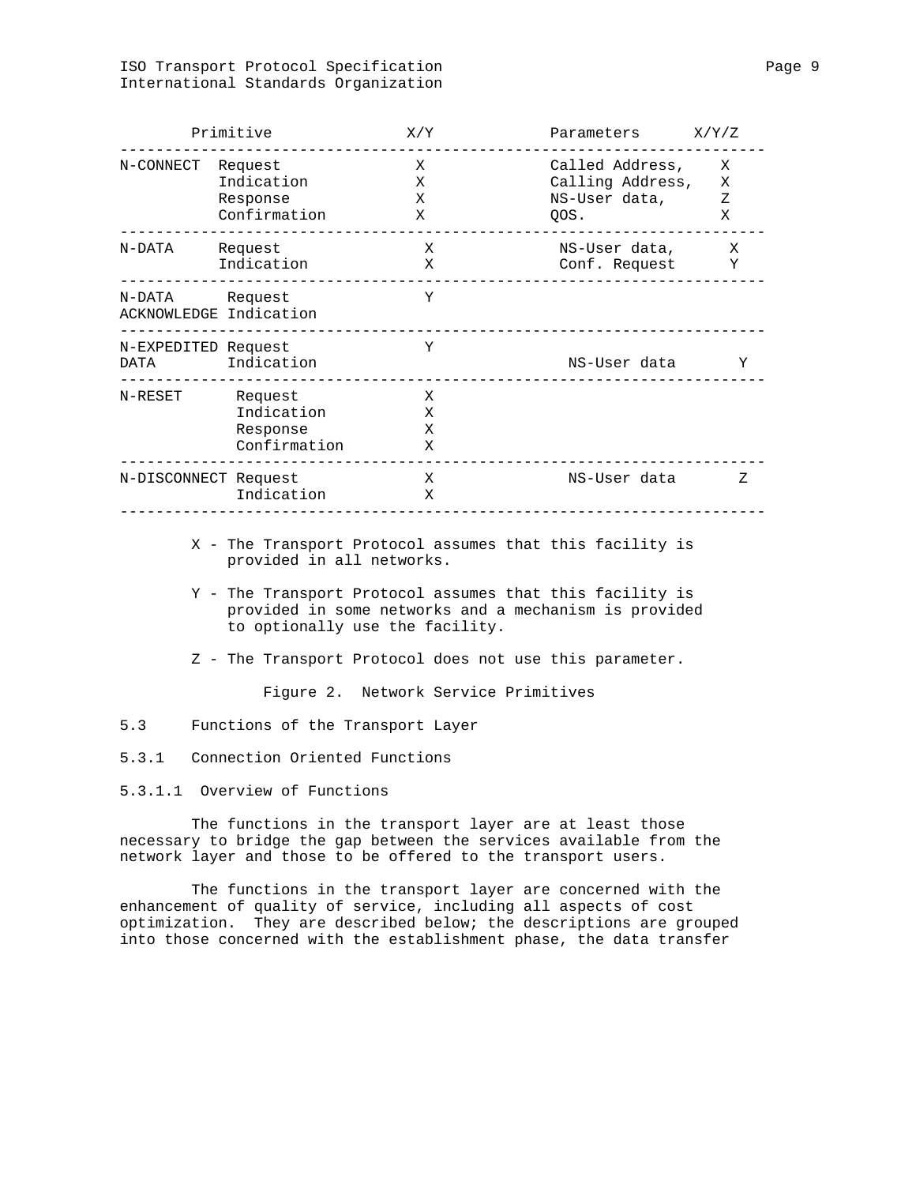| Primitive | | X/Y | Parameters | X/Y/Z |
|---|---|---|---|---|
| N-CONNECT | Request | X | Called Address, | X |
| | Indication | X | Calling Address, | X |
| | Response | X | NS-User data, | Z |
| | Confirmation | X | QOS. | X |
| N-DATA | Request | X | NS-User data, | X |
| | Indication | X | Conf. Request | Y |
| N-DATA ACKNOWLEDGE | Request | Y | | |
| | Indication | | | |
| N-EXPEDITED DATA | Request | Y | | |
| | Indication | | NS-User data | Y |
| N-RESET | Request | X | | |
| | Indication | X | | |
| | Response | X | | |
| | Confirmation | X | | |
| N-DISCONNECT | Request | X | NS-User data | Z |
| | Indication | X | | |

X - The Transport Protocol assumes that this facility is provided in all networks.

Y - The Transport Protocol assumes that this facility is provided in some networks and a mechanism is provided to optionally use the facility.

Z - The Transport Protocol does not use this parameter.

Figure 2. Network Service Primitives

## 5.3 Functions of the Transport Layer

### 5.3.1 Connection Oriented Functions

#### 5.3.1.1 Overview of Functions

The functions in the transport layer are at least those necessary to bridge the gap between the services available from the network layer and those to be offered to the transport users.

The functions in the transport layer are concerned with the enhancement of quality of service, including all aspects of cost optimization. They are described below; the descriptions are grouped into those concerned with the establishment phase, the data transfer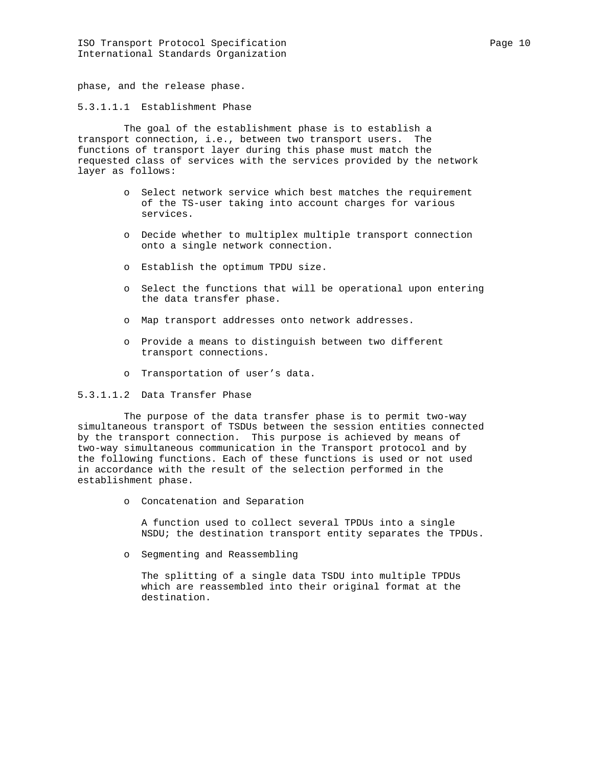phase, and the release phase.

##### 5.3.1.1.1 Establishment Phase

The goal of the establishment phase is to establish a transport connection, i.e., between two transport users. The functions of transport layer during this phase must match the requested class of services with the services provided by the network layer as follows:

- Select network service which best matches the requirement of the TS-user taking into account charges for various services.
- Decide whether to multiplex multiple transport connection onto a single network connection.
- Establish the optimum TPDU size.
- Select the functions that will be operational upon entering the data transfer phase.
- Map transport addresses onto network addresses.
- Provide a means to distinguish between two different transport connections.
- Transportation of user’s data.

##### 5.3.1.1.2 Data Transfer Phase

The purpose of the data transfer phase is to permit two-way simultaneous transport of TSDUs between the session entities connected by the transport connection. This purpose is achieved by means of two-way simultaneous communication in the Transport protocol and by the following functions. Each of these functions is used or not used in accordance with the result of the selection performed in the establishment phase.

- Concatenation and Separation

  A function used to collect several TPDUs into a single NSDU; the destination transport entity separates the TPDUs.

- Segmenting and Reassembling

  The splitting of a single data TSDU into multiple TPDUs which are reassembled into their original format at the destination.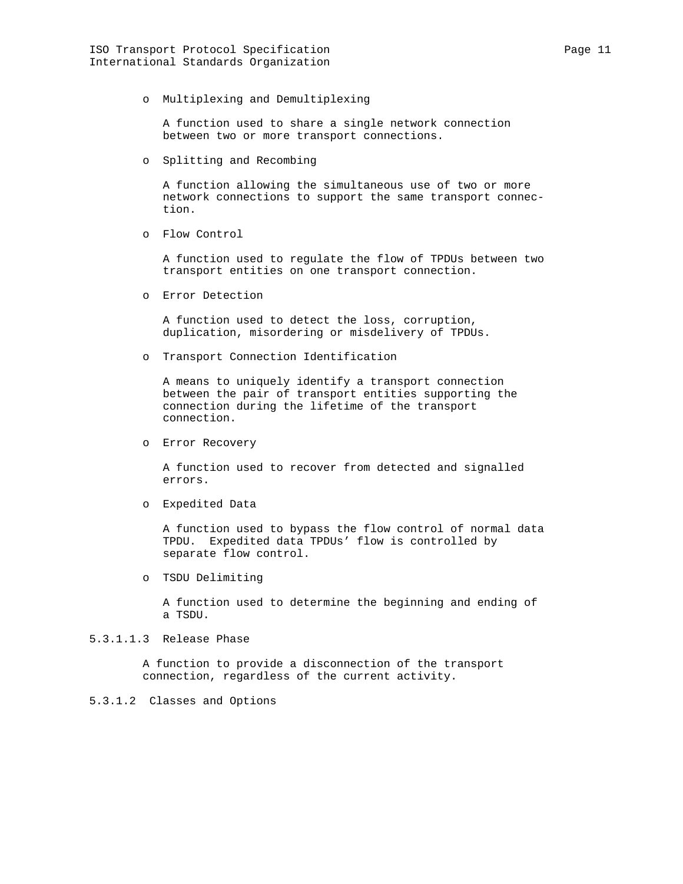- Multiplexing and Demultiplexing

  A function used to share a single network connection between two or more transport connections.

- Splitting and Recombing

  A function allowing the simultaneous use of two or more network connections to support the same transport connection.

- Flow Control

  A function used to regulate the flow of TPDUs between two transport entities on one transport connection.

- Error Detection

  A function used to detect the loss, corruption, duplication, misordering or misdelivery of TPDUs.

- Transport Connection Identification

  A means to uniquely identify a transport connection between the pair of transport entities supporting the connection during the lifetime of the transport connection.

- Error Recovery

  A function used to recover from detected and signalled errors.

- Expedited Data

  A function used to bypass the flow control of normal data TPDU. Expedited data TPDUs' flow is controlled by separate flow control.

- TSDU Delimiting

  A function used to determine the beginning and ending of a TSDU.

5.3.1.1.3 Release Phase

A function to provide a disconnection of the transport connection, regardless of the current activity.

5.3.1.2 Classes and Options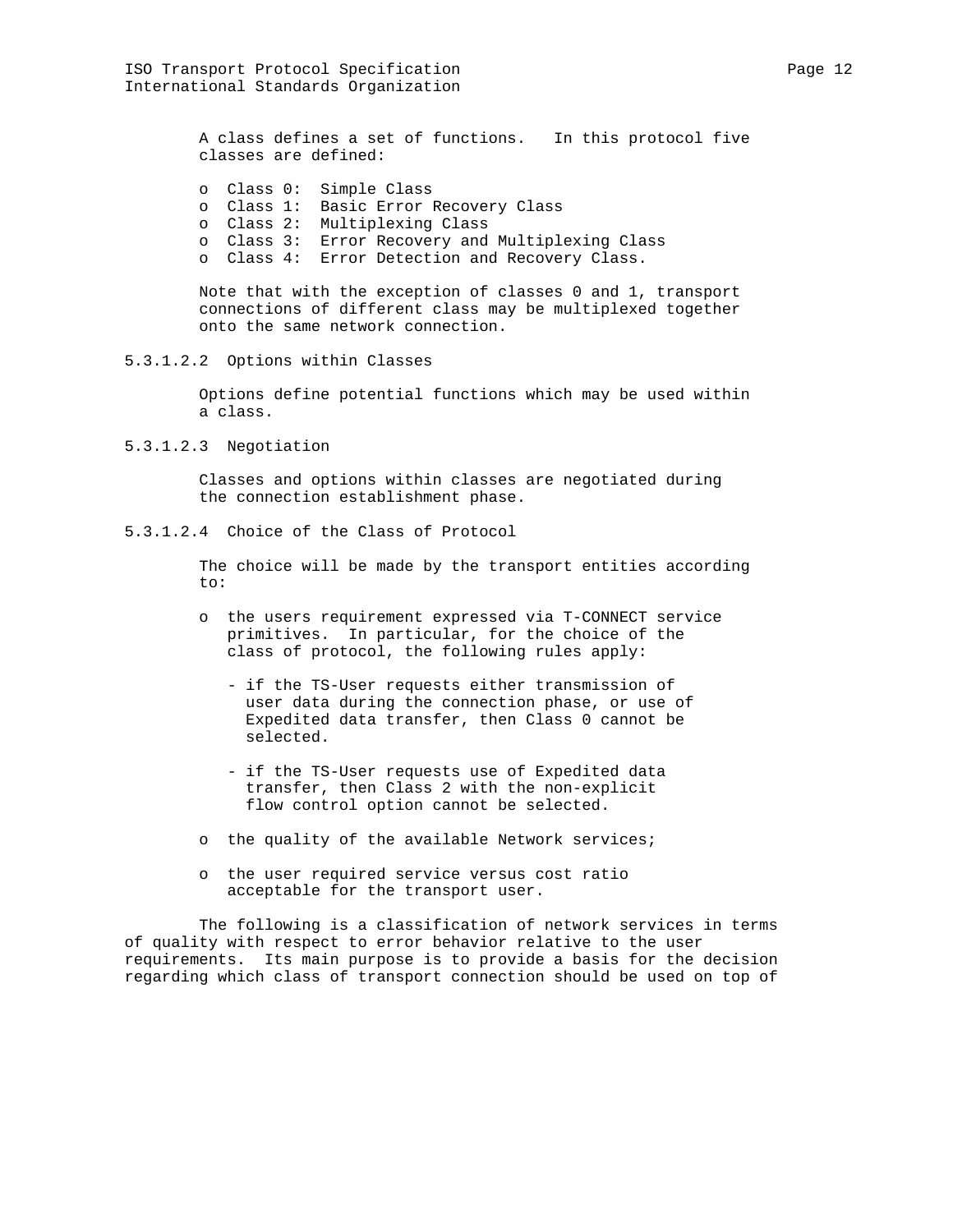A class defines a set of functions. In this protocol five classes are defined:

- Class 0: Simple Class
- Class 1: Basic Error Recovery Class
- Class 2: Multiplexing Class
- Class 3: Error Recovery and Multiplexing Class
- Class 4: Error Detection and Recovery Class.

Note that with the exception of classes 0 and 1, transport connections of different class may be multiplexed together onto the same network connection.

#### 5.3.1.2.2 Options within Classes

Options define potential functions which may be used within a class.

#### 5.3.1.2.3 Negotiation

Classes and options within classes are negotiated during the connection establishment phase.

#### 5.3.1.2.4 Choice of the Class of Protocol

The choice will be made by the transport entities according to:

- the users requirement expressed via T-CONNECT service primitives. In particular, for the choice of the class of protocol, the following rules apply:

  - if the TS-User requests either transmission of user data during the connection phase, or use of Expedited data transfer, then Class 0 cannot be selected.

  - if the TS-User requests use of Expedited data transfer, then Class 2 with the non-explicit flow control option cannot be selected.

- the quality of the available Network services;

- the user required service versus cost ratio acceptable for the transport user.

The following is a classification of network services in terms of quality with respect to error behavior relative to the user requirements. Its main purpose is to provide a basis for the decision regarding which class of transport connection should be used on top of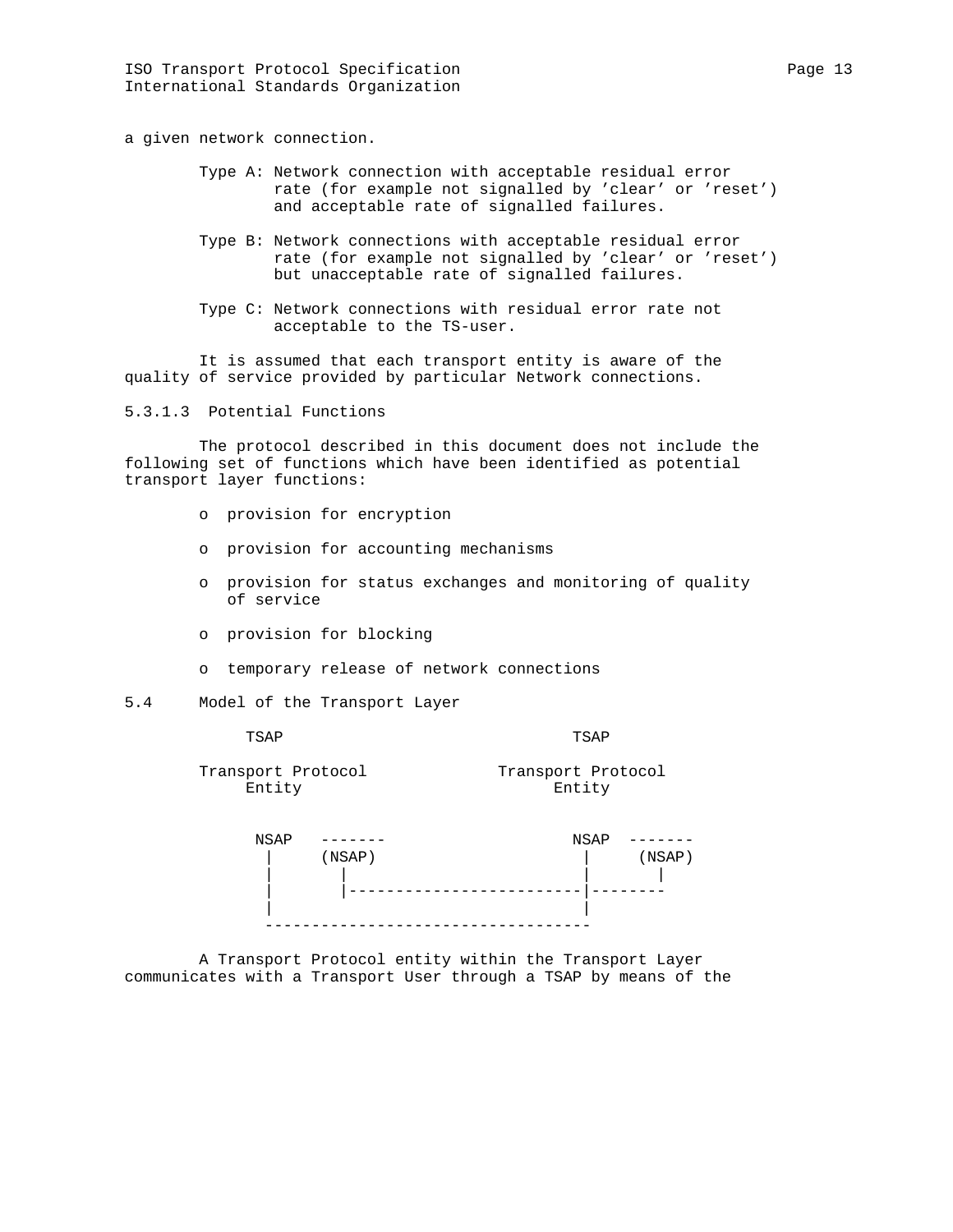a given network connection.

Type A: Network connection with acceptable residual error rate (for example not signalled by 'clear' or 'reset') and acceptable rate of signalled failures.

Type B: Network connections with acceptable residual error rate (for example not signalled by 'clear' or 'reset') but unacceptable rate of signalled failures.

Type C: Network connections with residual error rate not acceptable to the TS-user.

It is assumed that each transport entity is aware of the quality of service provided by particular Network connections.

5.3.1.3 Potential Functions

The protocol described in this document does not include the following set of functions which have been identified as potential transport layer functions:

- provision for encryption
- provision for accounting mechanisms
- provision for status exchanges and monitoring of quality of service
- provision for blocking
- temporary release of network connections

5.4 Model of the Transport Layer

```
       TSAP                              TSAP

   Transport Protocol             Transport Protocol
       Entity                           Entity


        NSAP   -------                  NSAP  -------
         |     (NSAP)                    |     (NSAP)
         |       |                       |       |
         |       |-------------------------|--------
         |                               |
         ----------------------------------
```

A Transport Protocol entity within the Transport Layer communicates with a Transport User through a TSAP by means of the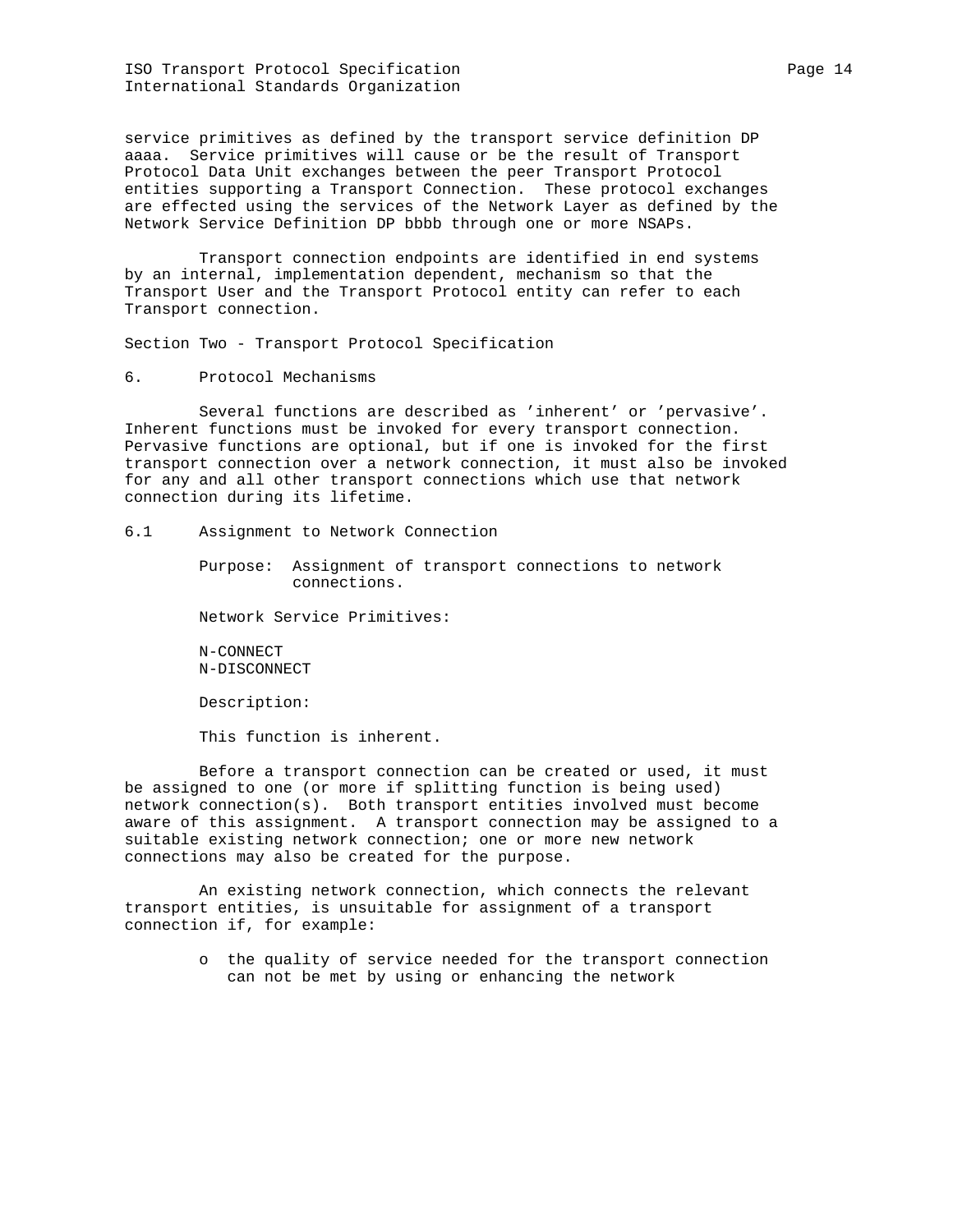service primitives as defined by the transport service definition DP aaaa. Service primitives will cause or be the result of Transport Protocol Data Unit exchanges between the peer Transport Protocol entities supporting a Transport Connection. These protocol exchanges are effected using the services of the Network Layer as defined by the Network Service Definition DP bbbb through one or more NSAPs.

Transport connection endpoints are identified in end systems by an internal, implementation dependent, mechanism so that the Transport User and the Transport Protocol entity can refer to each Transport connection.

# Section Two - Transport Protocol Specification

## 6. Protocol Mechanisms

Several functions are described as 'inherent' or 'pervasive'. Inherent functions must be invoked for every transport connection. Pervasive functions are optional, but if one is invoked for the first transport connection over a network connection, it must also be invoked for any and all other transport connections which use that network connection during its lifetime.

### 6.1 Assignment to Network Connection

Purpose: Assignment of transport connections to network connections.

Network Service Primitives:

N-CONNECT
N-DISCONNECT

Description:

This function is inherent.

Before a transport connection can be created or used, it must be assigned to one (or more if splitting function is being used) network connection(s). Both transport entities involved must become aware of this assignment. A transport connection may be assigned to a suitable existing network connection; one or more new network connections may also be created for the purpose.

An existing network connection, which connects the relevant transport entities, is unsuitable for assignment of a transport connection if, for example:

- the quality of service needed for the transport connection can not be met by using or enhancing the network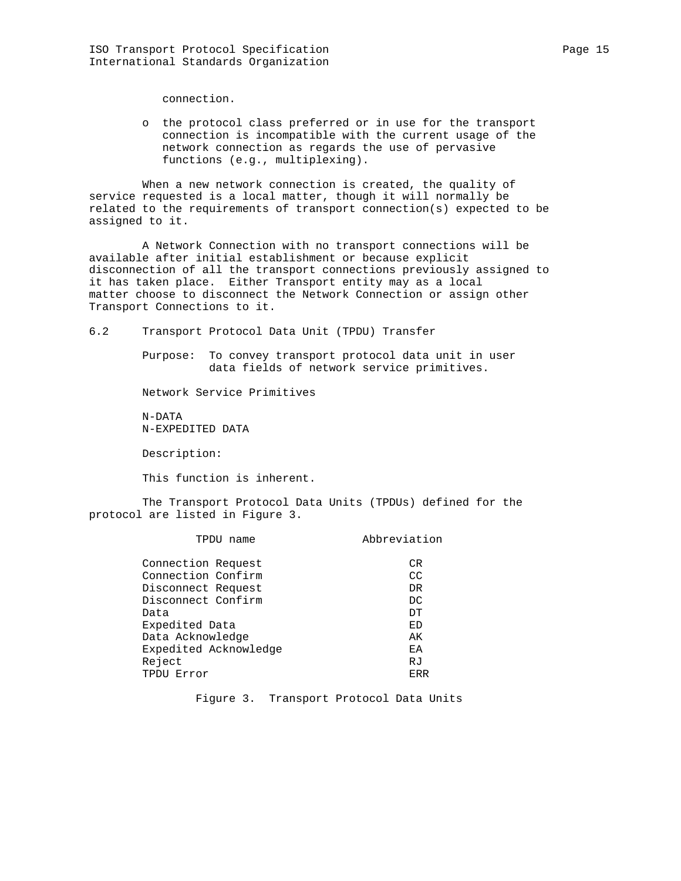connection.

- the protocol class preferred or in use for the transport connection is incompatible with the current usage of the network connection as regards the use of pervasive functions (e.g., multiplexing).

When a new network connection is created, the quality of service requested is a local matter, though it will normally be related to the requirements of transport connection(s) expected to be assigned to it.

A Network Connection with no transport connections will be available after initial establishment or because explicit disconnection of all the transport connections previously assigned to it has taken place. Either Transport entity may as a local matter choose to disconnect the Network Connection or assign other Transport Connections to it.

## 6.2 Transport Protocol Data Unit (TPDU) Transfer

Purpose: To convey transport protocol data unit in user data fields of network service primitives.

Network Service Primitives

N-DATA
N-EXPEDITED DATA

Description:

This function is inherent.

The Transport Protocol Data Units (TPDUs) defined for the protocol are listed in Figure 3.

| TPDU name | Abbreviation |
|---|---|
| Connection Request | CR |
| Connection Confirm | CC |
| Disconnect Request | DR |
| Disconnect Confirm | DC |
| Data | DT |
| Expedited Data | ED |
| Data Acknowledge | AK |
| Expedited Acknowledge | EA |
| Reject | RJ |
| TPDU Error | ERR |

Figure 3. Transport Protocol Data Units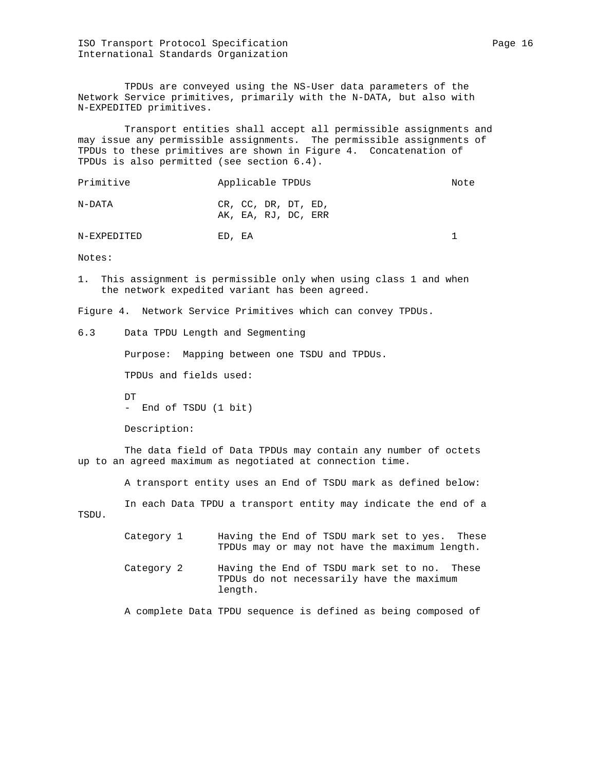TPDUs are conveyed using the NS-User data parameters of the Network Service primitives, primarily with the N-DATA, but also with N-EXPEDITED primitives.

Transport entities shall accept all permissible assignments and may issue any permissible assignments. The permissible assignments of TPDUs to these primitives are shown in Figure 4. Concatenation of TPDUs is also permitted (see section 6.4).

| Primitive | Applicable TPDUs | Note |
|---|---|---|
| N-DATA | CR, CC, DR, DT, ED, AK, EA, RJ, DC, ERR | |
| N-EXPEDITED | ED, EA | 1 |

Notes:

1. This assignment is permissible only when using class 1 and when the network expedited variant has been agreed.

Figure 4. Network Service Primitives which can convey TPDUs.

### 6.3 Data TPDU Length and Segmenting

Purpose: Mapping between one TSDU and TPDUs.

TPDUs and fields used:

DT
- End of TSDU (1 bit)

Description:

The data field of Data TPDUs may contain any number of octets up to an agreed maximum as negotiated at connection time.

A transport entity uses an End of TSDU mark as defined below:

In each Data TPDU a transport entity may indicate the end of a TSDU.

- Category 1 — Having the End of TSDU mark set to yes. These TPDUs may or may not have the maximum length.
- Category 2 — Having the End of TSDU mark set to no. These TPDUs do not necessarily have the maximum length.

A complete Data TPDU sequence is defined as being composed of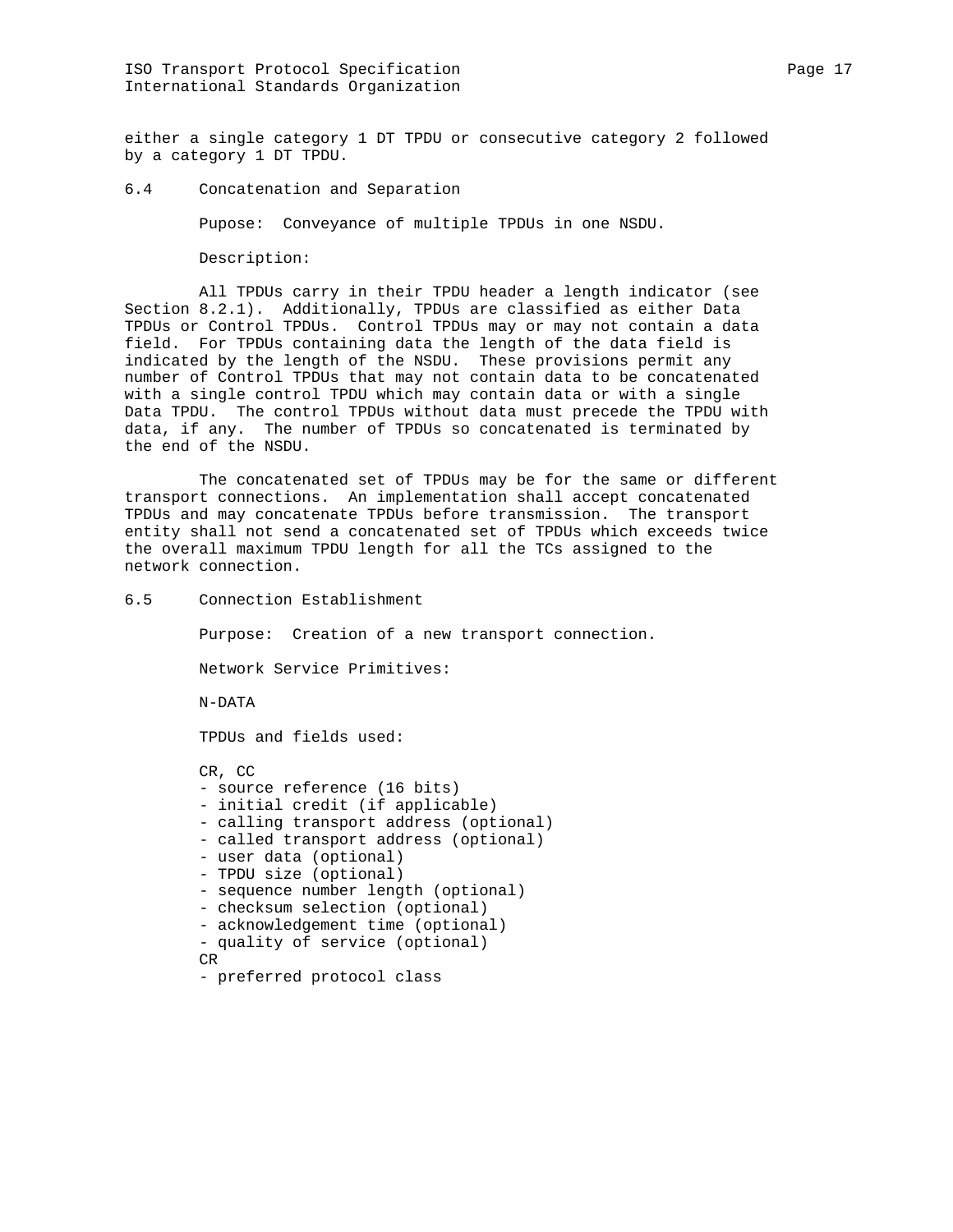either a single category 1 DT TPDU or consecutive category 2 followed by a category 1 DT TPDU.

## 6.4 Concatenation and Separation

Pupose: Conveyance of multiple TPDUs in one NSDU.

Description:

All TPDUs carry in their TPDU header a length indicator (see Section 8.2.1). Additionally, TPDUs are classified as either Data TPDUs or Control TPDUs. Control TPDUs may or may not contain a data field. For TPDUs containing data the length of the data field is indicated by the length of the NSDU. These provisions permit any number of Control TPDUs that may not contain data to be concatenated with a single control TPDU which may contain data or with a single Data TPDU. The control TPDUs without data must precede the TPDU with data, if any. The number of TPDUs so concatenated is terminated by the end of the NSDU.

The concatenated set of TPDUs may be for the same or different transport connections. An implementation shall accept concatenated TPDUs and may concatenate TPDUs before transmission. The transport entity shall not send a concatenated set of TPDUs which exceeds twice the overall maximum TPDU length for all the TCs assigned to the network connection.

## 6.5 Connection Establishment

Purpose: Creation of a new transport connection.

Network Service Primitives:

N-DATA

TPDUs and fields used:

CR, CC
- source reference (16 bits)
- initial credit (if applicable)
- calling transport address (optional)
- called transport address (optional)
- user data (optional)
- TPDU size (optional)
- sequence number length (optional)
- checksum selection (optional)
- acknowledgement time (optional)
- quality of service (optional)

CR
- preferred protocol class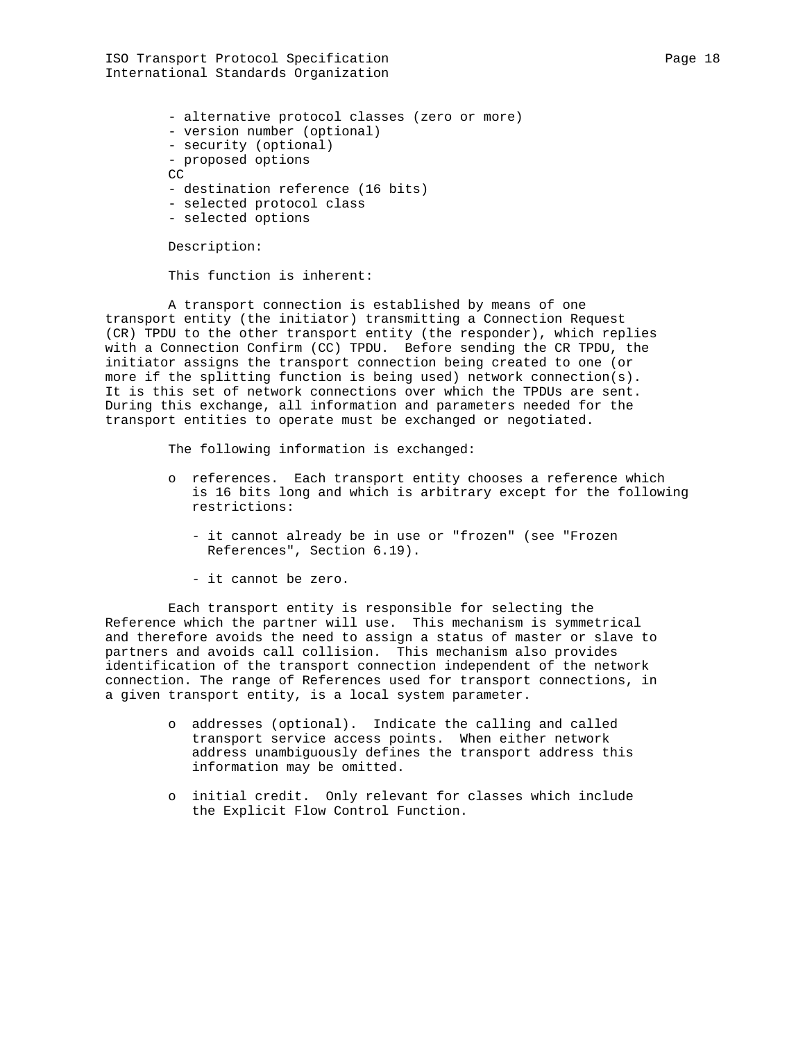- alternative protocol classes (zero or more)
- version number (optional)
- security (optional)
- proposed options

CC

- destination reference (16 bits)
- selected protocol class
- selected options

Description:

This function is inherent:

A transport connection is established by means of one transport entity (the initiator) transmitting a Connection Request (CR) TPDU to the other transport entity (the responder), which replies with a Connection Confirm (CC) TPDU. Before sending the CR TPDU, the initiator assigns the transport connection being created to one (or more if the splitting function is being used) network connection(s). It is this set of network connections over which the TPDUs are sent. During this exchange, all information and parameters needed for the transport entities to operate must be exchanged or negotiated.

The following information is exchanged:

- o references. Each transport entity chooses a reference which is 16 bits long and which is arbitrary except for the following restrictions:

  - it cannot already be in use or "frozen" (see "Frozen References", Section 6.19).

  - it cannot be zero.

Each transport entity is responsible for selecting the Reference which the partner will use. This mechanism is symmetrical and therefore avoids the need to assign a status of master or slave to partners and avoids call collision. This mechanism also provides identification of the transport connection independent of the network connection. The range of References used for transport connections, in a given transport entity, is a local system parameter.

- o addresses (optional). Indicate the calling and called transport service access points. When either network address unambiguously defines the transport address this information may be omitted.

- o initial credit. Only relevant for classes which include the Explicit Flow Control Function.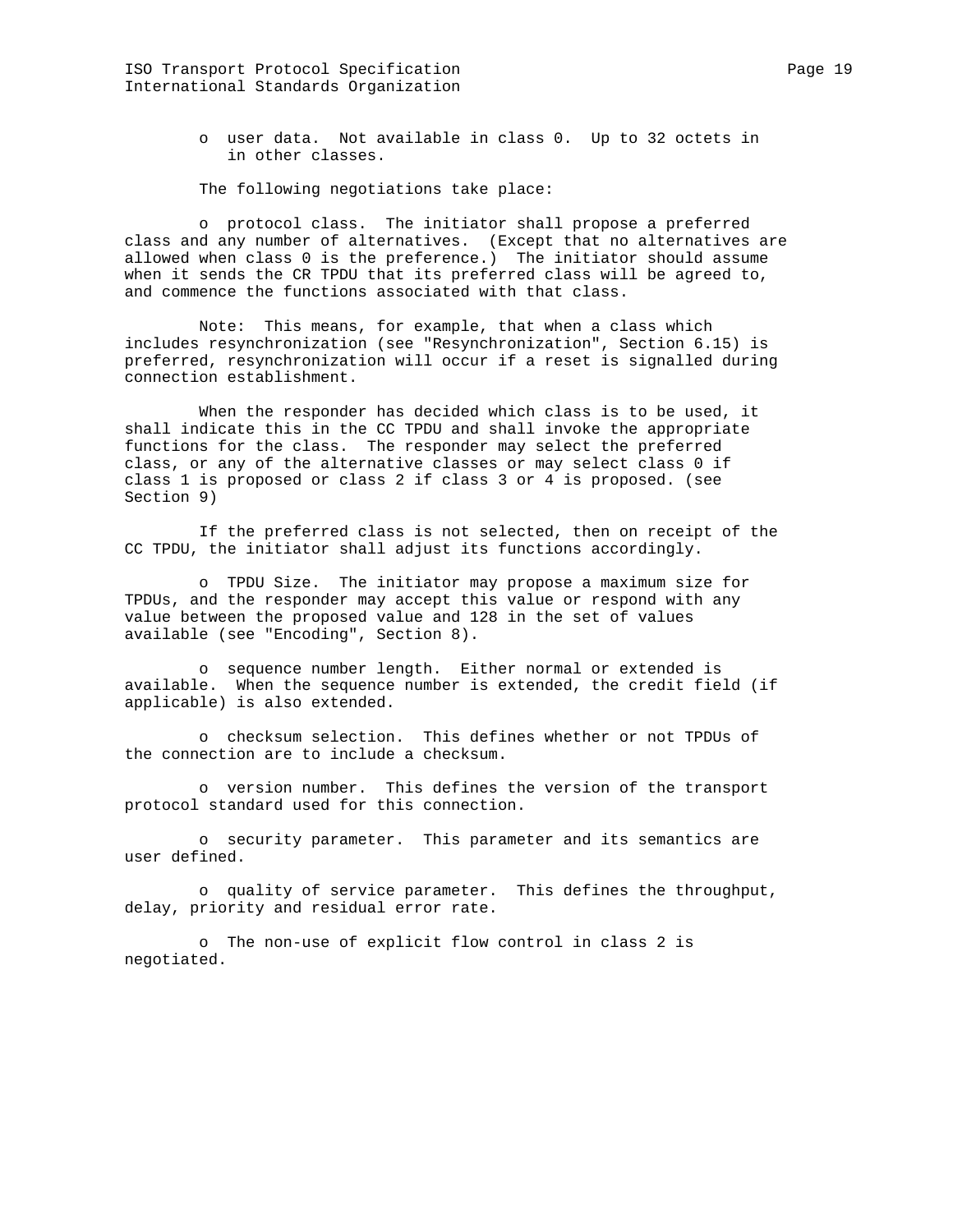o user data. Not available in class 0. Up to 32 octets in in other classes.

The following negotiations take place:

o protocol class. The initiator shall propose a preferred class and any number of alternatives. (Except that no alternatives are allowed when class 0 is the preference.) The initiator should assume when it sends the CR TPDU that its preferred class will be agreed to, and commence the functions associated with that class.

Note: This means, for example, that when a class which includes resynchronization (see "Resynchronization", Section 6.15) is preferred, resynchronization will occur if a reset is signalled during connection establishment.

When the responder has decided which class is to be used, it shall indicate this in the CC TPDU and shall invoke the appropriate functions for the class. The responder may select the preferred class, or any of the alternative classes or may select class 0 if class 1 is proposed or class 2 if class 3 or 4 is proposed. (see Section 9)

If the preferred class is not selected, then on receipt of the CC TPDU, the initiator shall adjust its functions accordingly.

o TPDU Size. The initiator may propose a maximum size for TPDUs, and the responder may accept this value or respond with any value between the proposed value and 128 in the set of values available (see "Encoding", Section 8).

o sequence number length. Either normal or extended is available. When the sequence number is extended, the credit field (if applicable) is also extended.

o checksum selection. This defines whether or not TPDUs of the connection are to include a checksum.

o version number. This defines the version of the transport protocol standard used for this connection.

o security parameter. This parameter and its semantics are user defined.

o quality of service parameter. This defines the throughput, delay, priority and residual error rate.

o The non-use of explicit flow control in class 2 is negotiated.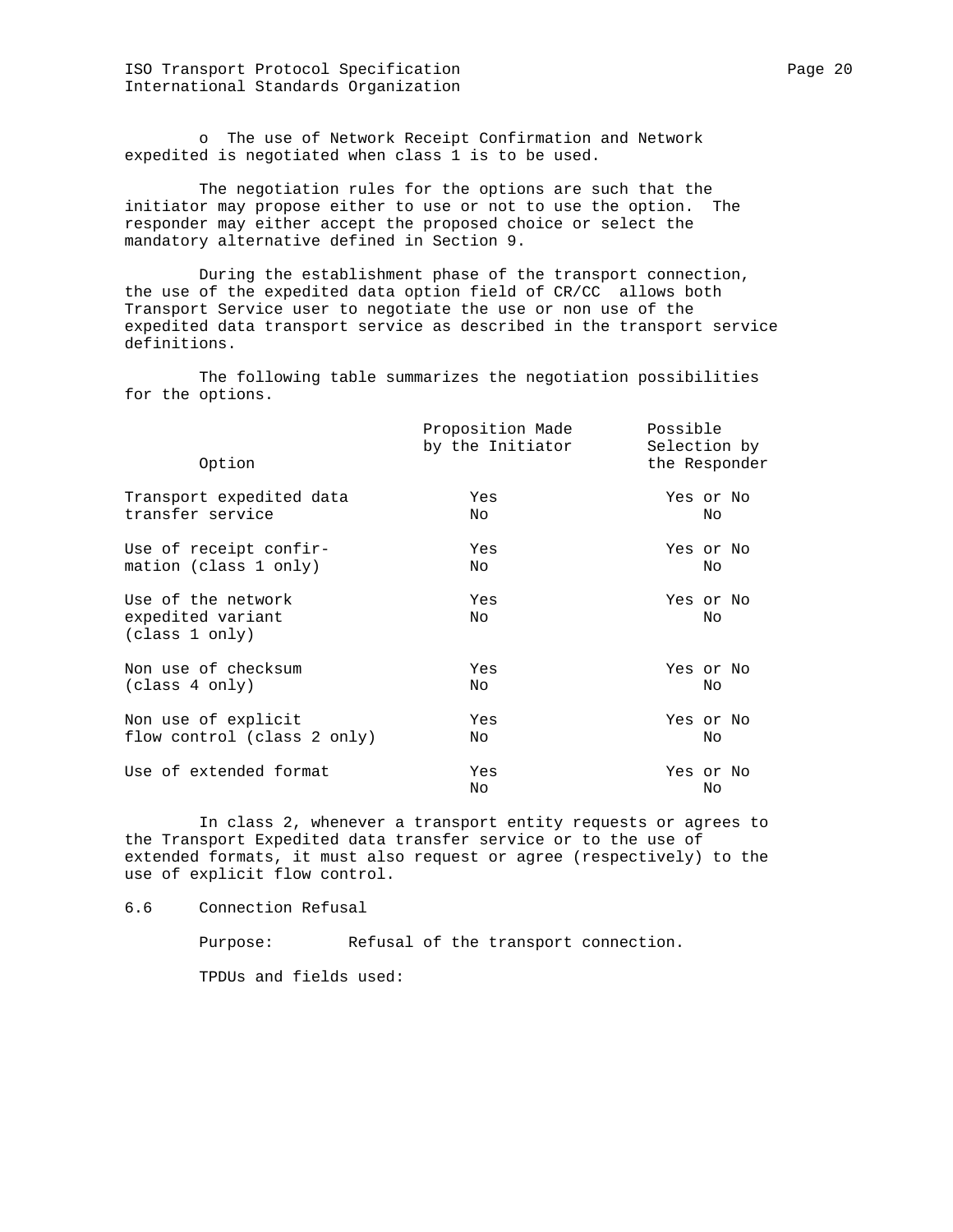- The use of Network Receipt Confirmation and Network expedited is negotiated when class 1 is to be used.

The negotiation rules for the options are such that the initiator may propose either to use or not to use the option. The responder may either accept the proposed choice or select the mandatory alternative defined in Section 9.

During the establishment phase of the transport connection, the use of the expedited data option field of CR/CC allows both Transport Service user to negotiate the use or non use of the expedited data transport service as described in the transport service definitions.

The following table summarizes the negotiation possibilities for the options.

| Option | Proposition Made by the Initiator | Possible Selection by the Responder |
|---|---|---|
| Transport expedited data transfer service | Yes | Yes or No |
| | No | No |
| Use of receipt confirmation (class 1 only) | Yes | Yes or No |
| | No | No |
| Use of the network expedited variant (class 1 only) | Yes | Yes or No |
| | No | No |
| Non use of checksum (class 4 only) | Yes | Yes or No |
| | No | No |
| Non use of explicit flow control (class 2 only) | Yes | Yes or No |
| | No | No |
| Use of extended format | Yes | Yes or No |
| | No | No |

In class 2, whenever a transport entity requests or agrees to the Transport Expedited data transfer service or to the use of extended formats, it must also request or agree (respectively) to the use of explicit flow control.

## 6.6 Connection Refusal

Purpose: Refusal of the transport connection.

TPDUs and fields used: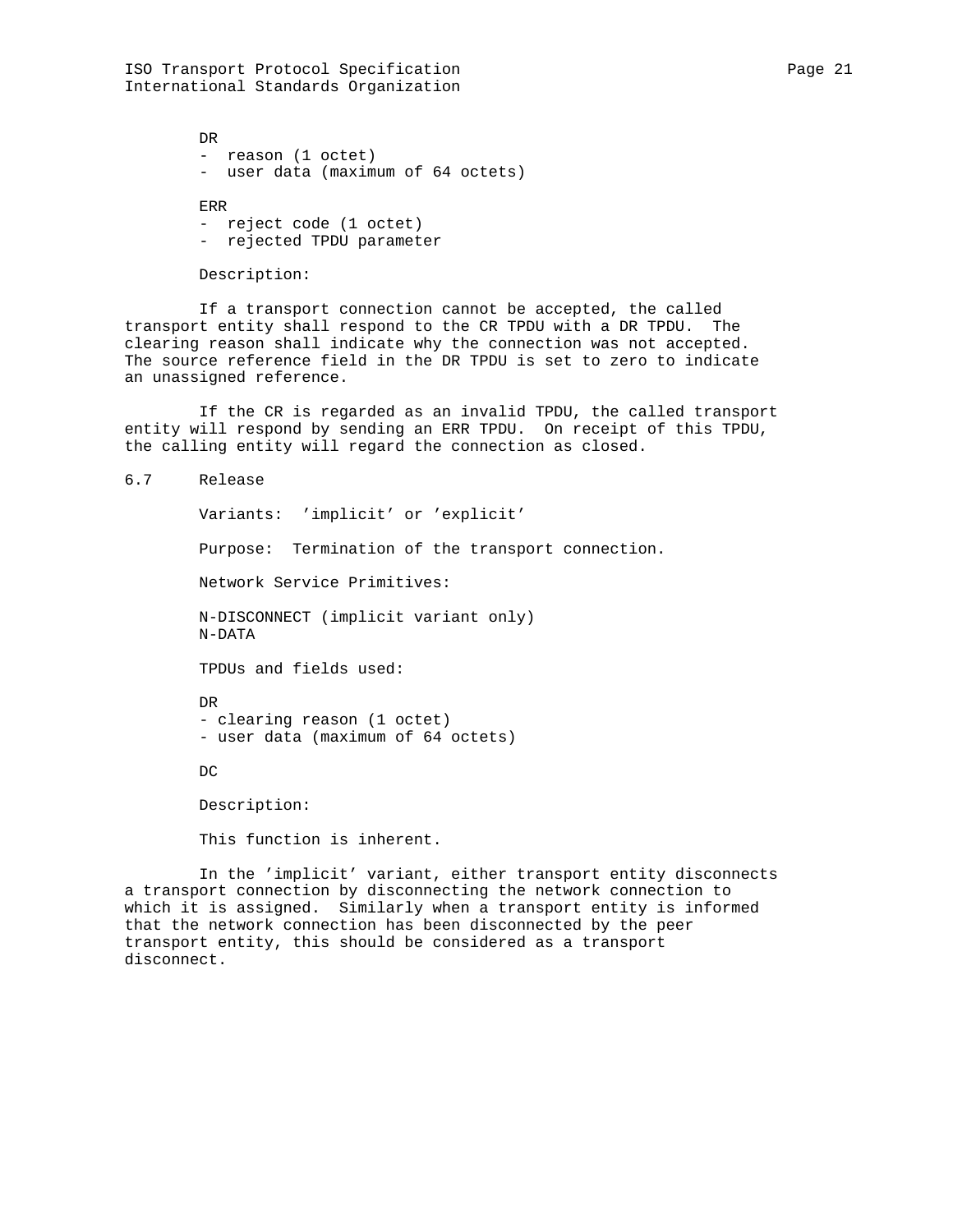DR

- reason (1 octet)
- user data (maximum of 64 octets)

ERR

- reject code (1 octet)
- rejected TPDU parameter

Description:

If a transport connection cannot be accepted, the called transport entity shall respond to the CR TPDU with a DR TPDU. The clearing reason shall indicate why the connection was not accepted. The source reference field in the DR TPDU is set to zero to indicate an unassigned reference.

If the CR is regarded as an invalid TPDU, the called transport entity will respond by sending an ERR TPDU. On receipt of this TPDU, the calling entity will regard the connection as closed.

## 6.7 Release

Variants: 'implicit' or 'explicit'

Purpose: Termination of the transport connection.

Network Service Primitives:

N-DISCONNECT (implicit variant only)
N-DATA

TPDUs and fields used:

DR

- clearing reason (1 octet)
- user data (maximum of 64 octets)

DC

Description:

This function is inherent.

In the 'implicit' variant, either transport entity disconnects a transport connection by disconnecting the network connection to which it is assigned. Similarly when a transport entity is informed that the network connection has been disconnected by the peer transport entity, this should be considered as a transport disconnect.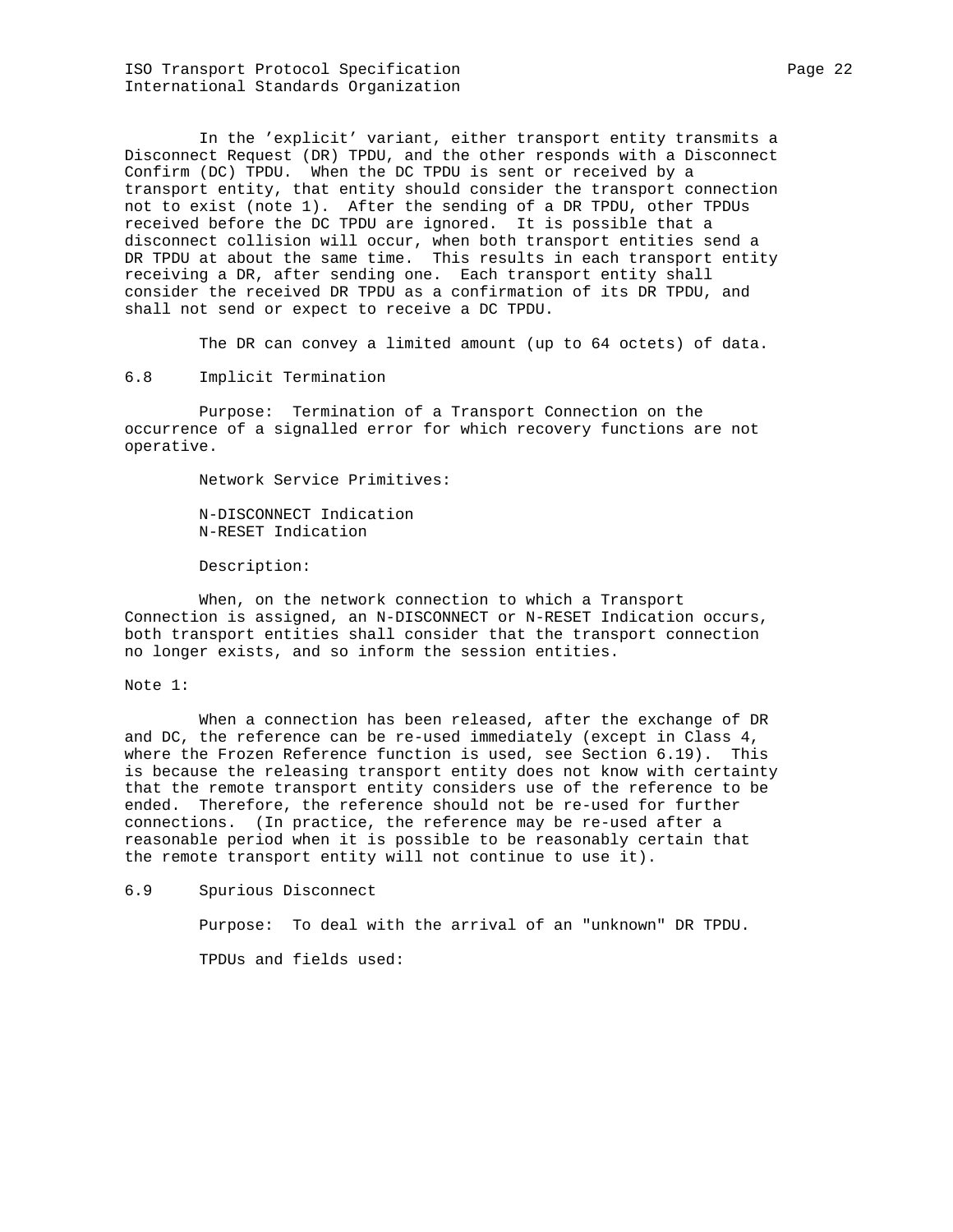In the 'explicit' variant, either transport entity transmits a Disconnect Request (DR) TPDU, and the other responds with a Disconnect Confirm (DC) TPDU. When the DC TPDU is sent or received by a transport entity, that entity should consider the transport connection not to exist (note 1). After the sending of a DR TPDU, other TPDUs received before the DC TPDU are ignored. It is possible that a disconnect collision will occur, when both transport entities send a DR TPDU at about the same time. This results in each transport entity receiving a DR, after sending one. Each transport entity shall consider the received DR TPDU as a confirmation of its DR TPDU, and shall not send or expect to receive a DC TPDU.

The DR can convey a limited amount (up to 64 octets) of data.

## 6.8 Implicit Termination

Purpose: Termination of a Transport Connection on the occurrence of a signalled error for which recovery functions are not operative.

Network Service Primitives:

N-DISCONNECT Indication
N-RESET Indication

Description:

When, on the network connection to which a Transport Connection is assigned, an N-DISCONNECT or N-RESET Indication occurs, both transport entities shall consider that the transport connection no longer exists, and so inform the session entities.

Note 1:

When a connection has been released, after the exchange of DR and DC, the reference can be re-used immediately (except in Class 4, where the Frozen Reference function is used, see Section 6.19). This is because the releasing transport entity does not know with certainty that the remote transport entity considers use of the reference to be ended. Therefore, the reference should not be re-used for further connections. (In practice, the reference may be re-used after a reasonable period when it is possible to be reasonably certain that the remote transport entity will not continue to use it).

## 6.9 Spurious Disconnect

Purpose: To deal with the arrival of an "unknown" DR TPDU.

TPDUs and fields used: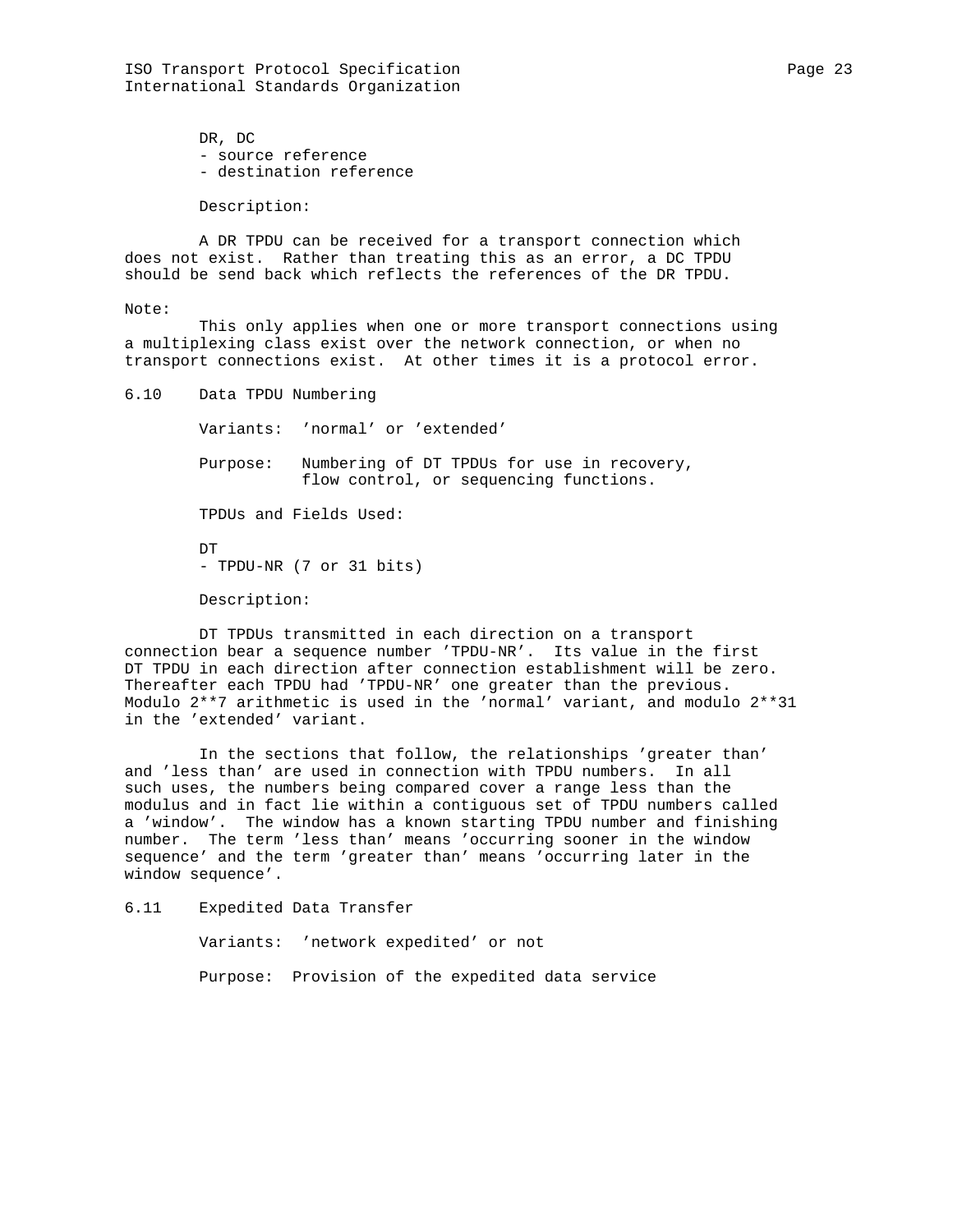DR, DC
- source reference
- destination reference

Description:

A DR TPDU can be received for a transport connection which does not exist. Rather than treating this as an error, a DC TPDU should be send back which reflects the references of the DR TPDU.

Note:
This only applies when one or more transport connections using a multiplexing class exist over the network connection, or when no transport connections exist. At other times it is a protocol error.

## 6.10 Data TPDU Numbering

Variants: 'normal' or 'extended'

Purpose: Numbering of DT TPDUs for use in recovery, flow control, or sequencing functions.

TPDUs and Fields Used:

DT
- TPDU-NR (7 or 31 bits)

Description:

DT TPDUs transmitted in each direction on a transport connection bear a sequence number 'TPDU-NR'. Its value in the first DT TPDU in each direction after connection establishment will be zero. Thereafter each TPDU had 'TPDU-NR' one greater than the previous. Modulo 2**7 arithmetic is used in the 'normal' variant, and modulo 2**31 in the 'extended' variant.

In the sections that follow, the relationships 'greater than' and 'less than' are used in connection with TPDU numbers. In all such uses, the numbers being compared cover a range less than the modulus and in fact lie within a contiguous set of TPDU numbers called a 'window'. The window has a known starting TPDU number and finishing number. The term 'less than' means 'occurring sooner in the window sequence' and the term 'greater than' means 'occurring later in the window sequence'.

## 6.11 Expedited Data Transfer

Variants: 'network expedited' or not

Purpose: Provision of the expedited data service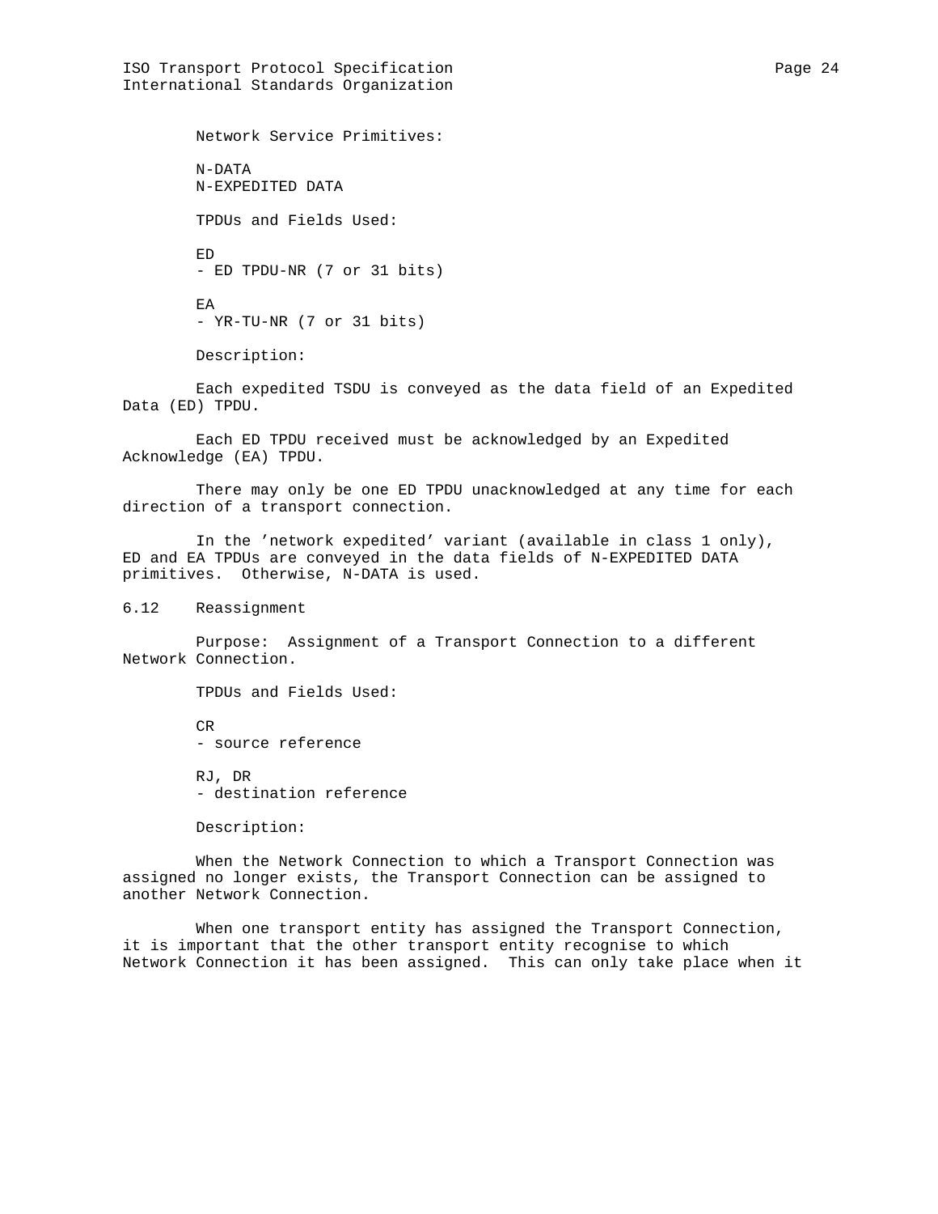Network Service Primitives:

N-DATA
N-EXPEDITED DATA

TPDUs and Fields Used:

ED
- ED TPDU-NR (7 or 31 bits)

EA
- YR-TU-NR (7 or 31 bits)

Description:

Each expedited TSDU is conveyed as the data field of an Expedited Data (ED) TPDU.

Each ED TPDU received must be acknowledged by an Expedited Acknowledge (EA) TPDU.

There may only be one ED TPDU unacknowledged at any time for each direction of a transport connection.

In the 'network expedited' variant (available in class 1 only), ED and EA TPDUs are conveyed in the data fields of N-EXPEDITED DATA primitives. Otherwise, N-DATA is used.

## 6.12 Reassignment

Purpose: Assignment of a Transport Connection to a different Network Connection.

TPDUs and Fields Used:

CR
- source reference

RJ, DR
- destination reference

Description:

When the Network Connection to which a Transport Connection was assigned no longer exists, the Transport Connection can be assigned to another Network Connection.

When one transport entity has assigned the Transport Connection, it is important that the other transport entity recognise to which Network Connection it has been assigned. This can only take place when it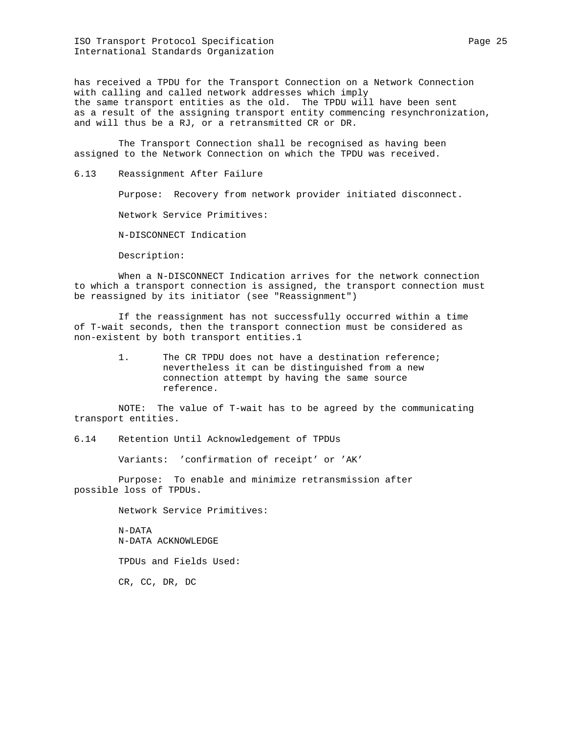has received a TPDU for the Transport Connection on a Network Connection with calling and called network addresses which imply the same transport entities as the old. The TPDU will have been sent as a result of the assigning transport entity commencing resynchronization, and will thus be a RJ, or a retransmitted CR or DR.

The Transport Connection shall be recognised as having been assigned to the Network Connection on which the TPDU was received.

## 6.13 Reassignment After Failure

Purpose: Recovery from network provider initiated disconnect.

Network Service Primitives:

N-DISCONNECT Indication

Description:

When a N-DISCONNECT Indication arrives for the network connection to which a transport connection is assigned, the transport connection must be reassigned by its initiator (see "Reassignment")

If the reassignment has not successfully occurred within a time of T-wait seconds, then the transport connection must be considered as non-existent by both transport entities.1

1. The CR TPDU does not have a destination reference; nevertheless it can be distinguished from a new connection attempt by having the same source reference.

NOTE: The value of T-wait has to be agreed by the communicating transport entities.

## 6.14 Retention Until Acknowledgement of TPDUs

Variants: 'confirmation of receipt' or 'AK'

Purpose: To enable and minimize retransmission after possible loss of TPDUs.

Network Service Primitives:

N-DATA
N-DATA ACKNOWLEDGE

TPDUs and Fields Used:

CR, CC, DR, DC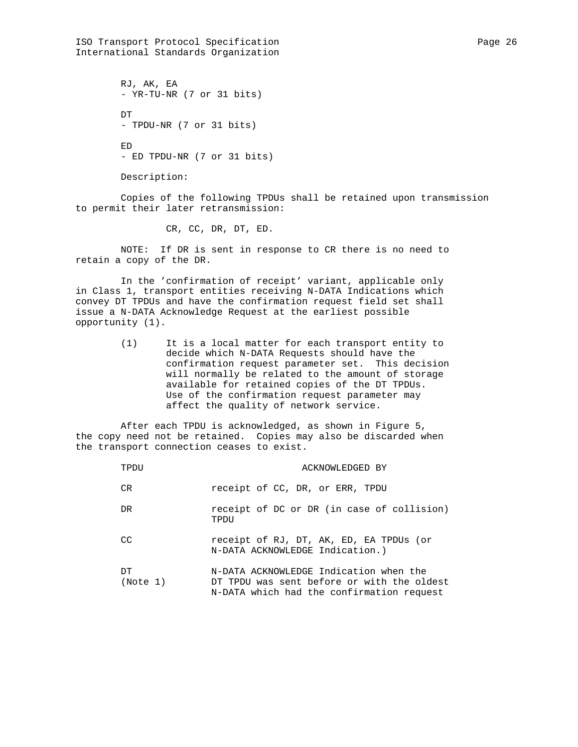RJ, AK, EA
- YR-TU-NR (7 or 31 bits)

DT
- TPDU-NR (7 or 31 bits)

ED
- ED TPDU-NR (7 or 31 bits)

Description:

Copies of the following TPDUs shall be retained upon transmission to permit their later retransmission:

CR, CC, DR, DT, ED.

NOTE: If DR is sent in response to CR there is no need to retain a copy of the DR.

In the 'confirmation of receipt' variant, applicable only in Class 1, transport entities receiving N-DATA Indications which convey DT TPDUs and have the confirmation request field set shall issue a N-DATA Acknowledge Request at the earliest possible opportunity (1).

(1) It is a local matter for each transport entity to decide which N-DATA Requests should have the confirmation request parameter set. This decision will normally be related to the amount of storage available for retained copies of the DT TPDUs. Use of the confirmation request parameter may affect the quality of network service.

After each TPDU is acknowledged, as shown in Figure 5, the copy need not be retained. Copies may also be discarded when the transport connection ceases to exist.

| TPDU | ACKNOWLEDGED BY |
|---|---|
| CR | receipt of CC, DR, or ERR, TPDU |
| DR | receipt of DC or DR (in case of collision) TPDU |
| CC | receipt of RJ, DT, AK, ED, EA TPDUs (or N-DATA ACKNOWLEDGE Indication.) |
| DT (Note 1) | N-DATA ACKNOWLEDGE Indication when the DT TPDU was sent before or with the oldest N-DATA which had the confirmation request |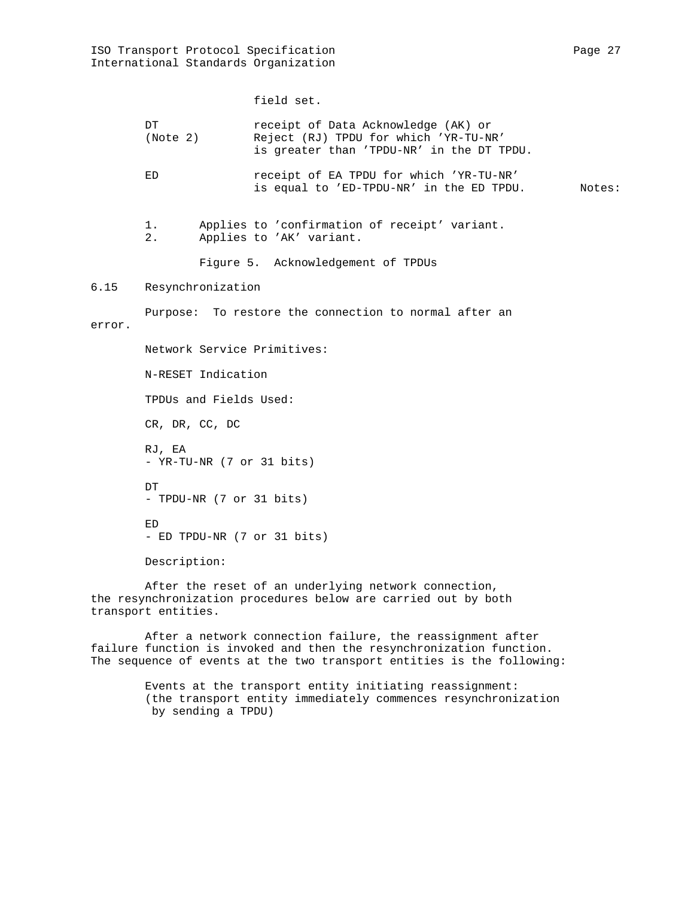field set.

| | |
|---|---|
| DT (Note 2) | receipt of Data Acknowledge (AK) or Reject (RJ) TPDU for which 'YR-TU-NR' is greater than 'TPDU-NR' in the DT TPDU. |
| ED | receipt of EA TPDU for which 'YR-TU-NR' is equal to 'ED-TPDU-NR' in the ED TPDU. |

Notes:

1. Applies to 'confirmation of receipt' variant.
2. Applies to 'AK' variant.

Figure 5. Acknowledgement of TPDUs

## 6.15 Resynchronization

Purpose: To restore the connection to normal after an error.

Network Service Primitives:

N-RESET Indication

TPDUs and Fields Used:

CR, DR, CC, DC

RJ, EA
- YR-TU-NR (7 or 31 bits)

DT
- TPDU-NR (7 or 31 bits)

ED
- ED TPDU-NR (7 or 31 bits)

Description:

After the reset of an underlying network connection, the resynchronization procedures below are carried out by both transport entities.

After a network connection failure, the reassignment after failure function is invoked and then the resynchronization function. The sequence of events at the two transport entities is the following:

Events at the transport entity initiating reassignment: (the transport entity immediately commences resynchronization by sending a TPDU)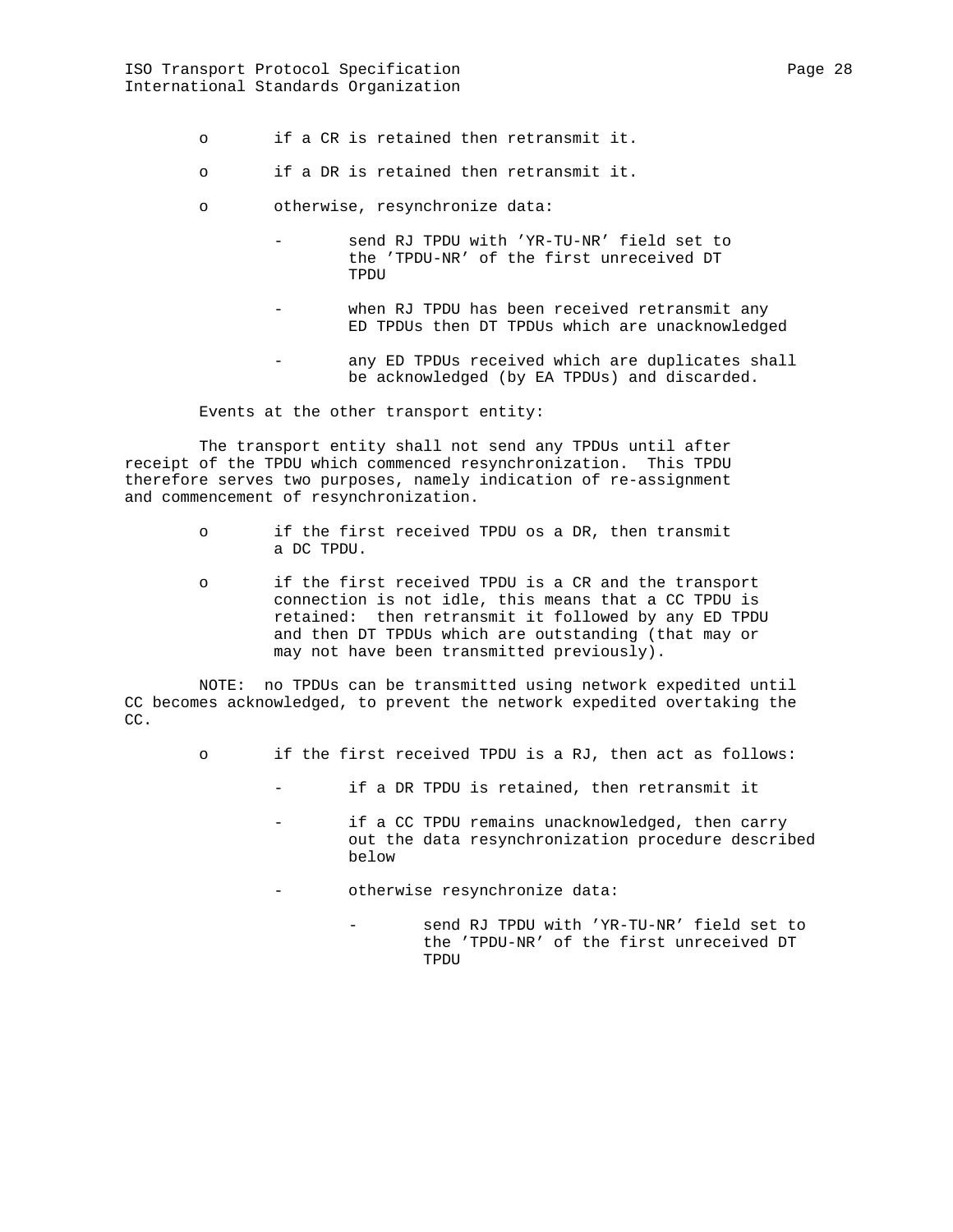- if a CR is retained then retransmit it.

- if a DR is retained then retransmit it.

- otherwise, resynchronize data:

  - send RJ TPDU with 'YR-TU-NR' field set to the 'TPDU-NR' of the first unreceived DT TPDU

  - when RJ TPDU has been received retransmit any ED TPDUs then DT TPDUs which are unacknowledged

  - any ED TPDUs received which are duplicates shall be acknowledged (by EA TPDUs) and discarded.

Events at the other transport entity:

The transport entity shall not send any TPDUs until after receipt of the TPDU which commenced resynchronization. This TPDU therefore serves two purposes, namely indication of re-assignment and commencement of resynchronization.

- if the first received TPDU os a DR, then transmit a DC TPDU.

- if the first received TPDU is a CR and the transport connection is not idle, this means that a CC TPDU is retained: then retransmit it followed by any ED TPDU and then DT TPDUs which are outstanding (that may or may not have been transmitted previously).

NOTE: no TPDUs can be transmitted using network expedited until CC becomes acknowledged, to prevent the network expedited overtaking the CC.

- if the first received TPDU is a RJ, then act as follows:

  - if a DR TPDU is retained, then retransmit it

  - if a CC TPDU remains unacknowledged, then carry out the data resynchronization procedure described below

  - otherwise resynchronize data:

    - send RJ TPDU with 'YR-TU-NR' field set to the 'TPDU-NR' of the first unreceived DT TPDU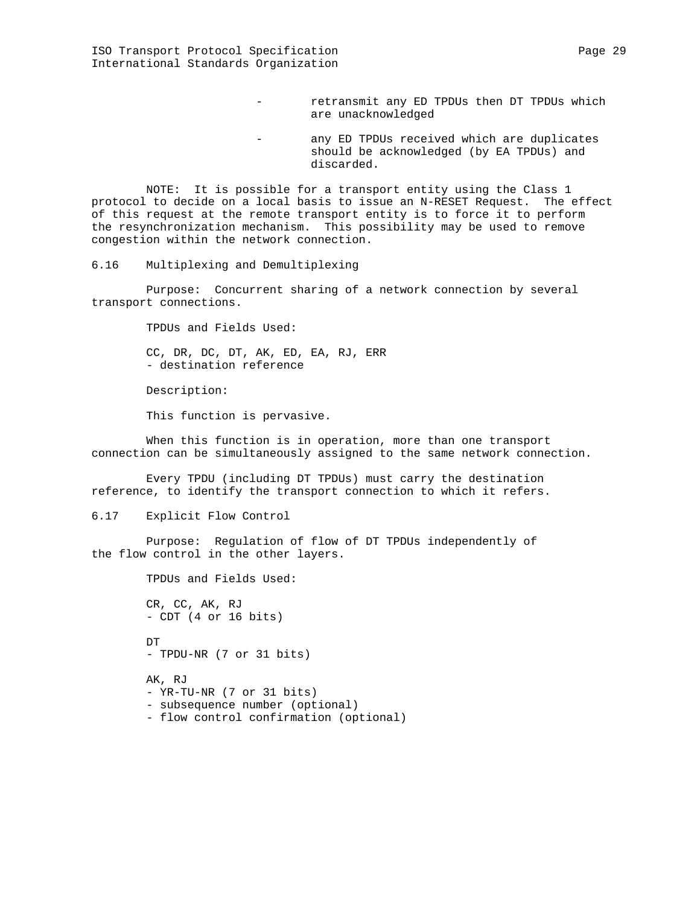- retransmit any ED TPDUs then DT TPDUs which are unacknowledged

- any ED TPDUs received which are duplicates should be acknowledged (by EA TPDUs) and discarded.

NOTE: It is possible for a transport entity using the Class 1 protocol to decide on a local basis to issue an N-RESET Request. The effect of this request at the remote transport entity is to force it to perform the resynchronization mechanism. This possibility may be used to remove congestion within the network connection.

## 6.16 Multiplexing and Demultiplexing

Purpose: Concurrent sharing of a network connection by several transport connections.

TPDUs and Fields Used:

CC, DR, DC, DT, AK, ED, EA, RJ, ERR
- destination reference

Description:

This function is pervasive.

When this function is in operation, more than one transport connection can be simultaneously assigned to the same network connection.

Every TPDU (including DT TPDUs) must carry the destination reference, to identify the transport connection to which it refers.

## 6.17 Explicit Flow Control

Purpose: Regulation of flow of DT TPDUs independently of the flow control in the other layers.

TPDUs and Fields Used:

CR, CC, AK, RJ
- CDT (4 or 16 bits)

DT
- TPDU-NR (7 or 31 bits)

AK, RJ
- YR-TU-NR (7 or 31 bits)
- subsequence number (optional)
- flow control confirmation (optional)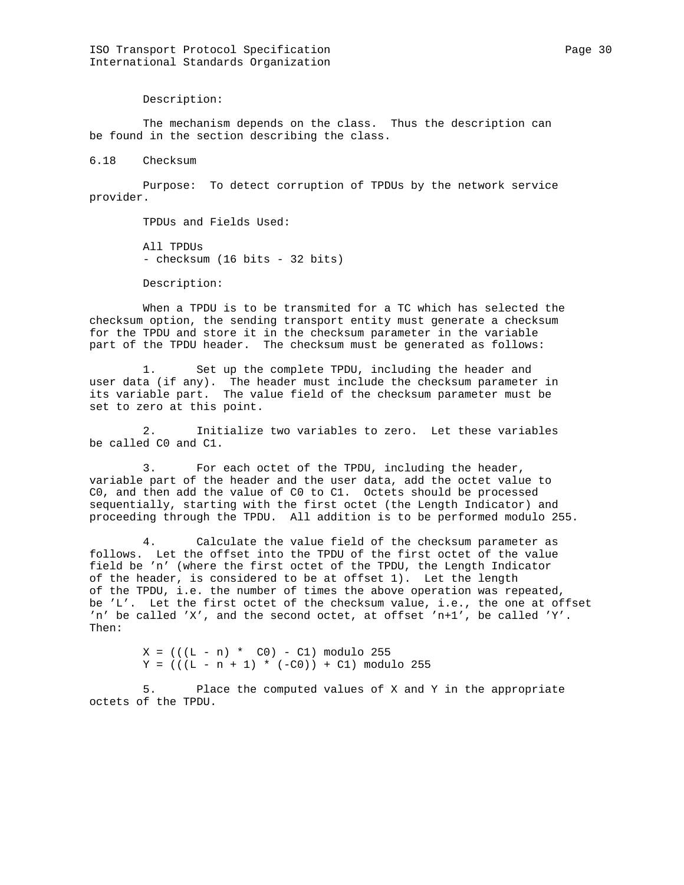Description:

The mechanism depends on the class. Thus the description can be found in the section describing the class.

## 6.18 Checksum

Purpose: To detect corruption of TPDUs by the network service provider.

TPDUs and Fields Used:

All TPDUs
- checksum (16 bits - 32 bits)

Description:

When a TPDU is to be transmited for a TC which has selected the checksum option, the sending transport entity must generate a checksum for the TPDU and store it in the checksum parameter in the variable part of the TPDU header. The checksum must be generated as follows:

1. Set up the complete TPDU, including the header and user data (if any). The header must include the checksum parameter in its variable part. The value field of the checksum parameter must be set to zero at this point.

2. Initialize two variables to zero. Let these variables be called C0 and C1.

3. For each octet of the TPDU, including the header, variable part of the header and the user data, add the octet value to C0, and then add the value of C0 to C1. Octets should be processed sequentially, starting with the first octet (the Length Indicator) and proceeding through the TPDU. All addition is to be performed modulo 255.

4. Calculate the value field of the checksum parameter as follows. Let the offset into the TPDU of the first octet of the value field be 'n' (where the first octet of the TPDU, the Length Indicator of the header, is considered to be at offset 1). Let the length of the TPDU, i.e. the number of times the above operation was repeated, be 'L'. Let the first octet of the checksum value, i.e., the one at offset 'n' be called 'X', and the second octet, at offset 'n+1', be called 'Y'. Then:

$$X = (((L - n) * C0) - C1) \text{ modulo } 255$$
$$Y = (((L - n + 1) * (-C0)) + C1) \text{ modulo } 255$$

5. Place the computed values of X and Y in the appropriate octets of the TPDU.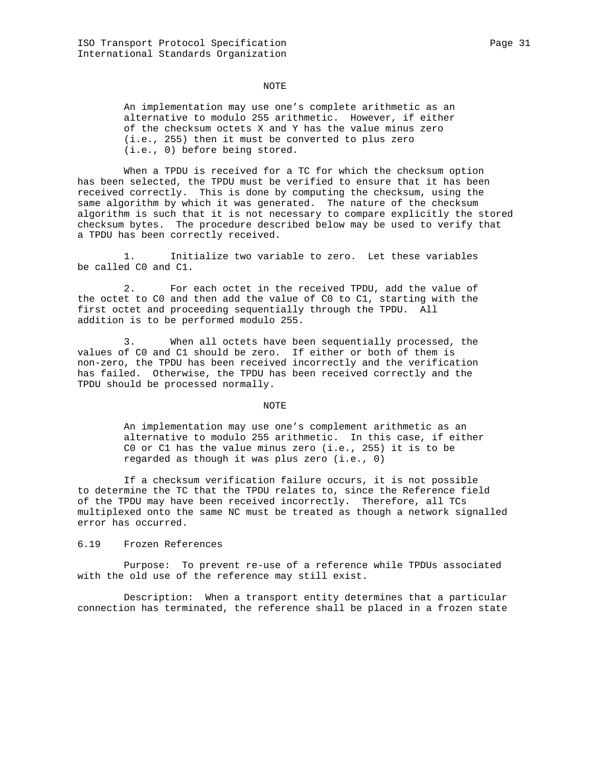NOTE

> An implementation may use one's complete arithmetic as an alternative to modulo 255 arithmetic. However, if either of the checksum octets X and Y has the value minus zero (i.e., 255) then it must be converted to plus zero (i.e., 0) before being stored.

When a TPDU is received for a TC for which the checksum option has been selected, the TPDU must be verified to ensure that it has been received correctly. This is done by computing the checksum, using the same algorithm by which it was generated. The nature of the checksum algorithm is such that it is not necessary to compare explicitly the stored checksum bytes. The procedure described below may be used to verify that a TPDU has been correctly received.

1. Initialize two variable to zero. Let these variables be called C0 and C1.

2. For each octet in the received TPDU, add the value of the octet to C0 and then add the value of C0 to C1, starting with the first octet and proceeding sequentially through the TPDU. All addition is to be performed modulo 255.

3. When all octets have been sequentially processed, the values of C0 and C1 should be zero. If either or both of them is non-zero, the TPDU has been received incorrectly and the verification has failed. Otherwise, the TPDU has been received correctly and the TPDU should be processed normally.

NOTE

> An implementation may use one's complement arithmetic as an alternative to modulo 255 arithmetic. In this case, if either C0 or C1 has the value minus zero (i.e., 255) it is to be regarded as though it was plus zero (i.e., 0)

If a checksum verification failure occurs, it is not possible to determine the TC that the TPDU relates to, since the Reference field of the TPDU may have been received incorrectly. Therefore, all TCs multiplexed onto the same NC must be treated as though a network signalled error has occurred.

## 6.19 Frozen References

Purpose: To prevent re-use of a reference while TPDUs associated with the old use of the reference may still exist.

Description: When a transport entity determines that a particular connection has terminated, the reference shall be placed in a frozen state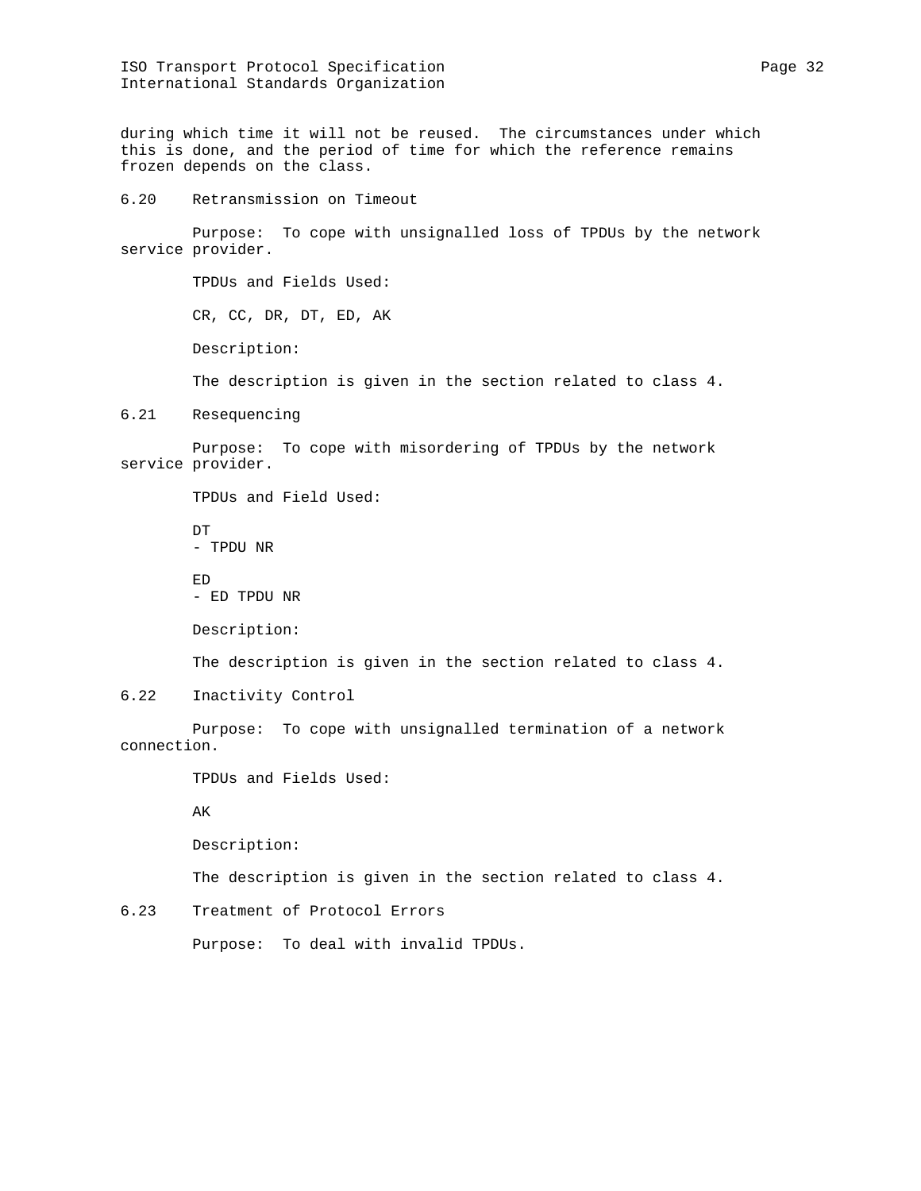during which time it will not be reused. The circumstances under which this is done, and the period of time for which the reference remains frozen depends on the class.

## 6.20 Retransmission on Timeout

Purpose: To cope with unsignalled loss of TPDUs by the network service provider.

TPDUs and Fields Used:

CR, CC, DR, DT, ED, AK

Description:

The description is given in the section related to class 4.

## 6.21 Resequencing

Purpose: To cope with misordering of TPDUs by the network service provider.

TPDUs and Field Used:

DT
- TPDU NR

ED
- ED TPDU NR

Description:

The description is given in the section related to class 4.

## 6.22 Inactivity Control

Purpose: To cope with unsignalled termination of a network connection.

TPDUs and Fields Used:

AK

Description:

The description is given in the section related to class 4.

## 6.23 Treatment of Protocol Errors

Purpose: To deal with invalid TPDUs.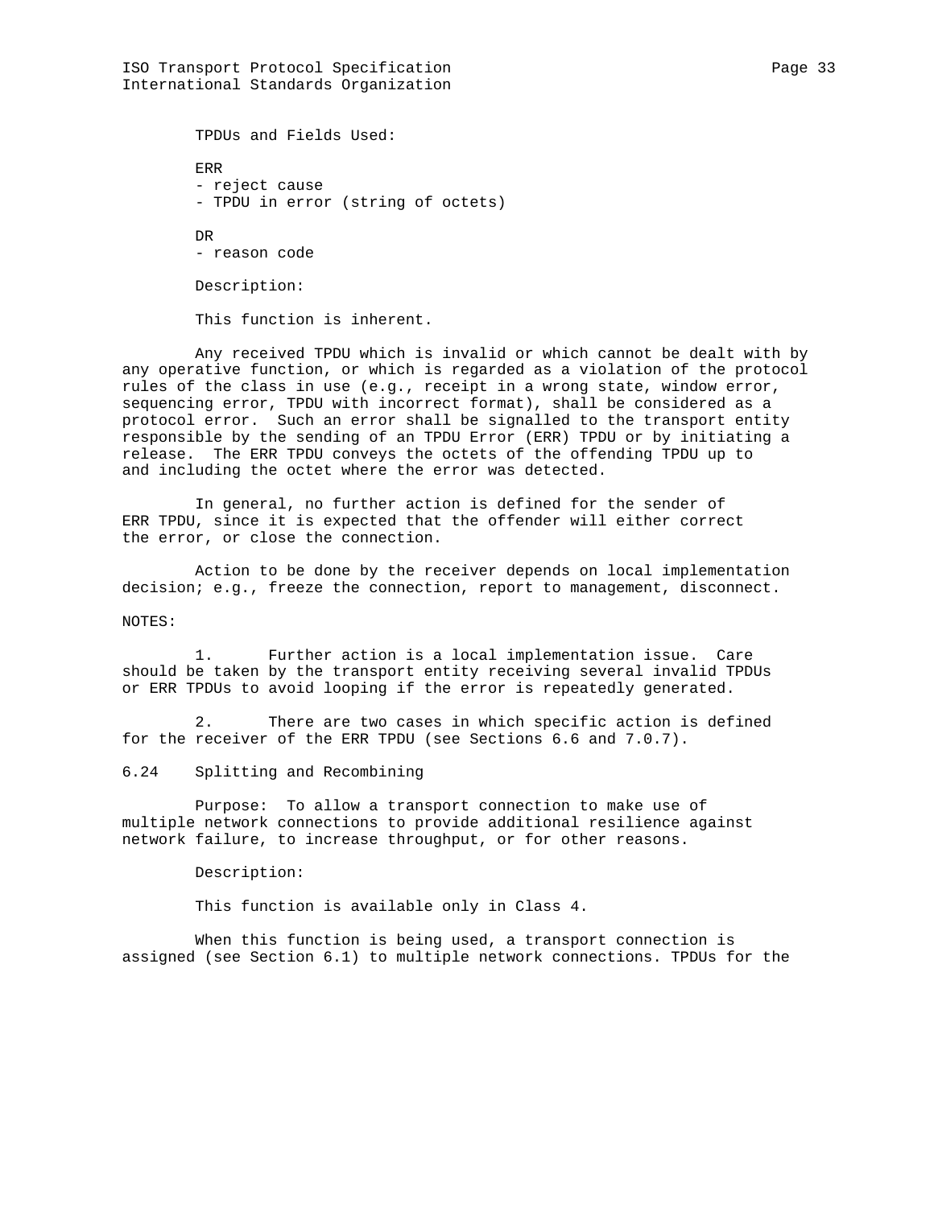TPDUs and Fields Used:

ERR
- reject cause
- TPDU in error (string of octets)

DR
- reason code

Description:

This function is inherent.

Any received TPDU which is invalid or which cannot be dealt with by any operative function, or which is regarded as a violation of the protocol rules of the class in use (e.g., receipt in a wrong state, window error, sequencing error, TPDU with incorrect format), shall be considered as a protocol error. Such an error shall be signalled to the transport entity responsible by the sending of an TPDU Error (ERR) TPDU or by initiating a release. The ERR TPDU conveys the octets of the offending TPDU up to and including the octet where the error was detected.

In general, no further action is defined for the sender of ERR TPDU, since it is expected that the offender will either correct the error, or close the connection.

Action to be done by the receiver depends on local implementation decision; e.g., freeze the connection, report to management, disconnect.

NOTES:

1. Further action is a local implementation issue. Care should be taken by the transport entity receiving several invalid TPDUs or ERR TPDUs to avoid looping if the error is repeatedly generated.

2. There are two cases in which specific action is defined for the receiver of the ERR TPDU (see Sections 6.6 and 7.0.7).

## 6.24 Splitting and Recombining

Purpose: To allow a transport connection to make use of multiple network connections to provide additional resilience against network failure, to increase throughput, or for other reasons.

Description:

This function is available only in Class 4.

When this function is being used, a transport connection is assigned (see Section 6.1) to multiple network connections. TPDUs for the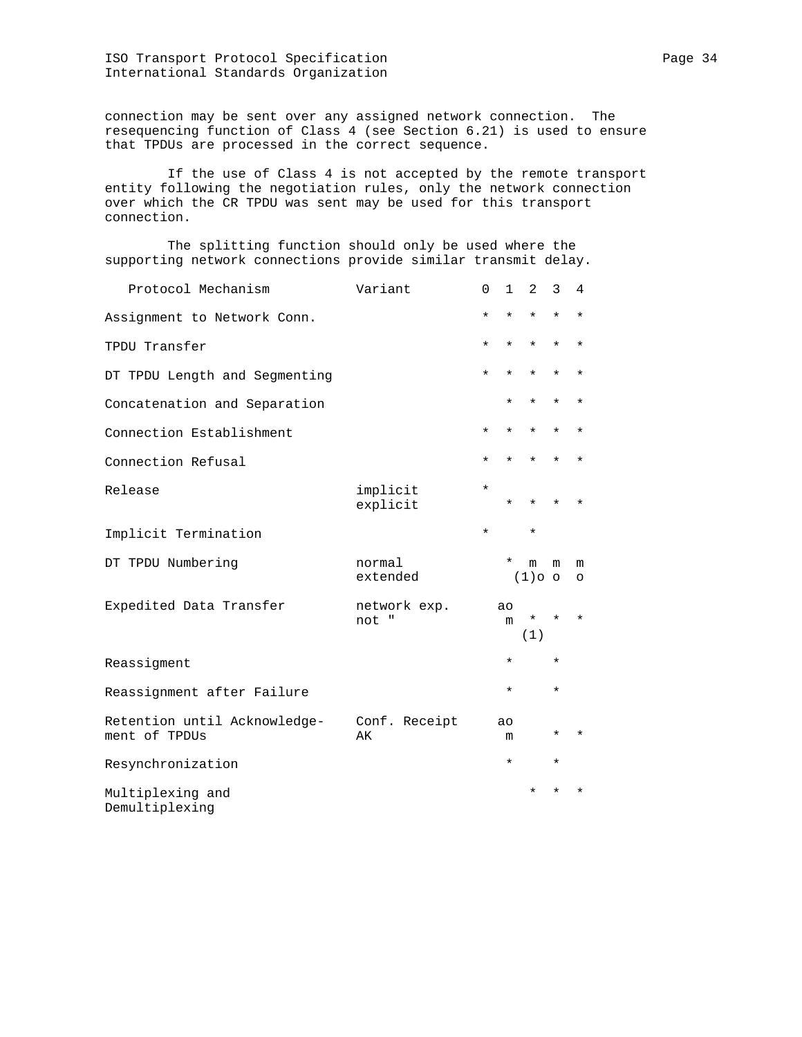connection may be sent over any assigned network connection. The resequencing function of Class 4 (see Section 6.21) is used to ensure that TPDUs are processed in the correct sequence.

If the use of Class 4 is not accepted by the remote transport entity following the negotiation rules, only the network connection over which the CR TPDU was sent may be used for this transport connection.

The splitting function should only be used where the supporting network connections provide similar transmit delay.

| Protocol Mechanism | Variant | 0 | 1 | 2 | 3 | 4 |
|---|---|---|---|---|---|---|
| Assignment to Network Conn. | | * | * | * | * | * |
| TPDU Transfer | | * | * | * | * | * |
| DT TPDU Length and Segmenting | | * | * | * | * | * |
| Concatenation and Separation | | | * | * | * | * |
| Connection Establishment | | * | * | * | * | * |
| Connection Refusal | | * | * | * | * | * |
| Release | implicit | * | | | | |
| | explicit | | * | * | * | * |
| Implicit Termination | | * | | * | | |
| DT TPDU Numbering | normal | | * | m | m | m |
| | extended | | | (1)o | o | o |
| Expedited Data Transfer | network exp. | | ao | | | |
| | not " | | m | * (1) | * | * |
| Reassigment | | | * | | * | |
| Reassignment after Failure | | | * | | * | |
| Retention until Acknowledge-ment of TPDUs | Conf. Receipt | | ao | | | |
| | AK | | m | | * | * |
| Resynchronization | | | * | | * | |
| Multiplexing and Demultiplexing | | | | * | * | * |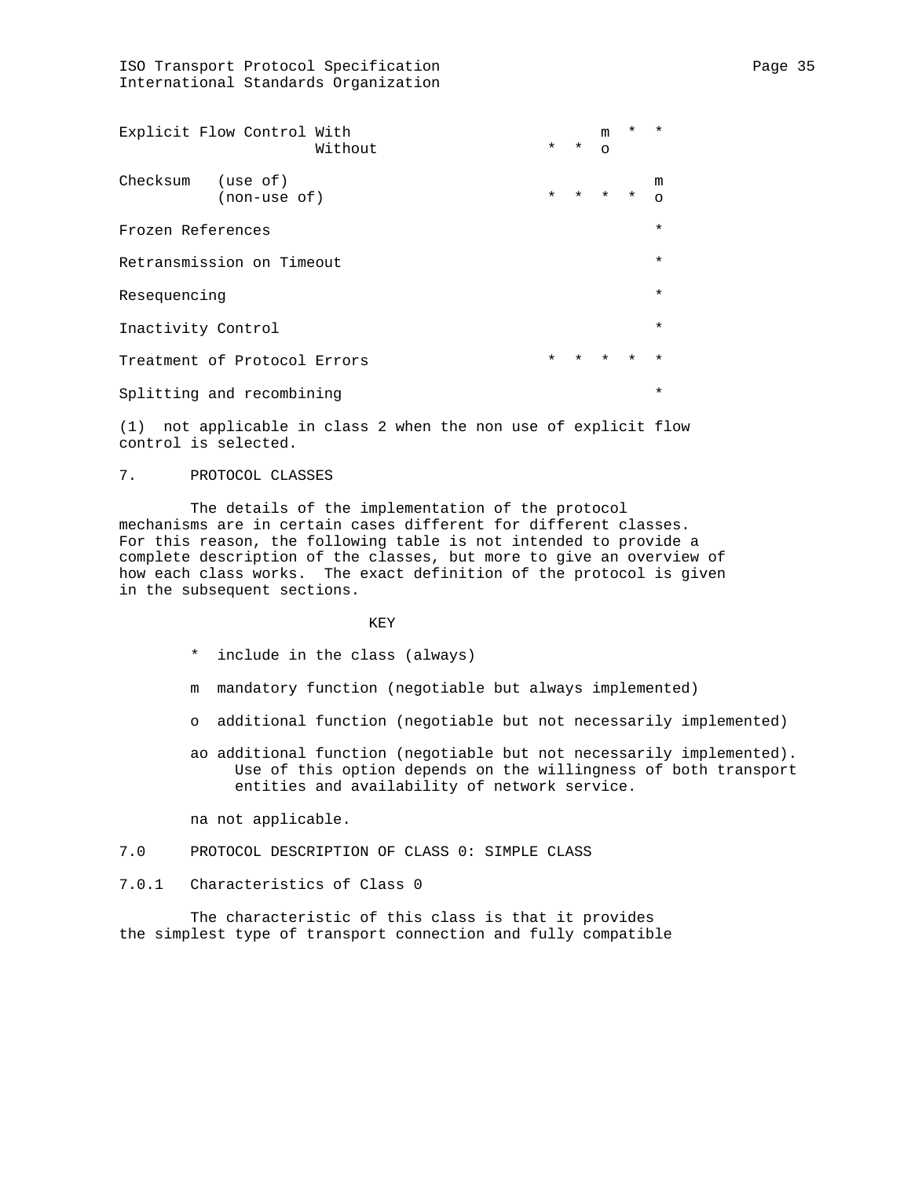| | | | | | |
|---|---|---|---|---|---|
| Explicit Flow Control With | | | m | * | * |
| Without | * | * | o | | |
| Checksum (use of) | | | | | m |
| (non-use of) | * | * | * | * | o |
| Frozen References | | | | | * |
| Retransmission on Timeout | | | | | * |
| Resequencing | | | | | * |
| Inactivity Control | | | | | * |
| Treatment of Protocol Errors | * | * | * | * | * |
| Splitting and recombining | | | | | * |

(1) not applicable in class 2 when the non use of explicit flow control is selected.

## 7. PROTOCOL CLASSES

The details of the implementation of the protocol mechanisms are in certain cases different for different classes. For this reason, the following table is not intended to provide a complete description of the classes, but more to give an overview of how each class works. The exact definition of the protocol is given in the subsequent sections.

KEY

- * include in the class (always)
- m mandatory function (negotiable but always implemented)
- o additional function (negotiable but not necessarily implemented)
- ao additional function (negotiable but not necessarily implemented). Use of this option depends on the willingness of both transport entities and availability of network service.
- na not applicable.

## 7.0 PROTOCOL DESCRIPTION OF CLASS 0: SIMPLE CLASS

### 7.0.1 Characteristics of Class 0

The characteristic of this class is that it provides the simplest type of transport connection and fully compatible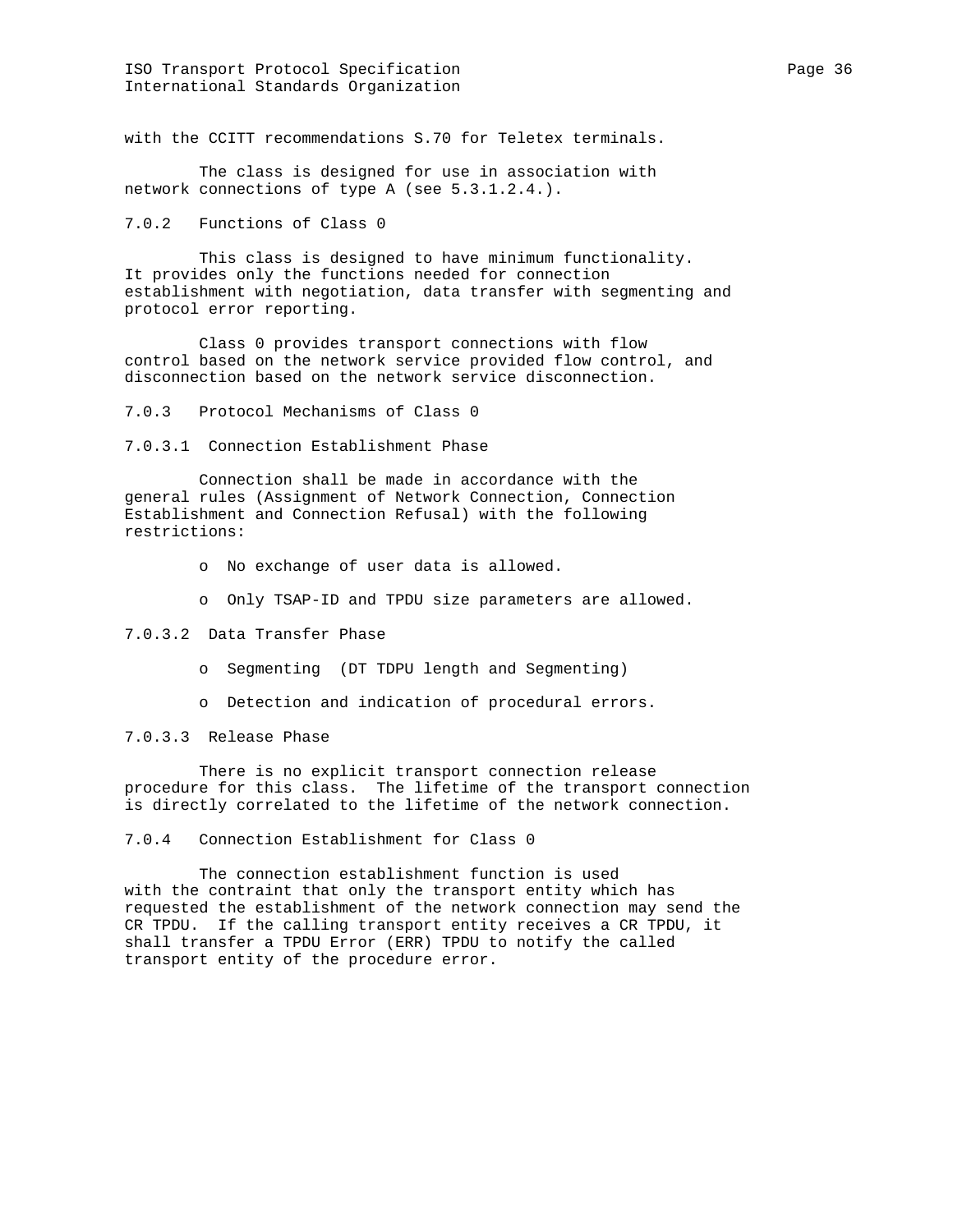with the CCITT recommendations S.70 for Teletex terminals.

The class is designed for use in association with network connections of type A (see 5.3.1.2.4.).

### 7.0.2 Functions of Class 0

This class is designed to have minimum functionality. It provides only the functions needed for connection establishment with negotiation, data transfer with segmenting and protocol error reporting.

Class 0 provides transport connections with flow control based on the network service provided flow control, and disconnection based on the network service disconnection.

### 7.0.3 Protocol Mechanisms of Class 0

#### 7.0.3.1 Connection Establishment Phase

Connection shall be made in accordance with the general rules (Assignment of Network Connection, Connection Establishment and Connection Refusal) with the following restrictions:

- No exchange of user data is allowed.
- Only TSAP-ID and TPDU size parameters are allowed.

#### 7.0.3.2 Data Transfer Phase

- Segmenting (DT TDPU length and Segmenting)
- Detection and indication of procedural errors.

#### 7.0.3.3 Release Phase

There is no explicit transport connection release procedure for this class. The lifetime of the transport connection is directly correlated to the lifetime of the network connection.

### 7.0.4 Connection Establishment for Class 0

The connection establishment function is used with the contraint that only the transport entity which has requested the establishment of the network connection may send the CR TPDU. If the calling transport entity receives a CR TPDU, it shall transfer a TPDU Error (ERR) TPDU to notify the called transport entity of the procedure error.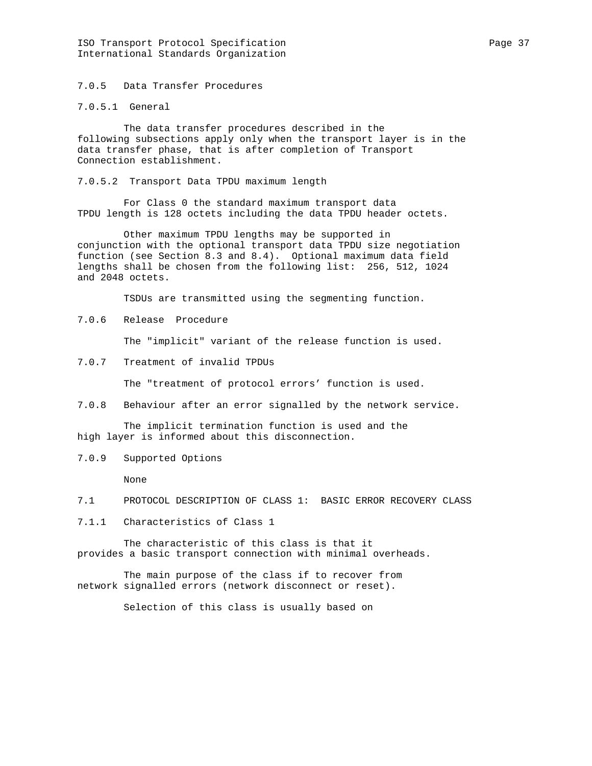### 7.0.5 Data Transfer Procedures

#### 7.0.5.1 General

The data transfer procedures described in the following subsections apply only when the transport layer is in the data transfer phase, that is after completion of Transport Connection establishment.

#### 7.0.5.2 Transport Data TPDU maximum length

For Class 0 the standard maximum transport data TPDU length is 128 octets including the data TPDU header octets.

Other maximum TPDU lengths may be supported in conjunction with the optional transport data TPDU size negotiation function (see Section 8.3 and 8.4). Optional maximum data field lengths shall be chosen from the following list: 256, 512, 1024 and 2048 octets.

TSDUs are transmitted using the segmenting function.

### 7.0.6 Release Procedure

The "implicit" variant of the release function is used.

### 7.0.7 Treatment of invalid TPDUs

The "treatment of protocol errors’ function is used.

### 7.0.8 Behaviour after an error signalled by the network service.

The implicit termination function is used and the high layer is informed about this disconnection.

### 7.0.9 Supported Options

None

## 7.1 PROTOCOL DESCRIPTION OF CLASS 1: BASIC ERROR RECOVERY CLASS

### 7.1.1 Characteristics of Class 1

The characteristic of this class is that it provides a basic transport connection with minimal overheads.

The main purpose of the class if to recover from network signalled errors (network disconnect or reset).

Selection of this class is usually based on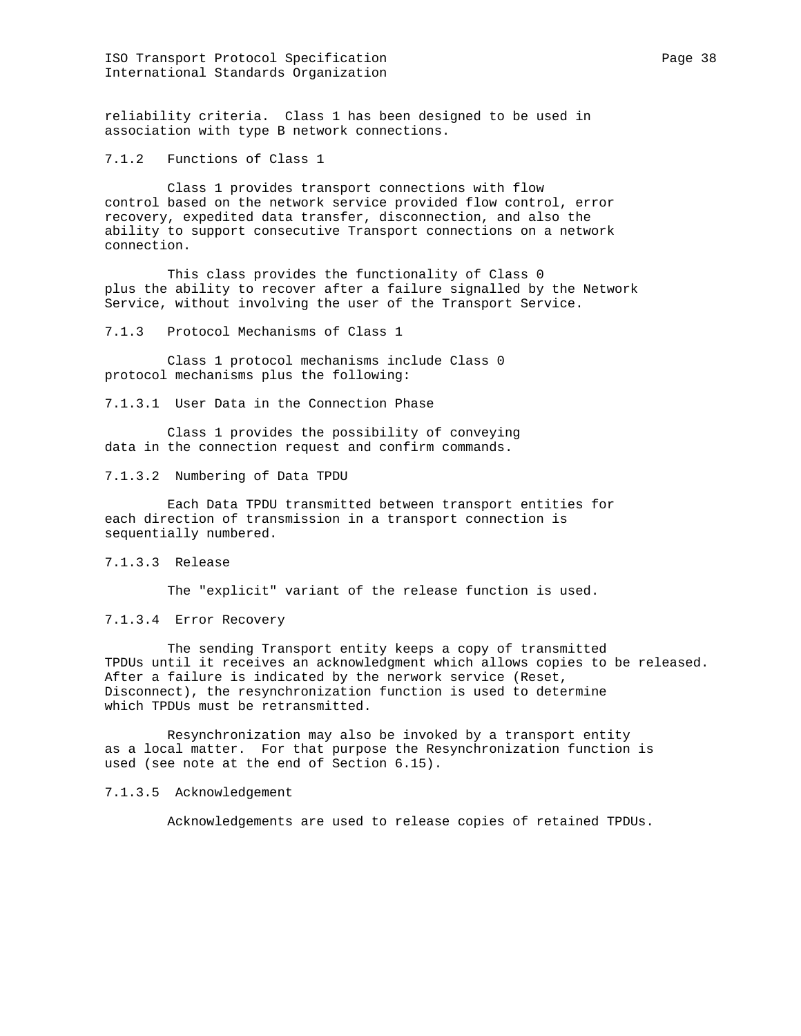reliability criteria. Class 1 has been designed to be used in association with type B network connections.

### 7.1.2 Functions of Class 1

Class 1 provides transport connections with flow control based on the network service provided flow control, error recovery, expedited data transfer, disconnection, and also the ability to support consecutive Transport connections on a network connection.

This class provides the functionality of Class 0 plus the ability to recover after a failure signalled by the Network Service, without involving the user of the Transport Service.

### 7.1.3 Protocol Mechanisms of Class 1

Class 1 protocol mechanisms include Class 0 protocol mechanisms plus the following:

#### 7.1.3.1 User Data in the Connection Phase

Class 1 provides the possibility of conveying data in the connection request and confirm commands.

#### 7.1.3.2 Numbering of Data TPDU

Each Data TPDU transmitted between transport entities for each direction of transmission in a transport connection is sequentially numbered.

#### 7.1.3.3 Release

The "explicit" variant of the release function is used.

#### 7.1.3.4 Error Recovery

The sending Transport entity keeps a copy of transmitted TPDUs until it receives an acknowledgment which allows copies to be released. After a failure is indicated by the nerwork service (Reset, Disconnect), the resynchronization function is used to determine which TPDUs must be retransmitted.

Resynchronization may also be invoked by a transport entity as a local matter. For that purpose the Resynchronization function is used (see note at the end of Section 6.15).

#### 7.1.3.5 Acknowledgement

Acknowledgements are used to release copies of retained TPDUs.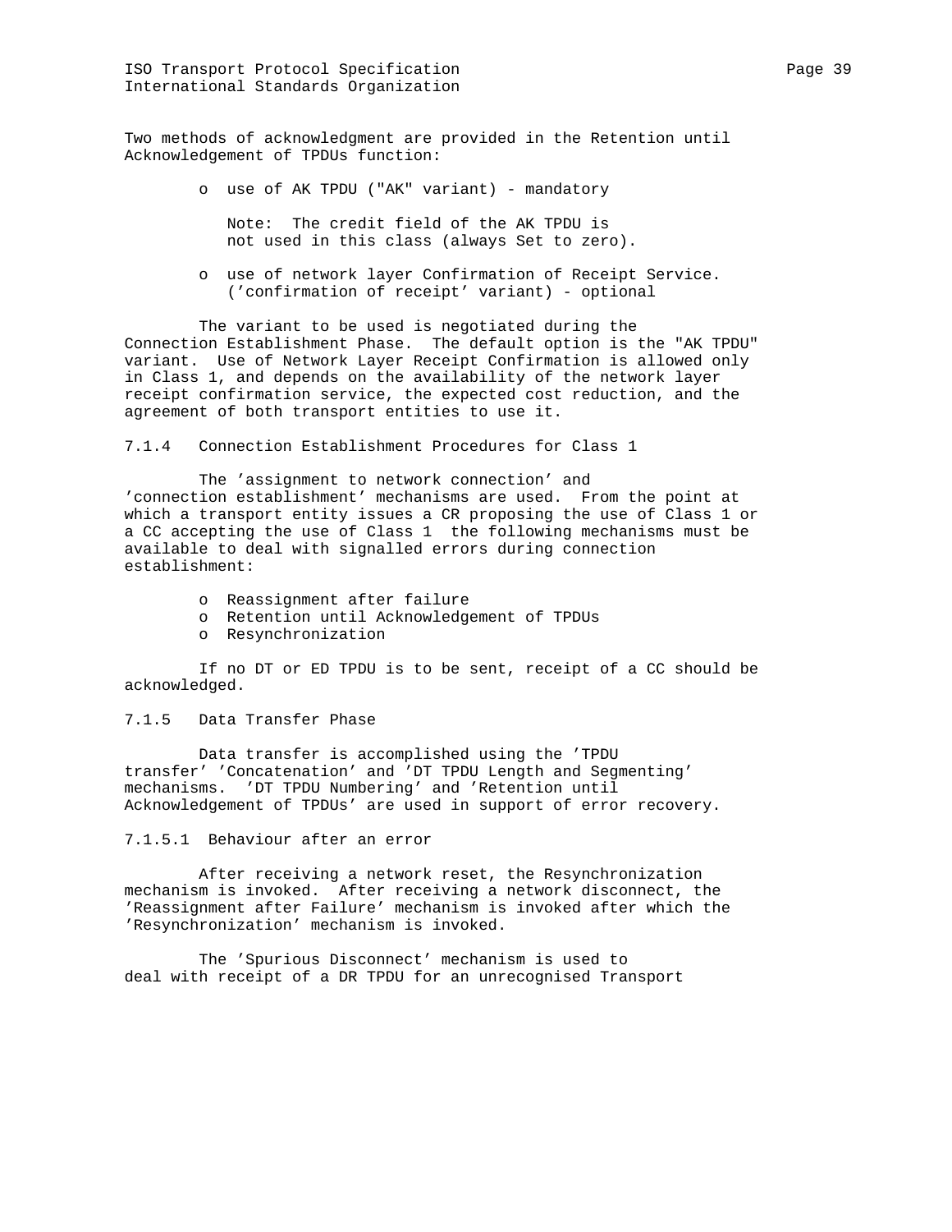Two methods of acknowledgment are provided in the Retention until Acknowledgement of TPDUs function:

- use of AK TPDU ("AK" variant) - mandatory

  Note: The credit field of the AK TPDU is not used in this class (always Set to zero).

- use of network layer Confirmation of Receipt Service. ('confirmation of receipt' variant) - optional

The variant to be used is negotiated during the Connection Establishment Phase. The default option is the "AK TPDU" variant. Use of Network Layer Receipt Confirmation is allowed only in Class 1, and depends on the availability of the network layer receipt confirmation service, the expected cost reduction, and the agreement of both transport entities to use it.

#### 7.1.4 Connection Establishment Procedures for Class 1

The 'assignment to network connection' and 'connection establishment' mechanisms are used. From the point at which a transport entity issues a CR proposing the use of Class 1 or a CC accepting the use of Class 1 the following mechanisms must be available to deal with signalled errors during connection establishment:

- Reassignment after failure
- Retention until Acknowledgement of TPDUs
- Resynchronization

If no DT or ED TPDU is to be sent, receipt of a CC should be acknowledged.

#### 7.1.5 Data Transfer Phase

Data transfer is accomplished using the 'TPDU transfer' 'Concatenation' and 'DT TPDU Length and Segmenting' mechanisms. 'DT TPDU Numbering' and 'Retention until Acknowledgement of TPDUs' are used in support of error recovery.

##### 7.1.5.1 Behaviour after an error

After receiving a network reset, the Resynchronization mechanism is invoked. After receiving a network disconnect, the 'Reassignment after Failure' mechanism is invoked after which the 'Resynchronization' mechanism is invoked.

The 'Spurious Disconnect' mechanism is used to deal with receipt of a DR TPDU for an unrecognised Transport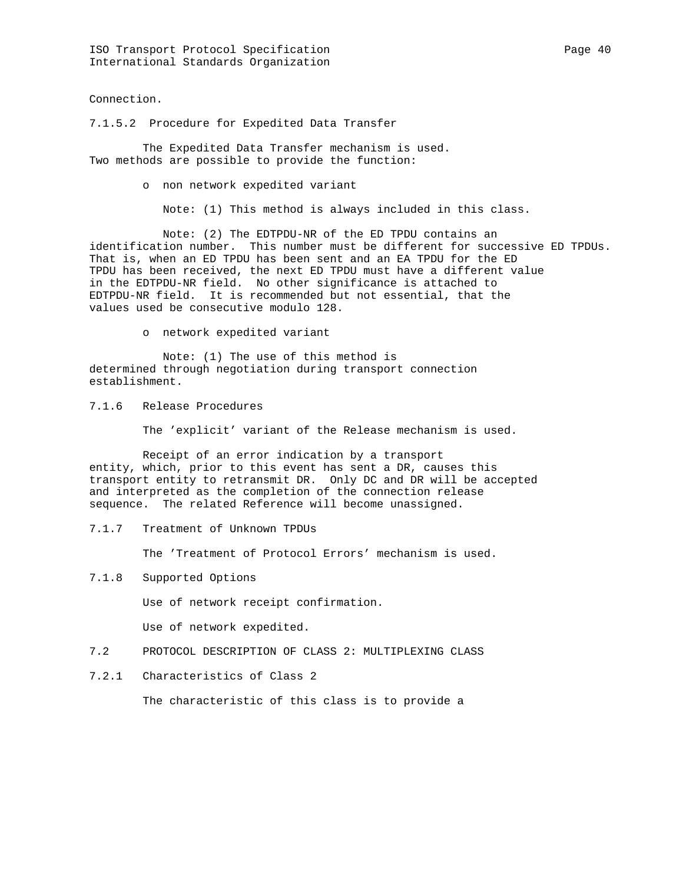Connection.

#### 7.1.5.2 Procedure for Expedited Data Transfer

The Expedited Data Transfer mechanism is used. Two methods are possible to provide the function:

- non network expedited variant

  Note: (1) This method is always included in this class.

  Note: (2) The EDTPDU-NR of the ED TPDU contains an identification number. This number must be different for successive ED TPDUs. That is, when an ED TPDU has been sent and an EA TPDU for the ED TPDU has been received, the next ED TPDU must have a different value in the EDTPDU-NR field. No other significance is attached to EDTPDU-NR field. It is recommended but not essential, that the values used be consecutive modulo 128.

- network expedited variant

  Note: (1) The use of this method is determined through negotiation during transport connection establishment.

### 7.1.6 Release Procedures

The 'explicit' variant of the Release mechanism is used.

Receipt of an error indication by a transport entity, which, prior to this event has sent a DR, causes this transport entity to retransmit DR. Only DC and DR will be accepted and interpreted as the completion of the connection release sequence. The related Reference will become unassigned.

### 7.1.7 Treatment of Unknown TPDUs

The 'Treatment of Protocol Errors' mechanism is used.

### 7.1.8 Supported Options

Use of network receipt confirmation.

Use of network expedited.

## 7.2 PROTOCOL DESCRIPTION OF CLASS 2: MULTIPLEXING CLASS

### 7.2.1 Characteristics of Class 2

The characteristic of this class is to provide a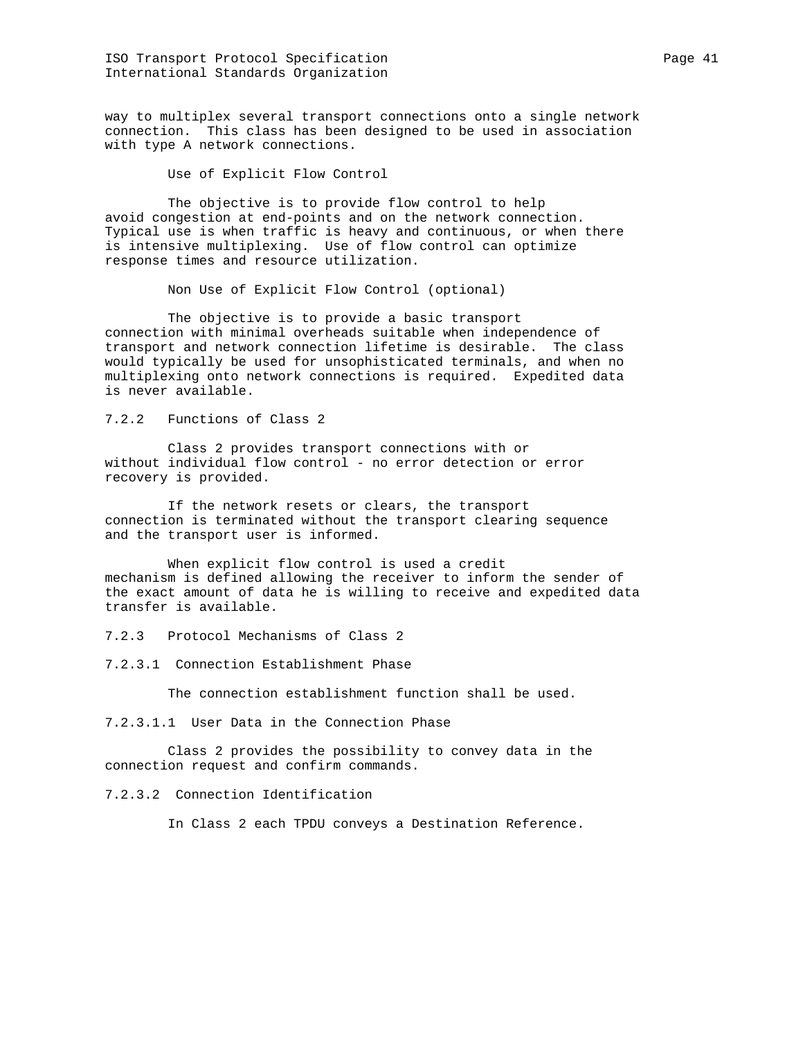way to multiplex several transport connections onto a single network connection. This class has been designed to be used in association with type A network connections.

Use of Explicit Flow Control

The objective is to provide flow control to help avoid congestion at end-points and on the network connection. Typical use is when traffic is heavy and continuous, or when there is intensive multiplexing. Use of flow control can optimize response times and resource utilization.

Non Use of Explicit Flow Control (optional)

The objective is to provide a basic transport connection with minimal overheads suitable when independence of transport and network connection lifetime is desirable. The class would typically be used for unsophisticated terminals, and when no multiplexing onto network connections is required. Expedited data is never available.

### 7.2.2 Functions of Class 2

Class 2 provides transport connections with or without individual flow control - no error detection or error recovery is provided.

If the network resets or clears, the transport connection is terminated without the transport clearing sequence and the transport user is informed.

When explicit flow control is used a credit mechanism is defined allowing the receiver to inform the sender of the exact amount of data he is willing to receive and expedited data transfer is available.

### 7.2.3 Protocol Mechanisms of Class 2

#### 7.2.3.1 Connection Establishment Phase

The connection establishment function shall be used.

##### 7.2.3.1.1 User Data in the Connection Phase

Class 2 provides the possibility to convey data in the connection request and confirm commands.

#### 7.2.3.2 Connection Identification

In Class 2 each TPDU conveys a Destination Reference.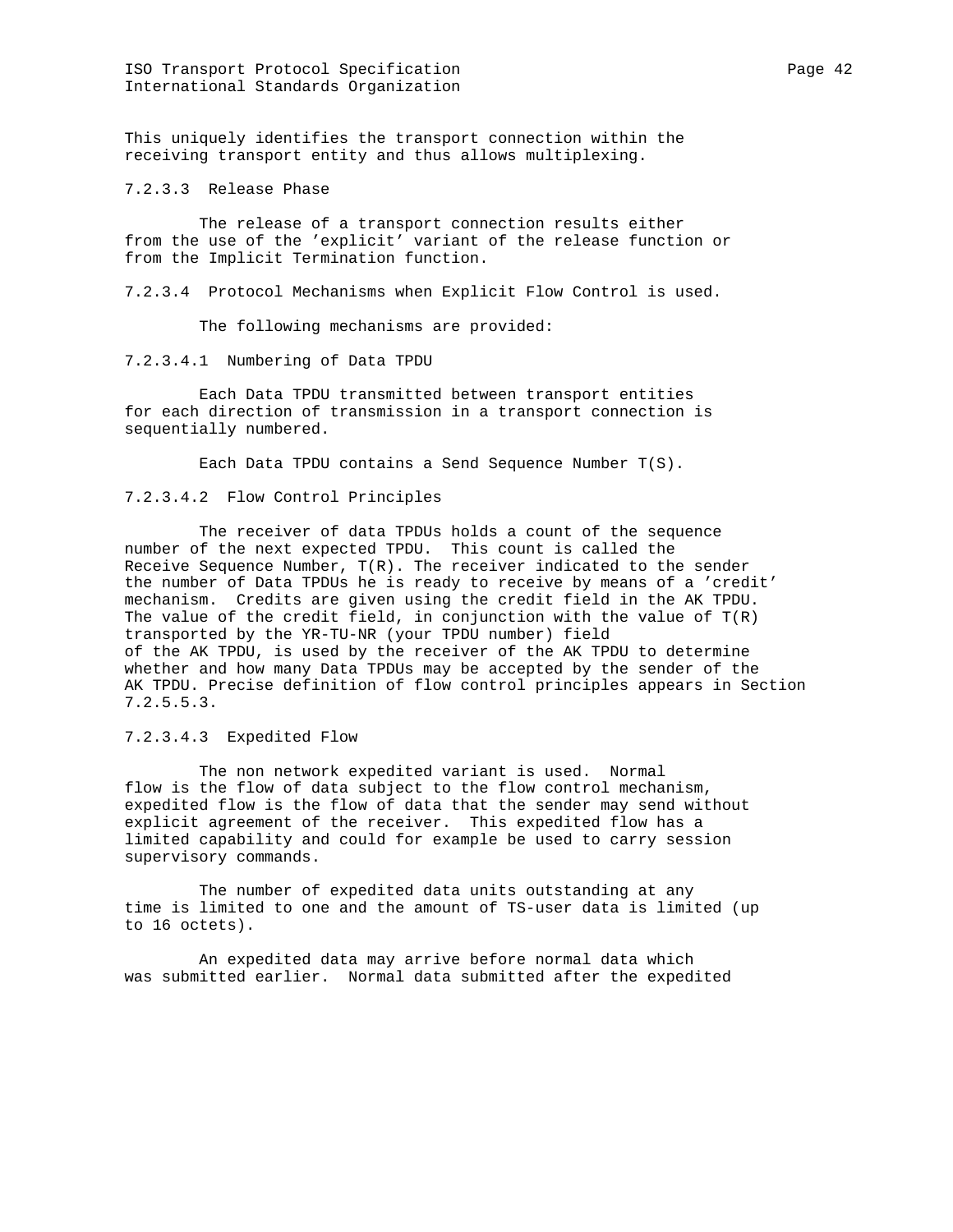This uniquely identifies the transport connection within the receiving transport entity and thus allows multiplexing.

#### 7.2.3.3 Release Phase

The release of a transport connection results either from the use of the 'explicit' variant of the release function or from the Implicit Termination function.

#### 7.2.3.4 Protocol Mechanisms when Explicit Flow Control is used.

The following mechanisms are provided:

##### 7.2.3.4.1 Numbering of Data TPDU

Each Data TPDU transmitted between transport entities for each direction of transmission in a transport connection is sequentially numbered.

Each Data TPDU contains a Send Sequence Number T(S).

##### 7.2.3.4.2 Flow Control Principles

The receiver of data TPDUs holds a count of the sequence number of the next expected TPDU. This count is called the Receive Sequence Number, T(R). The receiver indicated to the sender the number of Data TPDUs he is ready to receive by means of a 'credit' mechanism. Credits are given using the credit field in the AK TPDU. The value of the credit field, in conjunction with the value of T(R) transported by the YR-TU-NR (your TPDU number) field of the AK TPDU, is used by the receiver of the AK TPDU to determine whether and how many Data TPDUs may be accepted by the sender of the AK TPDU. Precise definition of flow control principles appears in Section 7.2.5.5.3.

##### 7.2.3.4.3 Expedited Flow

The non network expedited variant is used. Normal flow is the flow of data subject to the flow control mechanism, expedited flow is the flow of data that the sender may send without explicit agreement of the receiver. This expedited flow has a limited capability and could for example be used to carry session supervisory commands.

The number of expedited data units outstanding at any time is limited to one and the amount of TS-user data is limited (up to 16 octets).

An expedited data may arrive before normal data which was submitted earlier. Normal data submitted after the expedited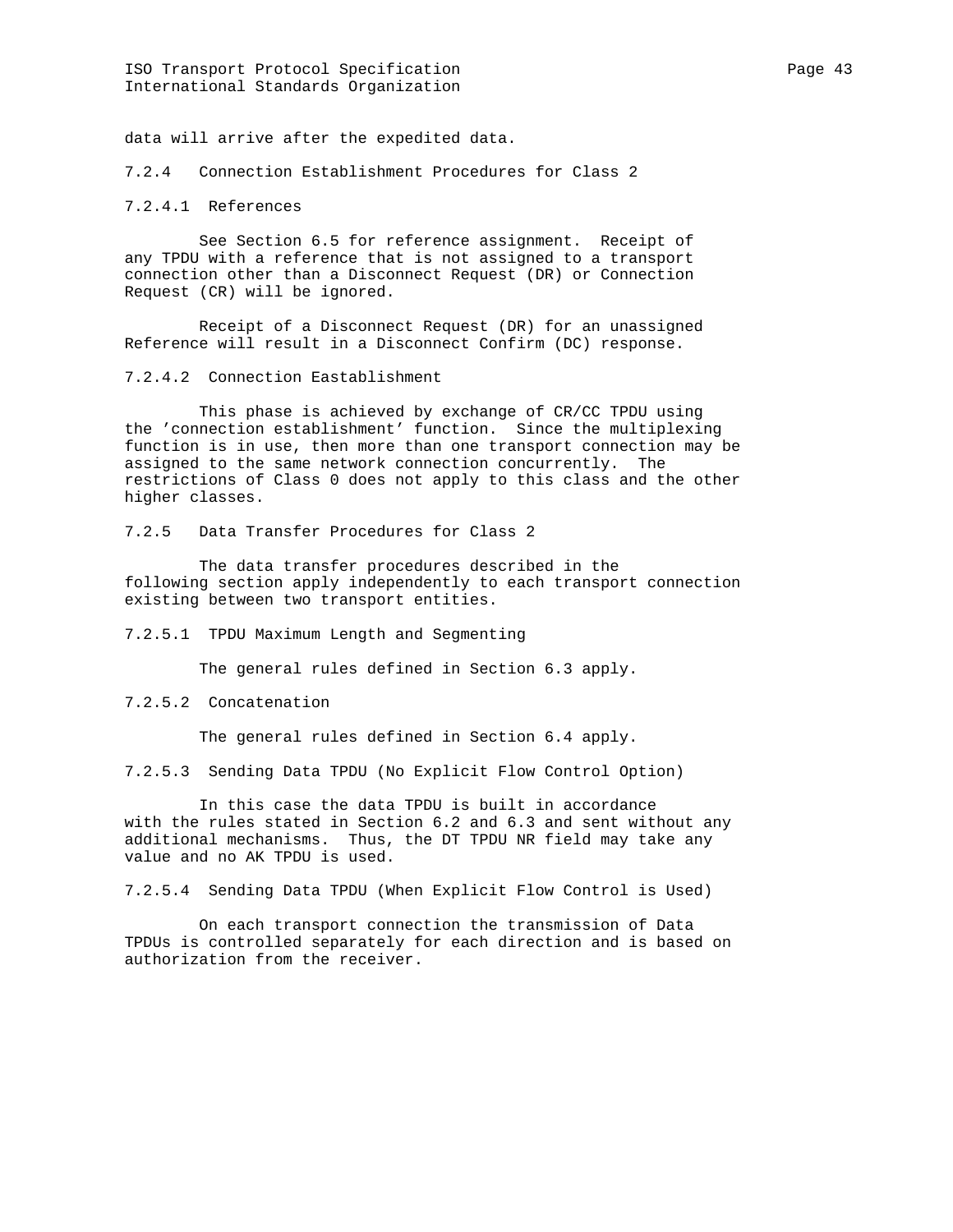data will arrive after the expedited data.

### 7.2.4 Connection Establishment Procedures for Class 2

#### 7.2.4.1 References

See Section 6.5 for reference assignment. Receipt of any TPDU with a reference that is not assigned to a transport connection other than a Disconnect Request (DR) or Connection Request (CR) will be ignored.

Receipt of a Disconnect Request (DR) for an unassigned Reference will result in a Disconnect Confirm (DC) response.

#### 7.2.4.2 Connection Eastablishment

This phase is achieved by exchange of CR/CC TPDU using the 'connection establishment' function. Since the multiplexing function is in use, then more than one transport connection may be assigned to the same network connection concurrently. The restrictions of Class 0 does not apply to this class and the other higher classes.

### 7.2.5 Data Transfer Procedures for Class 2

The data transfer procedures described in the following section apply independently to each transport connection existing between two transport entities.

#### 7.2.5.1 TPDU Maximum Length and Segmenting

The general rules defined in Section 6.3 apply.

#### 7.2.5.2 Concatenation

The general rules defined in Section 6.4 apply.

#### 7.2.5.3 Sending Data TPDU (No Explicit Flow Control Option)

In this case the data TPDU is built in accordance with the rules stated in Section 6.2 and 6.3 and sent without any additional mechanisms. Thus, the DT TPDU NR field may take any value and no AK TPDU is used.

#### 7.2.5.4 Sending Data TPDU (When Explicit Flow Control is Used)

On each transport connection the transmission of Data TPDUs is controlled separately for each direction and is based on authorization from the receiver.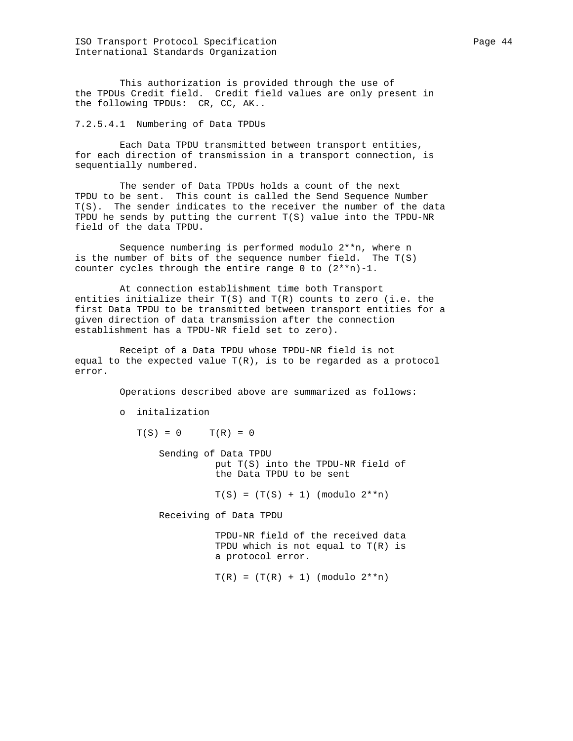This authorization is provided through the use of the TPDUs Credit field. Credit field values are only present in the following TPDUs: CR, CC, AK..

### 7.2.5.4.1 Numbering of Data TPDUs

Each Data TPDU transmitted between transport entities, for each direction of transmission in a transport connection, is sequentially numbered.

The sender of Data TPDUs holds a count of the next TPDU to be sent. This count is called the Send Sequence Number T(S). The sender indicates to the receiver the number of the data TPDU he sends by putting the current T(S) value into the TPDU-NR field of the data TPDU.

Sequence numbering is performed modulo 2**n, where n is the number of bits of the sequence number field. The T(S) counter cycles through the entire range 0 to (2**n)-1.

At connection establishment time both Transport entities initialize their T(S) and T(R) counts to zero (i.e. the first Data TPDU to be transmitted between transport entities for a given direction of data transmission after the connection establishment has a TPDU-NR field set to zero).

Receipt of a Data TPDU whose TPDU-NR field is not equal to the expected value T(R), is to be regarded as a protocol error.

Operations described above are summarized as follows:

- initalization

  T(S) = 0     T(R) = 0

  Sending of Data TPDU

  put T(S) into the TPDU-NR field of the Data TPDU to be sent

  T(S) = (T(S) + 1) (modulo 2**n)

  Receiving of Data TPDU

  TPDU-NR field of the received data TPDU which is not equal to T(R) is a protocol error.

  T(R) = (T(R) + 1) (modulo 2**n)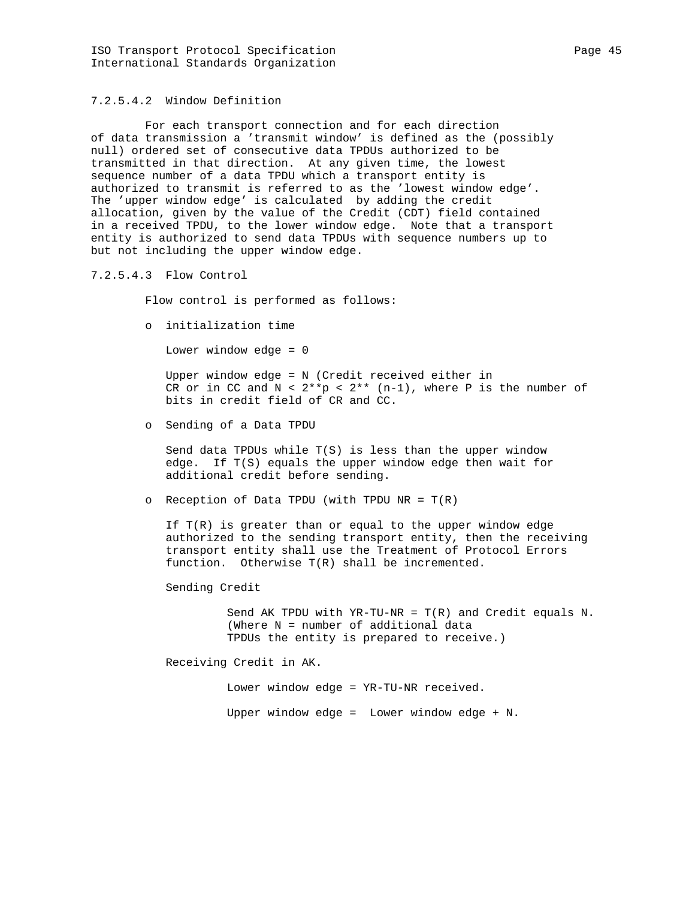#### 7.2.5.4.2 Window Definition

For each transport connection and for each direction of data transmission a 'transmit window' is defined as the (possibly null) ordered set of consecutive data TPDUs authorized to be transmitted in that direction. At any given time, the lowest sequence number of a data TPDU which a transport entity is authorized to transmit is referred to as the 'lowest window edge'. The 'upper window edge' is calculated by adding the credit allocation, given by the value of the Credit (CDT) field contained in a received TPDU, to the lower window edge. Note that a transport entity is authorized to send data TPDUs with sequence numbers up to but not including the upper window edge.

#### 7.2.5.4.3 Flow Control

Flow control is performed as follows:

- initialization time

  Lower window edge = 0

  Upper window edge = N (Credit received either in CR or in CC and $N < 2^{p} < 2^{(n-1)}$, where P is the number of bits in credit field of CR and CC.

- Sending of a Data TPDU

  Send data TPDUs while T(S) is less than the upper window edge. If T(S) equals the upper window edge then wait for additional credit before sending.

- Reception of Data TPDU (with TPDU NR = T(R)

  If T(R) is greater than or equal to the upper window edge authorized to the sending transport entity, then the receiving transport entity shall use the Treatment of Protocol Errors function. Otherwise T(R) shall be incremented.

  Sending Credit

  > Send AK TPDU with YR-TU-NR = T(R) and Credit equals N. (Where N = number of additional data TPDUs the entity is prepared to receive.)

  Receiving Credit in AK.

  > Lower window edge = YR-TU-NR received.
  >
  > Upper window edge = Lower window edge + N.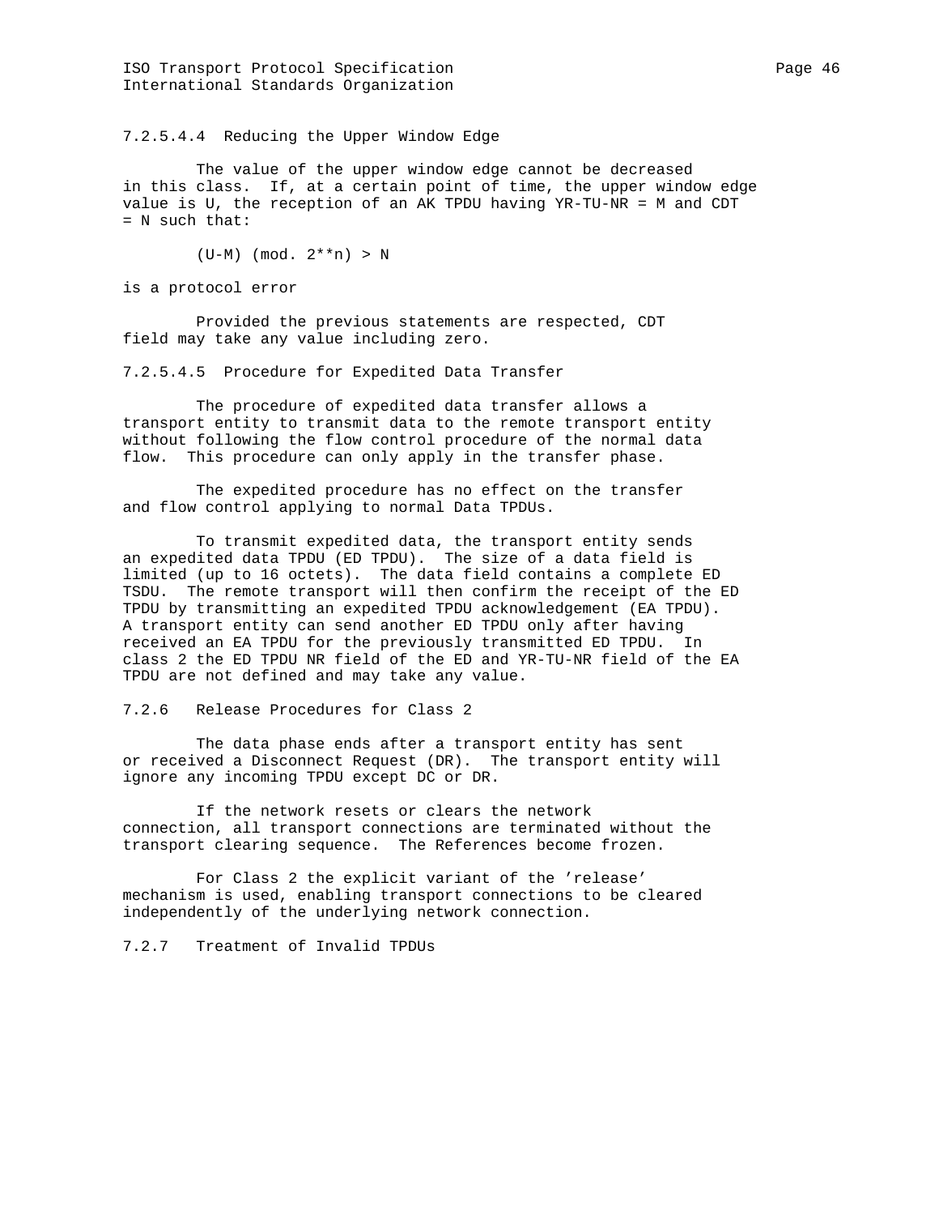#### 7.2.5.4.4 Reducing the Upper Window Edge

The value of the upper window edge cannot be decreased in this class. If, at a certain point of time, the upper window edge value is U, the reception of an AK TPDU having YR-TU-NR = M and CDT = N such that:

$$(U-M) \pmod{2^n} > N$$

is a protocol error

Provided the previous statements are respected, CDT field may take any value including zero.

#### 7.2.5.4.5 Procedure for Expedited Data Transfer

The procedure of expedited data transfer allows a transport entity to transmit data to the remote transport entity without following the flow control procedure of the normal data flow. This procedure can only apply in the transfer phase.

The expedited procedure has no effect on the transfer and flow control applying to normal Data TPDUs.

To transmit expedited data, the transport entity sends an expedited data TPDU (ED TPDU). The size of a data field is limited (up to 16 octets). The data field contains a complete ED TSDU. The remote transport will then confirm the receipt of the ED TPDU by transmitting an expedited TPDU acknowledgement (EA TPDU). A transport entity can send another ED TPDU only after having received an EA TPDU for the previously transmitted ED TPDU. In class 2 the ED TPDU NR field of the ED and YR-TU-NR field of the EA TPDU are not defined and may take any value.

### 7.2.6 Release Procedures for Class 2

The data phase ends after a transport entity has sent or received a Disconnect Request (DR). The transport entity will ignore any incoming TPDU except DC or DR.

If the network resets or clears the network connection, all transport connections are terminated without the transport clearing sequence. The References become frozen.

For Class 2 the explicit variant of the 'release' mechanism is used, enabling transport connections to be cleared independently of the underlying network connection.

### 7.2.7 Treatment of Invalid TPDUs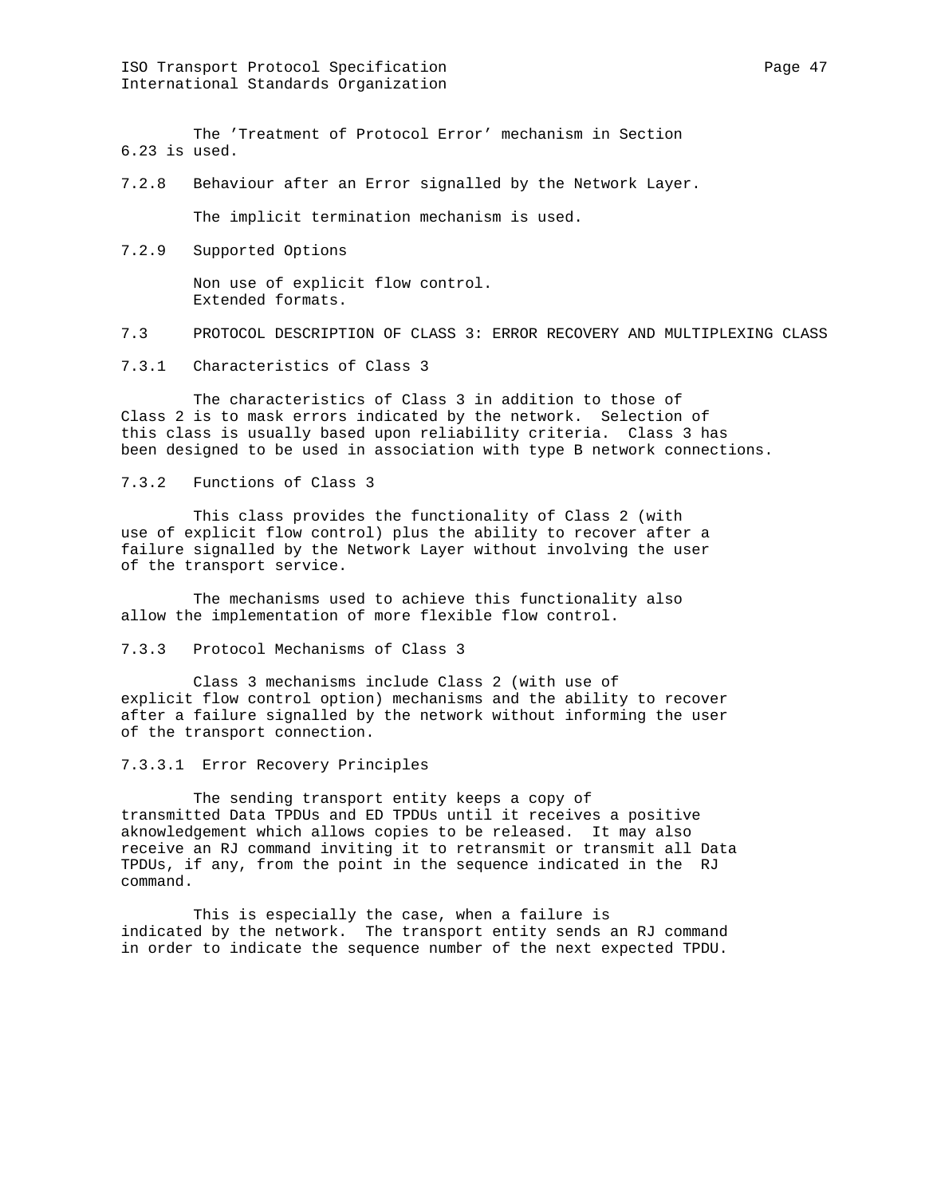The 'Treatment of Protocol Error' mechanism in Section 6.23 is used.

### 7.2.8 Behaviour after an Error signalled by the Network Layer.

The implicit termination mechanism is used.

### 7.2.9 Supported Options

Non use of explicit flow control.
Extended formats.

## 7.3 PROTOCOL DESCRIPTION OF CLASS 3: ERROR RECOVERY AND MULTIPLEXING CLASS

### 7.3.1 Characteristics of Class 3

The characteristics of Class 3 in addition to those of Class 2 is to mask errors indicated by the network. Selection of this class is usually based upon reliability criteria. Class 3 has been designed to be used in association with type B network connections.

### 7.3.2 Functions of Class 3

This class provides the functionality of Class 2 (with use of explicit flow control) plus the ability to recover after a failure signalled by the Network Layer without involving the user of the transport service.

The mechanisms used to achieve this functionality also allow the implementation of more flexible flow control.

### 7.3.3 Protocol Mechanisms of Class 3

Class 3 mechanisms include Class 2 (with use of explicit flow control option) mechanisms and the ability to recover after a failure signalled by the network without informing the user of the transport connection.

#### 7.3.3.1 Error Recovery Principles

The sending transport entity keeps a copy of transmitted Data TPDUs and ED TPDUs until it receives a positive aknowledgement which allows copies to be released. It may also receive an RJ command inviting it to retransmit or transmit all Data TPDUs, if any, from the point in the sequence indicated in the RJ command.

This is especially the case, when a failure is indicated by the network. The transport entity sends an RJ command in order to indicate the sequence number of the next expected TPDU.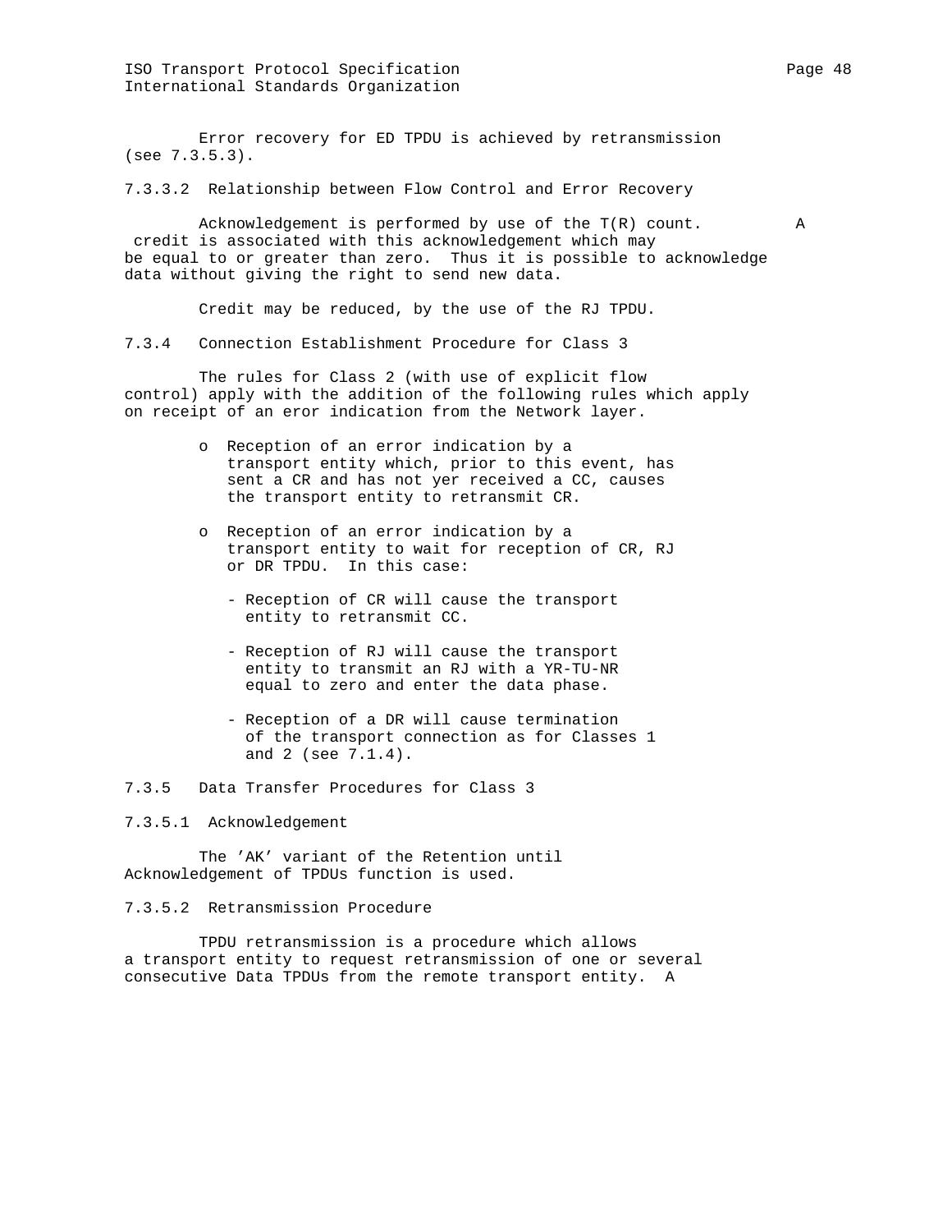Error recovery for ED TPDU is achieved by retransmission (see 7.3.5.3).

#### 7.3.3.2 Relationship between Flow Control and Error Recovery

Acknowledgement is performed by use of the T(R) count. A credit is associated with this acknowledgement which may be equal to or greater than zero. Thus it is possible to acknowledge data without giving the right to send new data.

Credit may be reduced, by the use of the RJ TPDU.

### 7.3.4 Connection Establishment Procedure for Class 3

The rules for Class 2 (with use of explicit flow control) apply with the addition of the following rules which apply on receipt of an eror indication from the Network layer.

- Reception of an error indication by a transport entity which, prior to this event, has sent a CR and has not yer received a CC, causes the transport entity to retransmit CR.

- Reception of an error indication by a transport entity to wait for reception of CR, RJ or DR TPDU. In this case:

  - Reception of CR will cause the transport entity to retransmit CC.

  - Reception of RJ will cause the transport entity to transmit an RJ with a YR-TU-NR equal to zero and enter the data phase.

  - Reception of a DR will cause termination of the transport connection as for Classes 1 and 2 (see 7.1.4).

### 7.3.5 Data Transfer Procedures for Class 3

#### 7.3.5.1 Acknowledgement

The 'AK' variant of the Retention until Acknowledgement of TPDUs function is used.

#### 7.3.5.2 Retransmission Procedure

TPDU retransmission is a procedure which allows a transport entity to request retransmission of one or several consecutive Data TPDUs from the remote transport entity. A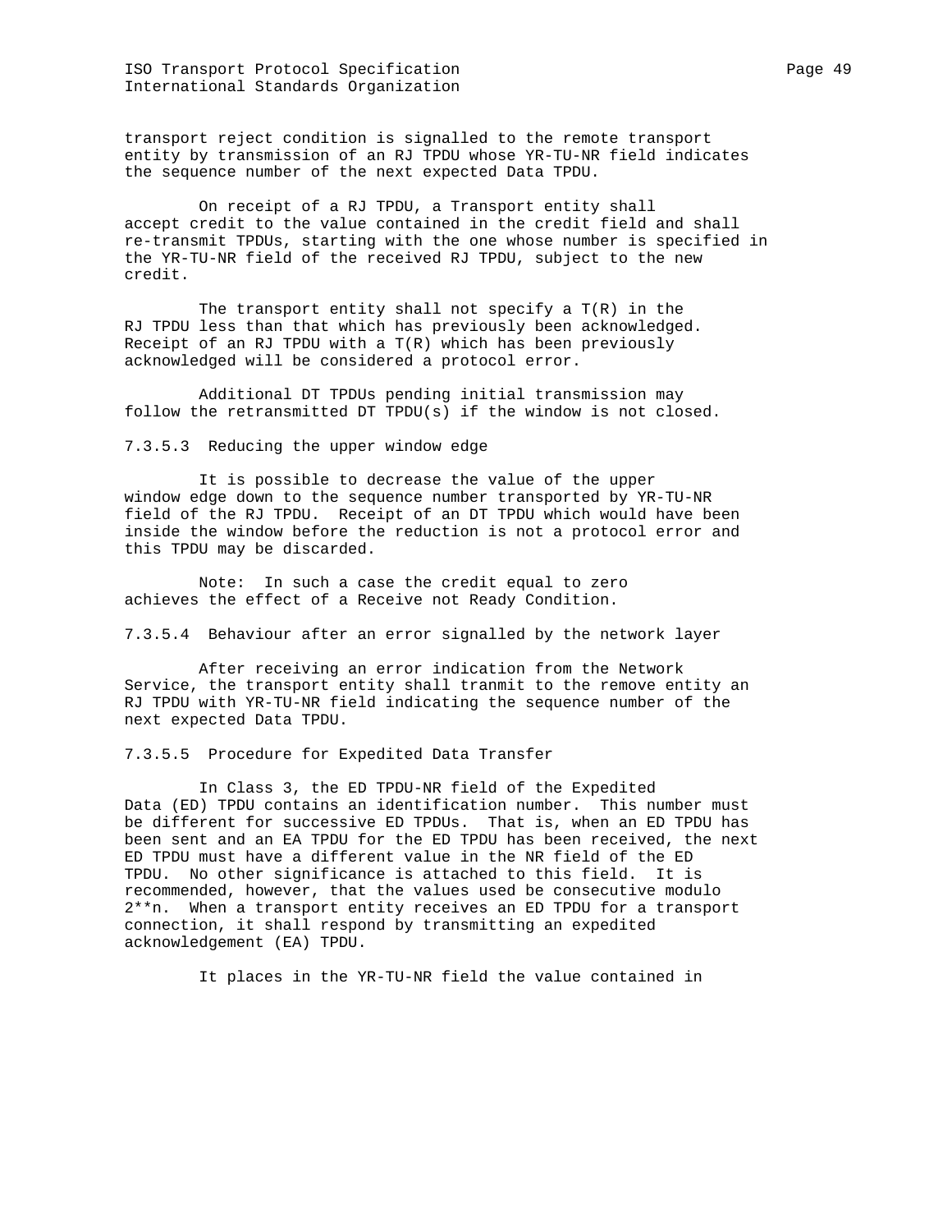transport reject condition is signalled to the remote transport entity by transmission of an RJ TPDU whose YR-TU-NR field indicates the sequence number of the next expected Data TPDU.

On receipt of a RJ TPDU, a Transport entity shall accept credit to the value contained in the credit field and shall re-transmit TPDUs, starting with the one whose number is specified in the YR-TU-NR field of the received RJ TPDU, subject to the new credit.

The transport entity shall not specify a T(R) in the RJ TPDU less than that which has previously been acknowledged. Receipt of an RJ TPDU with a T(R) which has been previously acknowledged will be considered a protocol error.

Additional DT TPDUs pending initial transmission may follow the retransmitted DT TPDU(s) if the window is not closed.

#### 7.3.5.3 Reducing the upper window edge

It is possible to decrease the value of the upper window edge down to the sequence number transported by YR-TU-NR field of the RJ TPDU. Receipt of an DT TPDU which would have been inside the window before the reduction is not a protocol error and this TPDU may be discarded.

Note: In such a case the credit equal to zero achieves the effect of a Receive not Ready Condition.

#### 7.3.5.4 Behaviour after an error signalled by the network layer

After receiving an error indication from the Network Service, the transport entity shall tranmit to the remove entity an RJ TPDU with YR-TU-NR field indicating the sequence number of the next expected Data TPDU.

#### 7.3.5.5 Procedure for Expedited Data Transfer

In Class 3, the ED TPDU-NR field of the Expedited Data (ED) TPDU contains an identification number. This number must be different for successive ED TPDUs. That is, when an ED TPDU has been sent and an EA TPDU for the ED TPDU has been received, the next ED TPDU must have a different value in the NR field of the ED TPDU. No other significance is attached to this field. It is recommended, however, that the values used be consecutive modulo 2**n. When a transport entity receives an ED TPDU for a transport connection, it shall respond by transmitting an expedited acknowledgement (EA) TPDU.

It places in the YR-TU-NR field the value contained in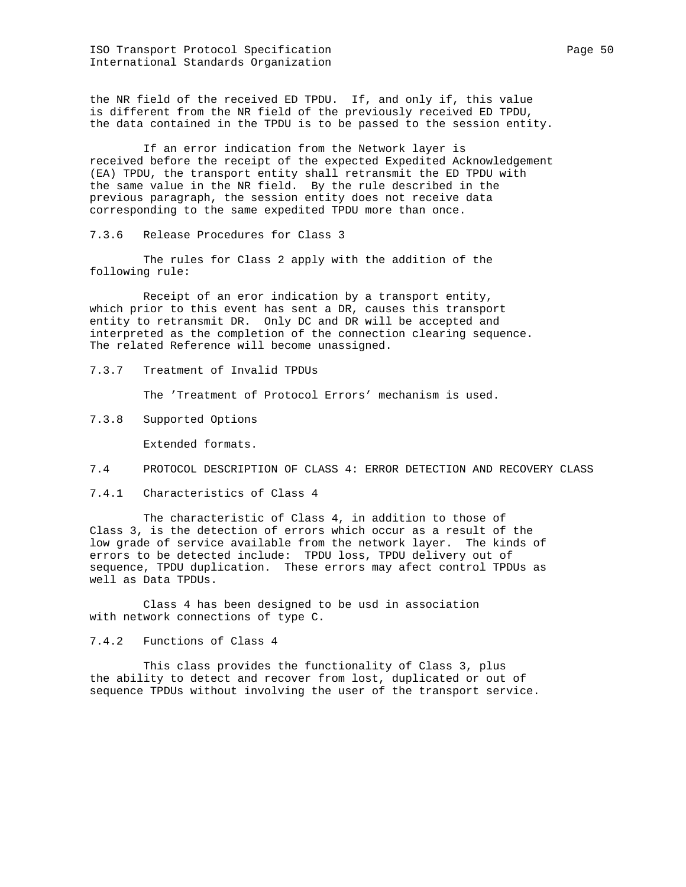the NR field of the received ED TPDU. If, and only if, this value is different from the NR field of the previously received ED TPDU, the data contained in the TPDU is to be passed to the session entity.

If an error indication from the Network layer is received before the receipt of the expected Expedited Acknowledgement (EA) TPDU, the transport entity shall retransmit the ED TPDU with the same value in the NR field. By the rule described in the previous paragraph, the session entity does not receive data corresponding to the same expedited TPDU more than once.

### 7.3.6 Release Procedures for Class 3

The rules for Class 2 apply with the addition of the following rule:

Receipt of an eror indication by a transport entity, which prior to this event has sent a DR, causes this transport entity to retransmit DR. Only DC and DR will be accepted and interpreted as the completion of the connection clearing sequence. The related Reference will become unassigned.

### 7.3.7 Treatment of Invalid TPDUs

The 'Treatment of Protocol Errors' mechanism is used.

### 7.3.8 Supported Options

Extended formats.

## 7.4 PROTOCOL DESCRIPTION OF CLASS 4: ERROR DETECTION AND RECOVERY CLASS

### 7.4.1 Characteristics of Class 4

The characteristic of Class 4, in addition to those of Class 3, is the detection of errors which occur as a result of the low grade of service available from the network layer. The kinds of errors to be detected include: TPDU loss, TPDU delivery out of sequence, TPDU duplication. These errors may afect control TPDUs as well as Data TPDUs.

Class 4 has been designed to be usd in association with network connections of type C.

### 7.4.2 Functions of Class 4

This class provides the functionality of Class 3, plus the ability to detect and recover from lost, duplicated or out of sequence TPDUs without involving the user of the transport service.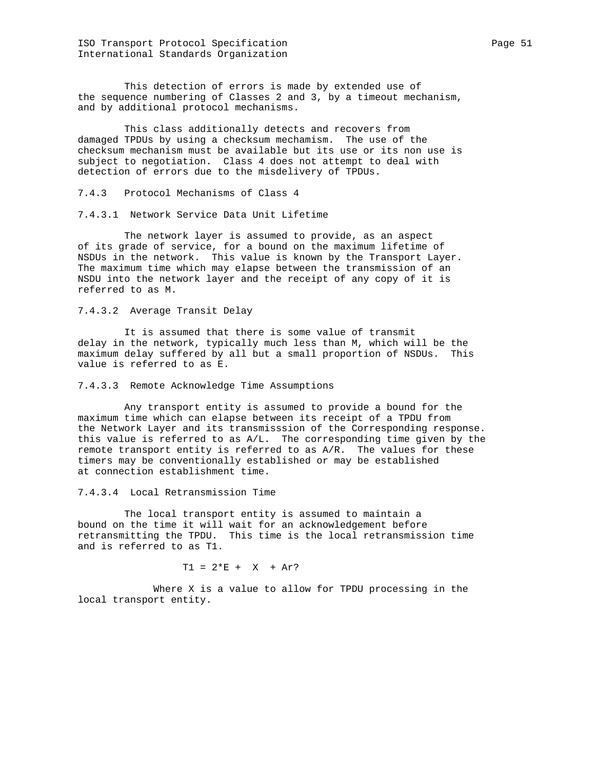This detection of errors is made by extended use of the sequence numbering of Classes 2 and 3, by a timeout mechanism, and by additional protocol mechanisms.

This class additionally detects and recovers from damaged TPDUs by using a checksum mechamism. The use of the checksum mechanism must be available but its use or its non use is subject to negotiation. Class 4 does not attempt to deal with detection of errors due to the misdelivery of TPDUs.

#### 7.4.3 Protocol Mechanisms of Class 4

##### 7.4.3.1 Network Service Data Unit Lifetime

The network layer is assumed to provide, as an aspect of its grade of service, for a bound on the maximum lifetime of NSDUs in the network. This value is known by the Transport Layer. The maximum time which may elapse between the transmission of an NSDU into the network layer and the receipt of any copy of it is referred to as M.

##### 7.4.3.2 Average Transit Delay

It is assumed that there is some value of transmit delay in the network, typically much less than M, which will be the maximum delay suffered by all but a small proportion of NSDUs. This value is referred to as E.

##### 7.4.3.3 Remote Acknowledge Time Assumptions

Any transport entity is assumed to provide a bound for the maximum time which can elapse between its receipt of a TPDU from the Network Layer and its transmisssion of the Corresponding response. this value is referred to as A/L. The corresponding time given by the remote transport entity is referred to as A/R. The values for these timers may be conventionally established or may be established at connection establishment time.

##### 7.4.3.4 Local Retransmission Time

The local transport entity is assumed to maintain a bound on the time it will wait for an acknowledgement before retransmitting the TPDU. This time is the local retransmission time and is referred to as T1.

$$T1 = 2*E + X + Ar?$$

Where X is a value to allow for TPDU processing in the local transport entity.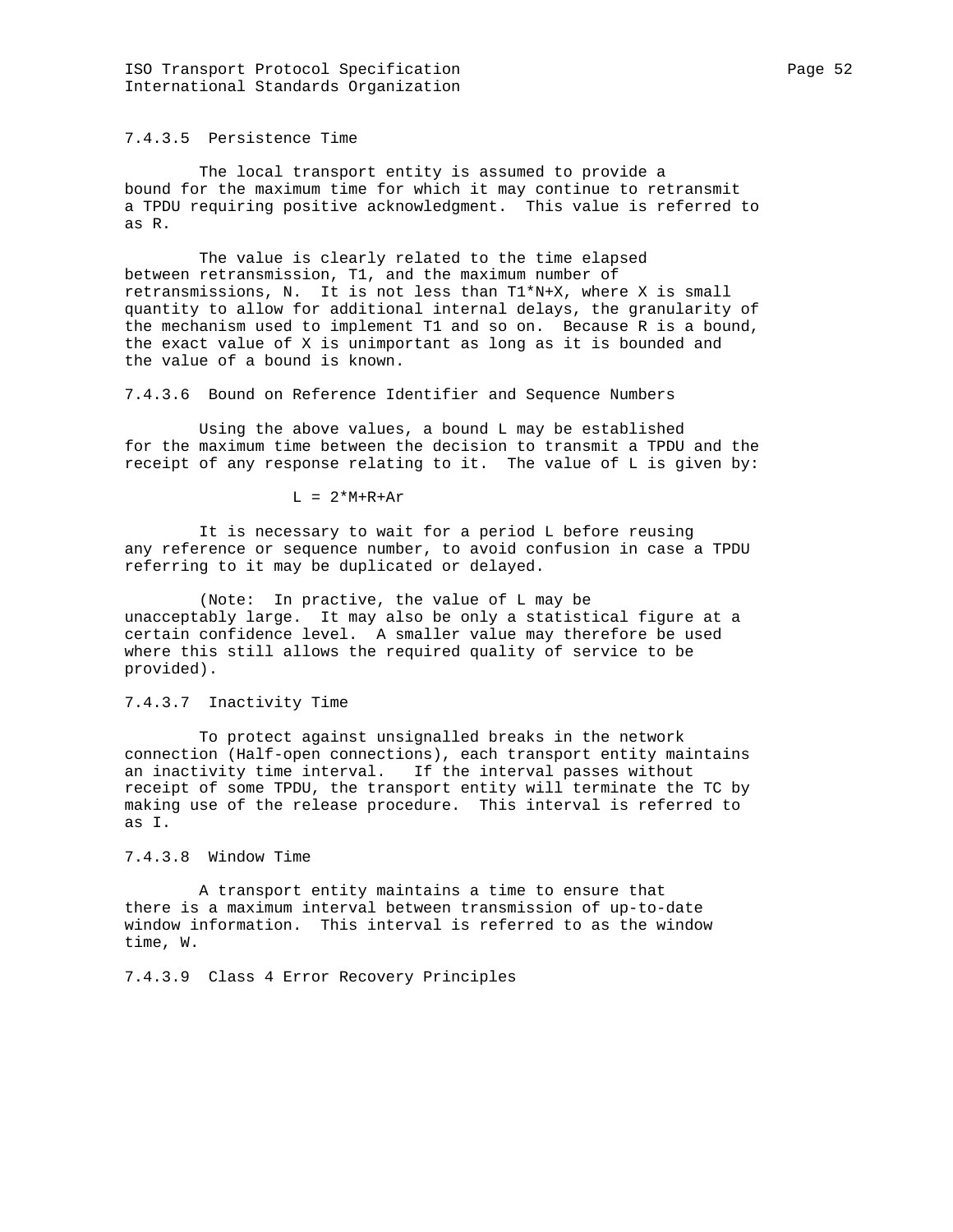#### 7.4.3.5 Persistence Time

The local transport entity is assumed to provide a bound for the maximum time for which it may continue to retransmit a TPDU requiring positive acknowledgment. This value is referred to as R.

The value is clearly related to the time elapsed between retransmission, T1, and the maximum number of retransmissions, N. It is not less than $T1*N+X$, where X is small quantity to allow for additional internal delays, the granularity of the mechanism used to implement T1 and so on. Because R is a bound, the exact value of X is unimportant as long as it is bounded and the value of a bound is known.

#### 7.4.3.6 Bound on Reference Identifier and Sequence Numbers

Using the above values, a bound L may be established for the maximum time between the decision to transmit a TPDU and the receipt of any response relating to it. The value of L is given by:

$$L = 2*M+R+Ar$$

It is necessary to wait for a period L before reusing any reference or sequence number, to avoid confusion in case a TPDU referring to it may be duplicated or delayed.

(Note: In practive, the value of L may be unacceptably large. It may also be only a statistical figure at a certain confidence level. A smaller value may therefore be used where this still allows the required quality of service to be provided).

#### 7.4.3.7 Inactivity Time

To protect against unsignalled breaks in the network connection (Half-open connections), each transport entity maintains an inactivity time interval. If the interval passes without receipt of some TPDU, the transport entity will terminate the TC by making use of the release procedure. This interval is referred to as I.

#### 7.4.3.8 Window Time

A transport entity maintains a time to ensure that there is a maximum interval between transmission of up-to-date window information. This interval is referred to as the window time, W.

#### 7.4.3.9 Class 4 Error Recovery Principles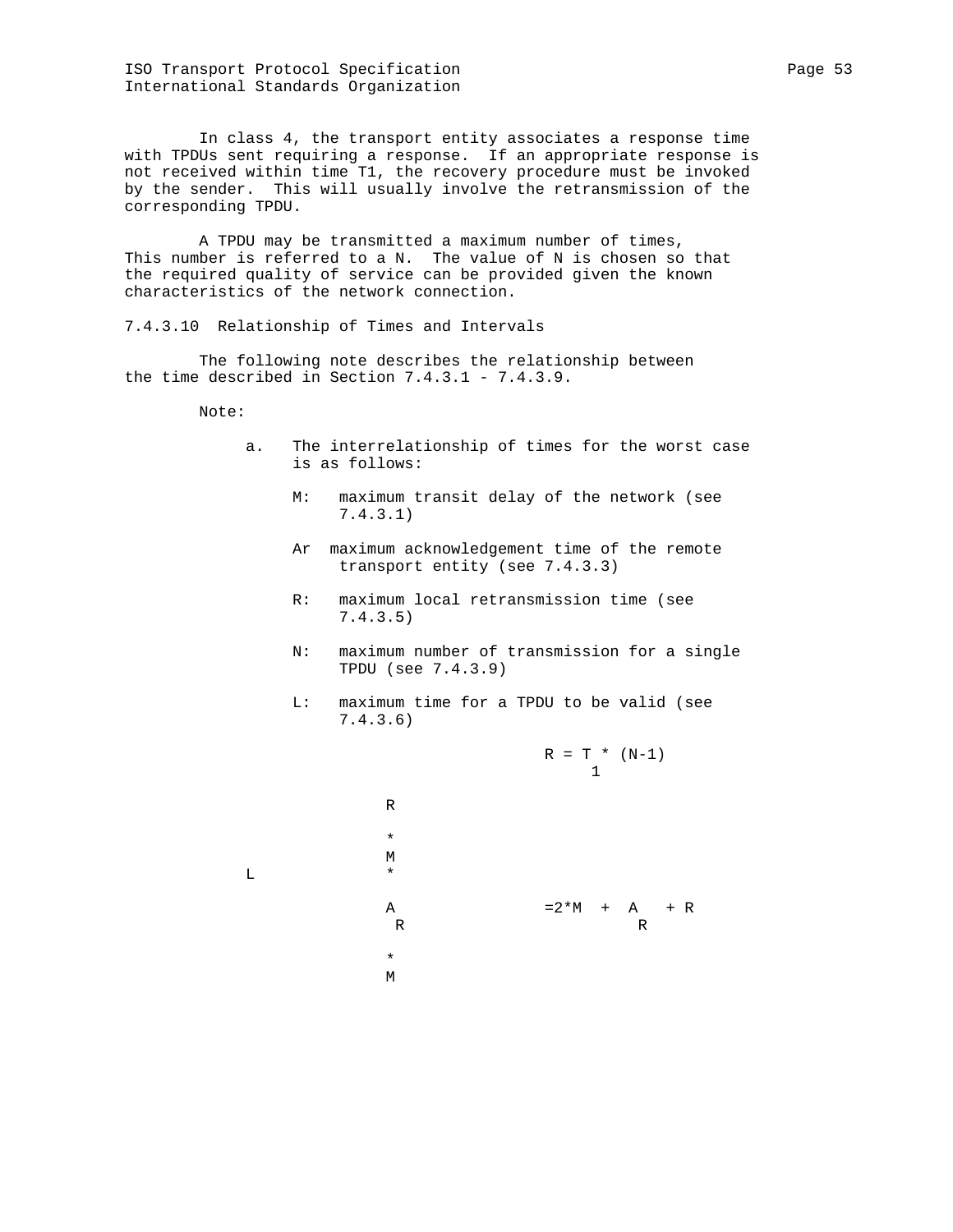In class 4, the transport entity associates a response time with TPDUs sent requiring a response. If an appropriate response is not received within time T1, the recovery procedure must be invoked by the sender. This will usually involve the retransmission of the corresponding TPDU.

A TPDU may be transmitted a maximum number of times, This number is referred to a N. The value of N is chosen so that the required quality of service can be provided given the known characteristics of the network connection.

### 7.4.3.10 Relationship of Times and Intervals

The following note describes the relationship between the time described in Section 7.4.3.1 - 7.4.3.9.

Note:

a. The interrelationship of times for the worst case is as follows:

   M: maximum transit delay of the network (see 7.4.3.1)

   Ar maximum acknowledgement time of the remote transport entity (see 7.4.3.3)

   R: maximum local retransmission time (see 7.4.3.5)

   N: maximum number of transmission for a single TPDU (see 7.4.3.9)

   L: maximum time for a TPDU to be valid (see 7.4.3.6)

$$R = T_1 * (N-1)$$

$$L = 2*M + A_R + R$$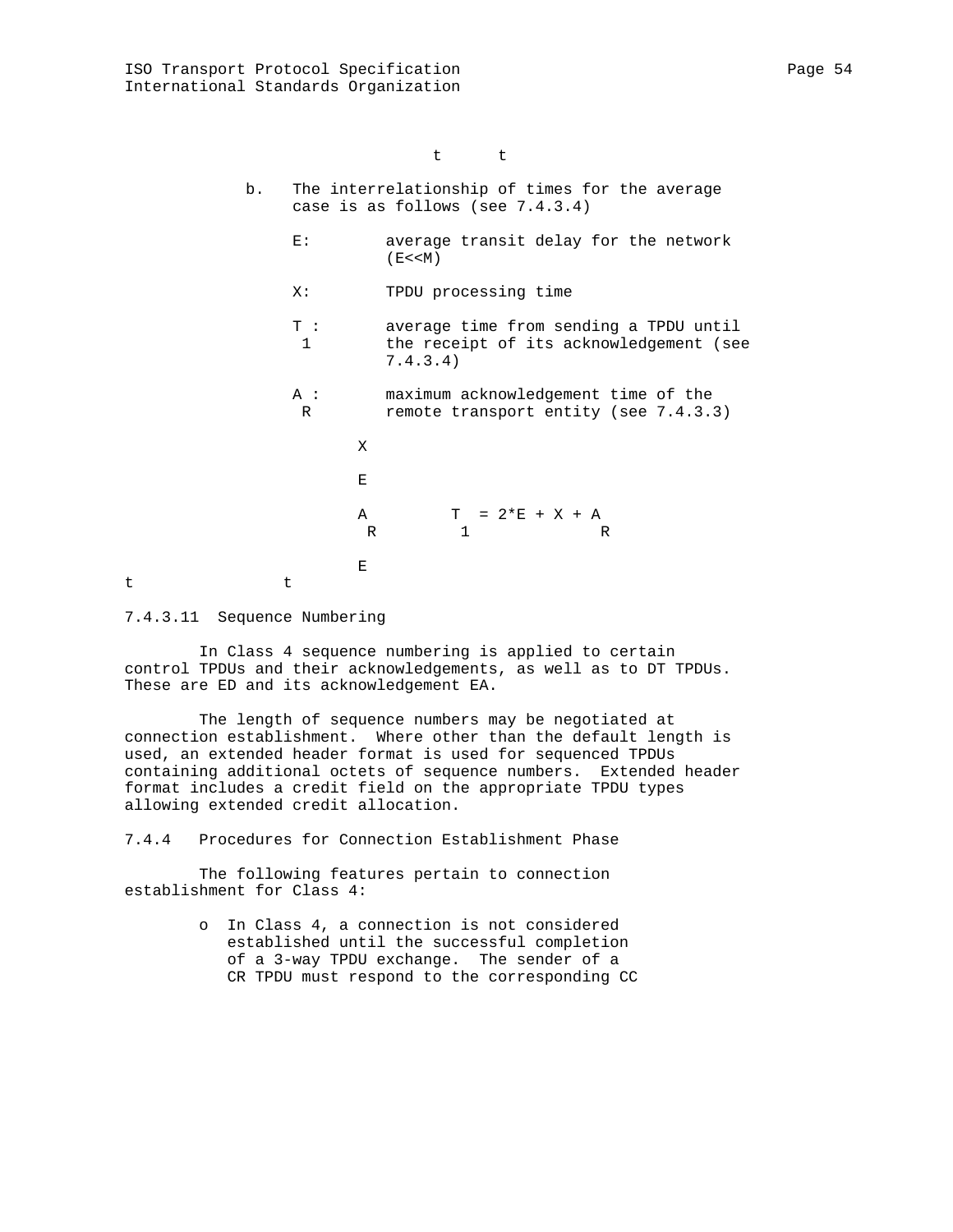t      t

b. The interrelationship of times for the average case is as follows (see 7.4.3.4)

   E: average transit delay for the network ($E<<M$)

   X: TPDU processing time

   $T_1$: average time from sending a TPDU until the receipt of its acknowledgement (see 7.4.3.4)

   $A_R$: maximum acknowledgement time of the remote transport entity (see 7.4.3.3)

X

E

$A_R$ $$T_1 = 2*E + X + A_R$$

E

t      t

#### 7.4.3.11 Sequence Numbering

In Class 4 sequence numbering is applied to certain control TPDUs and their acknowledgements, as well as to DT TPDUs. These are ED and its acknowledgement EA.

The length of sequence numbers may be negotiated at connection establishment. Where other than the default length is used, an extended header format is used for sequenced TPDUs containing additional octets of sequence numbers. Extended header format includes a credit field on the appropriate TPDU types allowing extended credit allocation.

### 7.4.4 Procedures for Connection Establishment Phase

The following features pertain to connection establishment for Class 4:

- In Class 4, a connection is not considered established until the successful completion of a 3-way TPDU exchange. The sender of a CR TPDU must respond to the corresponding CC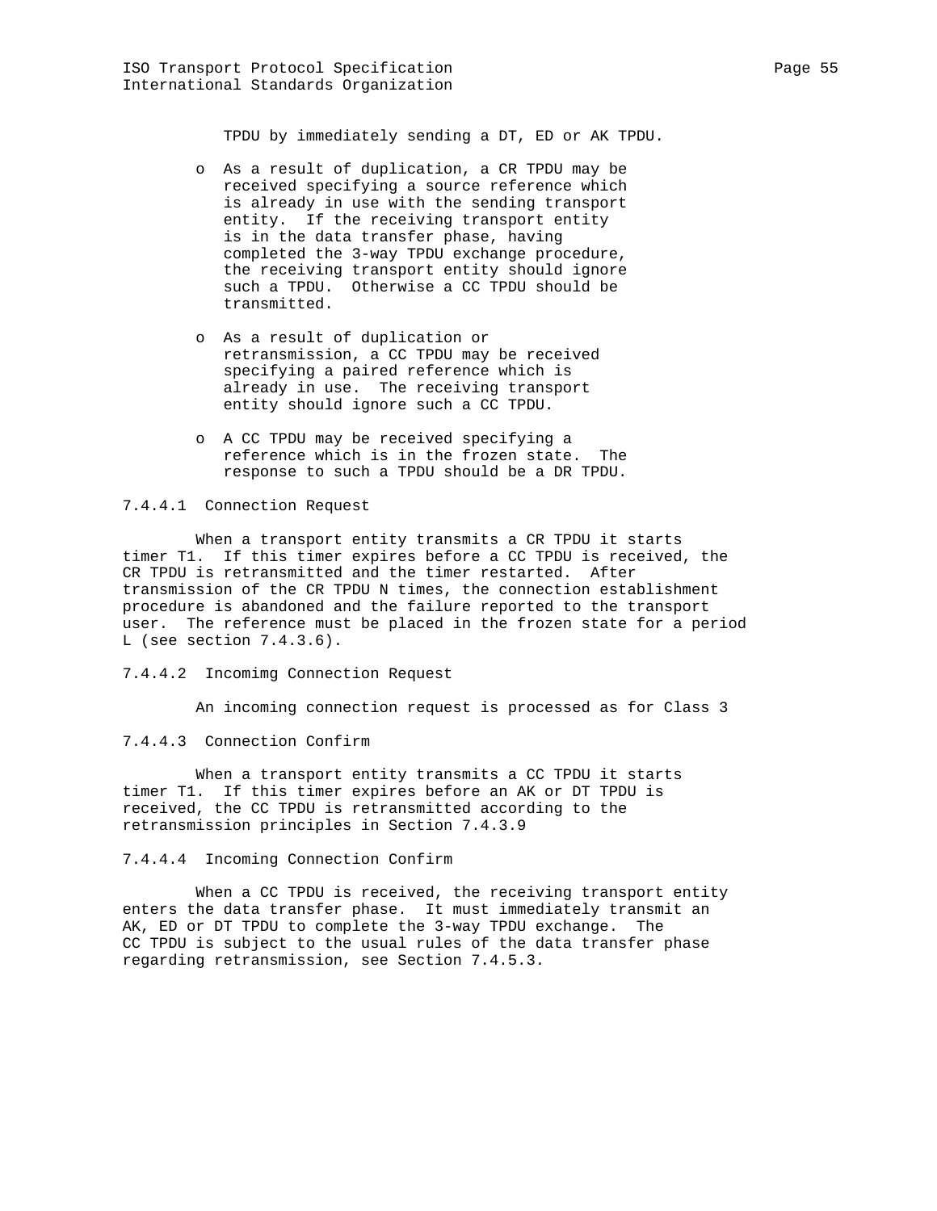TPDU by immediately sending a DT, ED or AK TPDU.

- As a result of duplication, a CR TPDU may be received specifying a source reference which is already in use with the sending transport entity. If the receiving transport entity is in the data transfer phase, having completed the 3-way TPDU exchange procedure, the receiving transport entity should ignore such a TPDU. Otherwise a CC TPDU should be transmitted.

- As a result of duplication or retransmission, a CC TPDU may be received specifying a paired reference which is already in use. The receiving transport entity should ignore such a CC TPDU.

- A CC TPDU may be received specifying a reference which is in the frozen state. The response to such a TPDU should be a DR TPDU.

#### 7.4.4.1 Connection Request

When a transport entity transmits a CR TPDU it starts timer T1. If this timer expires before a CC TPDU is received, the CR TPDU is retransmitted and the timer restarted. After transmission of the CR TPDU N times, the connection establishment procedure is abandoned and the failure reported to the transport user. The reference must be placed in the frozen state for a period L (see section 7.4.3.6).

#### 7.4.4.2 Incomimg Connection Request

An incoming connection request is processed as for Class 3

#### 7.4.4.3 Connection Confirm

When a transport entity transmits a CC TPDU it starts timer T1. If this timer expires before an AK or DT TPDU is received, the CC TPDU is retransmitted according to the retransmission principles in Section 7.4.3.9

#### 7.4.4.4 Incoming Connection Confirm

When a CC TPDU is received, the receiving transport entity enters the data transfer phase. It must immediately transmit an AK, ED or DT TPDU to complete the 3-way TPDU exchange. The CC TPDU is subject to the usual rules of the data transfer phase regarding retransmission, see Section 7.4.5.3.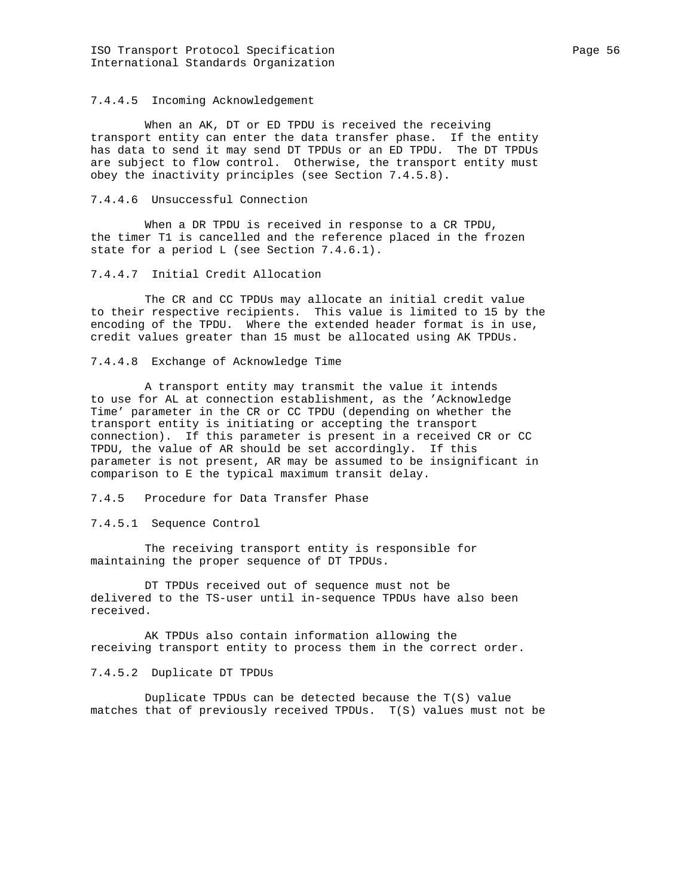#### 7.4.4.5 Incoming Acknowledgement

When an AK, DT or ED TPDU is received the receiving transport entity can enter the data transfer phase. If the entity has data to send it may send DT TPDUs or an ED TPDU. The DT TPDUs are subject to flow control. Otherwise, the transport entity must obey the inactivity principles (see Section 7.4.5.8).

#### 7.4.4.6 Unsuccessful Connection

When a DR TPDU is received in response to a CR TPDU, the timer T1 is cancelled and the reference placed in the frozen state for a period L (see Section 7.4.6.1).

#### 7.4.4.7 Initial Credit Allocation

The CR and CC TPDUs may allocate an initial credit value to their respective recipients. This value is limited to 15 by the encoding of the TPDU. Where the extended header format is in use, credit values greater than 15 must be allocated using AK TPDUs.

#### 7.4.4.8 Exchange of Acknowledge Time

A transport entity may transmit the value it intends to use for AL at connection establishment, as the 'Acknowledge Time' parameter in the CR or CC TPDU (depending on whether the transport entity is initiating or accepting the transport connection). If this parameter is present in a received CR or CC TPDU, the value of AR should be set accordingly. If this parameter is not present, AR may be assumed to be insignificant in comparison to E the typical maximum transit delay.

### 7.4.5 Procedure for Data Transfer Phase

#### 7.4.5.1 Sequence Control

The receiving transport entity is responsible for maintaining the proper sequence of DT TPDUs.

DT TPDUs received out of sequence must not be delivered to the TS-user until in-sequence TPDUs have also been received.

AK TPDUs also contain information allowing the receiving transport entity to process them in the correct order.

#### 7.4.5.2 Duplicate DT TPDUs

Duplicate TPDUs can be detected because the T(S) value matches that of previously received TPDUs. T(S) values must not be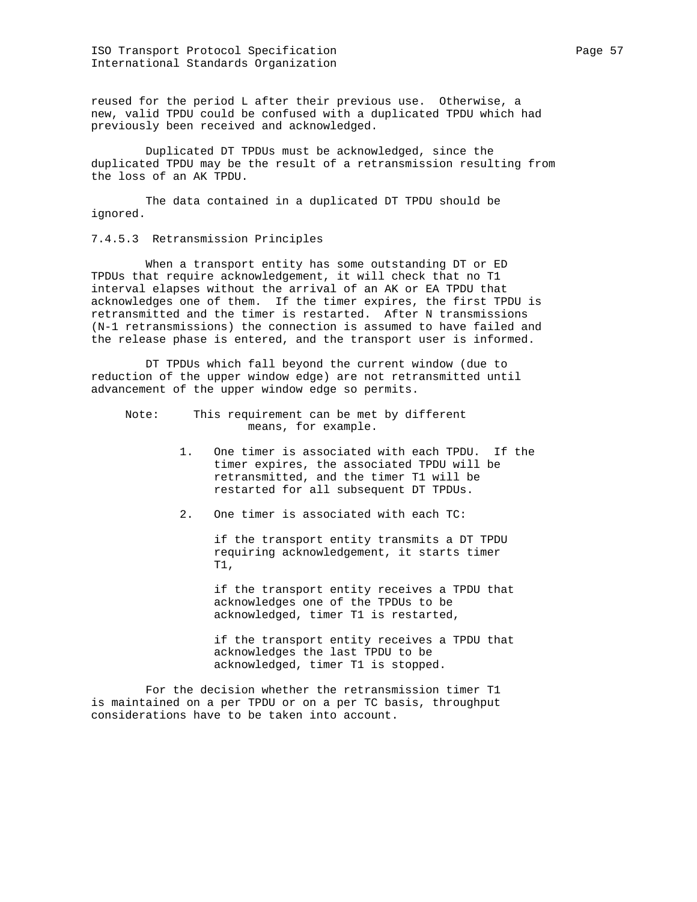reused for the period L after their previous use. Otherwise, a new, valid TPDU could be confused with a duplicated TPDU which had previously been received and acknowledged.

Duplicated DT TPDUs must be acknowledged, since the duplicated TPDU may be the result of a retransmission resulting from the loss of an AK TPDU.

The data contained in a duplicated DT TPDU should be ignored.

#### 7.4.5.3 Retransmission Principles

When a transport entity has some outstanding DT or ED TPDUs that require acknowledgement, it will check that no T1 interval elapses without the arrival of an AK or EA TPDU that acknowledges one of them. If the timer expires, the first TPDU is retransmitted and the timer is restarted. After N transmissions (N-1 retransmissions) the connection is assumed to have failed and the release phase is entered, and the transport user is informed.

DT TPDUs which fall beyond the current window (due to reduction of the upper window edge) are not retransmitted until advancement of the upper window edge so permits.

Note: This requirement can be met by different means, for example.

1. One timer is associated with each TPDU. If the timer expires, the associated TPDU will be retransmitted, and the timer T1 will be restarted for all subsequent DT TPDUs.

2. One timer is associated with each TC:

   if the transport entity transmits a DT TPDU requiring acknowledgement, it starts timer T1,

   if the transport entity receives a TPDU that acknowledges one of the TPDUs to be acknowledged, timer T1 is restarted,

   if the transport entity receives a TPDU that acknowledges the last TPDU to be acknowledged, timer T1 is stopped.

For the decision whether the retransmission timer T1 is maintained on a per TPDU or on a per TC basis, throughput considerations have to be taken into account.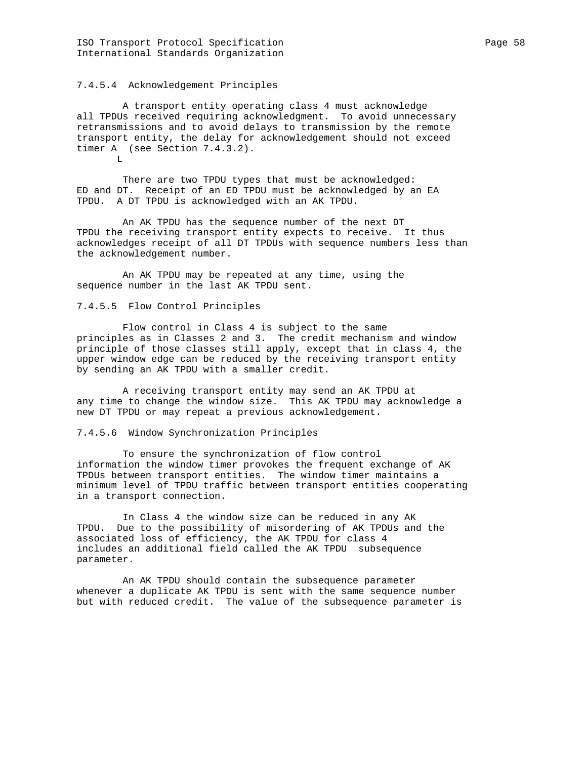### 7.4.5.4 Acknowledgement Principles

A transport entity operating class 4 must acknowledge all TPDUs received requiring acknowledgment. To avoid unnecessary retransmissions and to avoid delays to transmission by the remote transport entity, the delay for acknowledgement should not exceed timer $A_L$ (see Section 7.4.3.2).

There are two TPDU types that must be acknowledged: ED and DT. Receipt of an ED TPDU must be acknowledged by an EA TPDU. A DT TPDU is acknowledged with an AK TPDU.

An AK TPDU has the sequence number of the next DT TPDU the receiving transport entity expects to receive. It thus acknowledges receipt of all DT TPDUs with sequence numbers less than the acknowledgement number.

An AK TPDU may be repeated at any time, using the sequence number in the last AK TPDU sent.

### 7.4.5.5 Flow Control Principles

Flow control in Class 4 is subject to the same principles as in Classes 2 and 3. The credit mechanism and window principle of those classes still apply, except that in class 4, the upper window edge can be reduced by the receiving transport entity by sending an AK TPDU with a smaller credit.

A receiving transport entity may send an AK TPDU at any time to change the window size. This AK TPDU may acknowledge a new DT TPDU or may repeat a previous acknowledgement.

### 7.4.5.6 Window Synchronization Principles

To ensure the synchronization of flow control information the window timer provokes the frequent exchange of AK TPDUs between transport entities. The window timer maintains a minimum level of TPDU traffic between transport entities cooperating in a transport connection.

In Class 4 the window size can be reduced in any AK TPDU. Due to the possibility of misordering of AK TPDUs and the associated loss of efficiency, the AK TPDU for class 4 includes an additional field called the AK TPDU subsequence parameter.

An AK TPDU should contain the subsequence parameter whenever a duplicate AK TPDU is sent with the same sequence number but with reduced credit. The value of the subsequence parameter is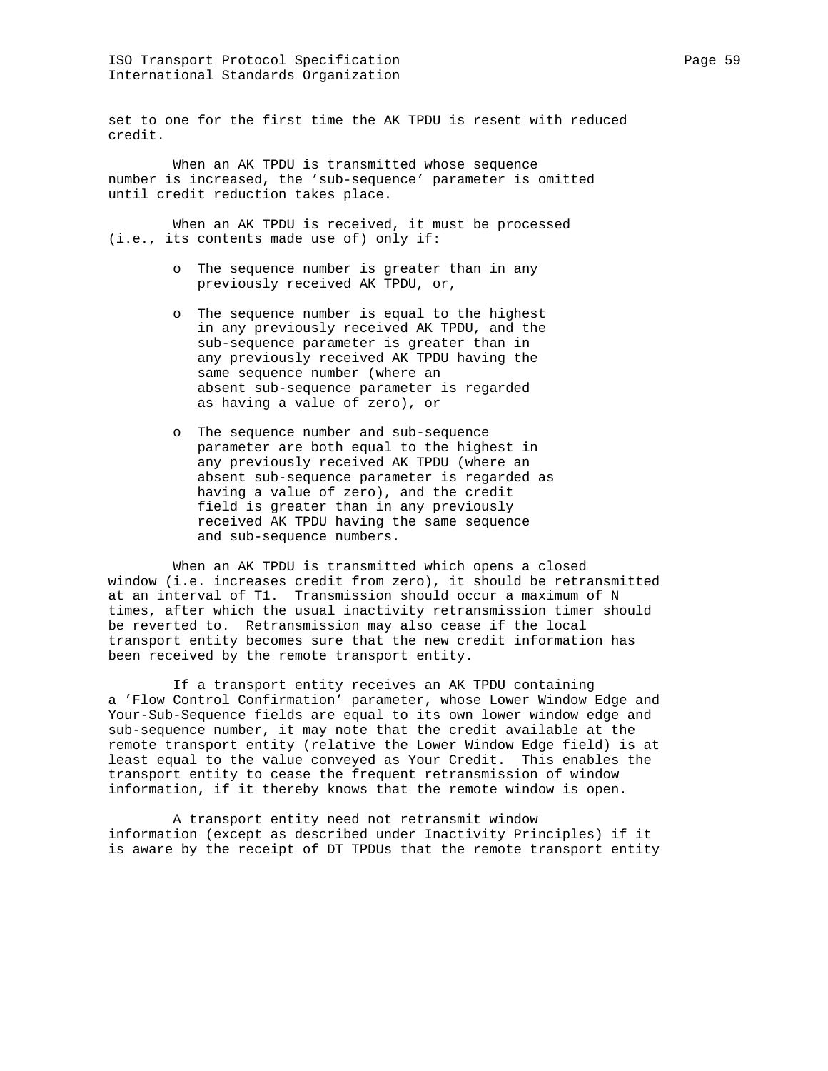set to one for the first time the AK TPDU is resent with reduced credit.

When an AK TPDU is transmitted whose sequence number is increased, the 'sub-sequence' parameter is omitted until credit reduction takes place.

When an AK TPDU is received, it must be processed (i.e., its contents made use of) only if:

- The sequence number is greater than in any previously received AK TPDU, or,
- The sequence number is equal to the highest in any previously received AK TPDU, and the sub-sequence parameter is greater than in any previously received AK TPDU having the same sequence number (where an absent sub-sequence parameter is regarded as having a value of zero), or
- The sequence number and sub-sequence parameter are both equal to the highest in any previously received AK TPDU (where an absent sub-sequence parameter is regarded as having a value of zero), and the credit field is greater than in any previously received AK TPDU having the same sequence and sub-sequence numbers.

When an AK TPDU is transmitted which opens a closed window (i.e. increases credit from zero), it should be retransmitted at an interval of T1. Transmission should occur a maximum of N times, after which the usual inactivity retransmission timer should be reverted to. Retransmission may also cease if the local transport entity becomes sure that the new credit information has been received by the remote transport entity.

If a transport entity receives an AK TPDU containing a 'Flow Control Confirmation' parameter, whose Lower Window Edge and Your-Sub-Sequence fields are equal to its own lower window edge and sub-sequence number, it may note that the credit available at the remote transport entity (relative the Lower Window Edge field) is at least equal to the value conveyed as Your Credit. This enables the transport entity to cease the frequent retransmission of window information, if it thereby knows that the remote window is open.

A transport entity need not retransmit window information (except as described under Inactivity Principles) if it is aware by the receipt of DT TPDUs that the remote transport entity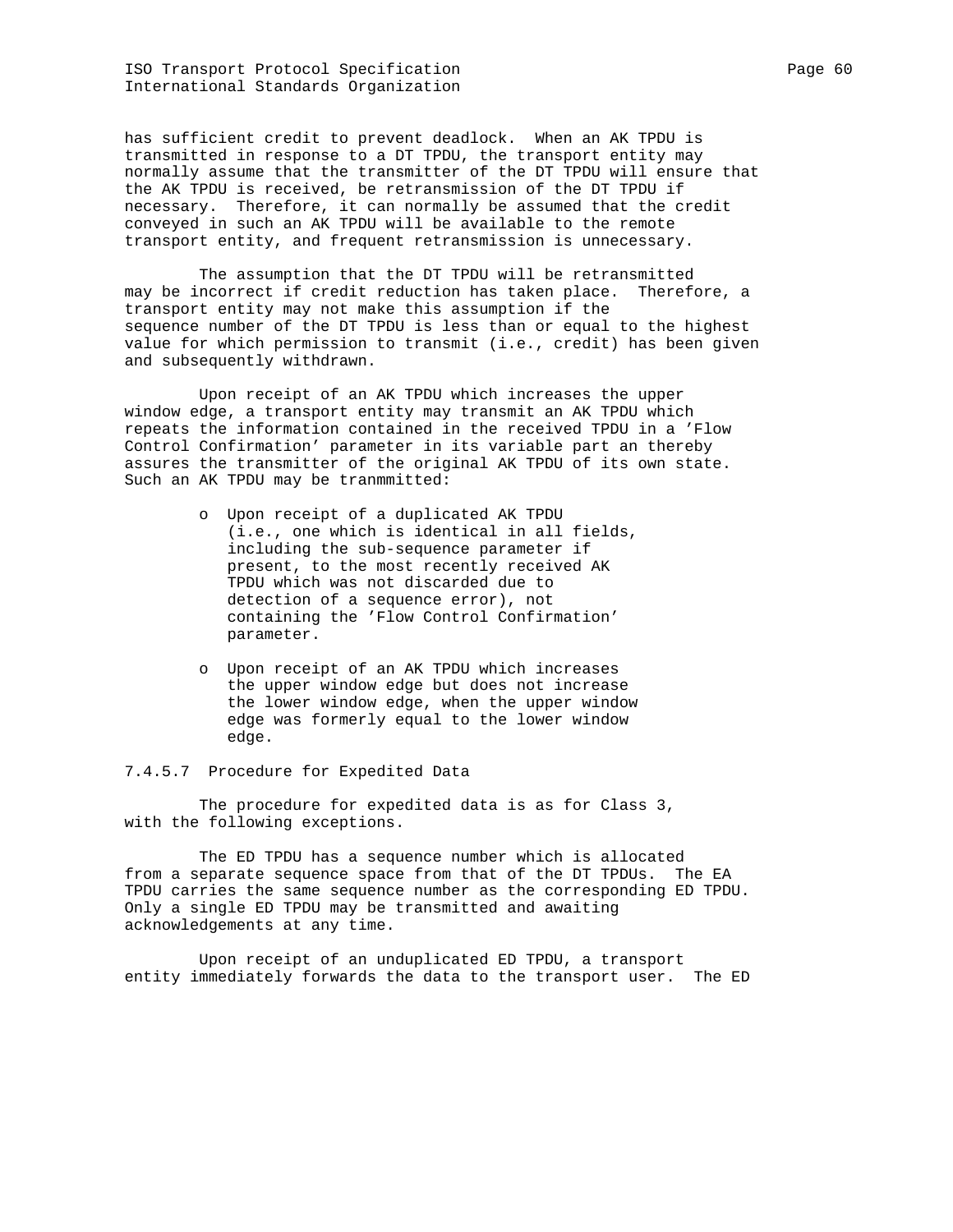has sufficient credit to prevent deadlock. When an AK TPDU is transmitted in response to a DT TPDU, the transport entity may normally assume that the transmitter of the DT TPDU will ensure that the AK TPDU is received, be retransmission of the DT TPDU if necessary. Therefore, it can normally be assumed that the credit conveyed in such an AK TPDU will be available to the remote transport entity, and frequent retransmission is unnecessary.

The assumption that the DT TPDU will be retransmitted may be incorrect if credit reduction has taken place. Therefore, a transport entity may not make this assumption if the sequence number of the DT TPDU is less than or equal to the highest value for which permission to transmit (i.e., credit) has been given and subsequently withdrawn.

Upon receipt of an AK TPDU which increases the upper window edge, a transport entity may transmit an AK TPDU which repeats the information contained in the received TPDU in a 'Flow Control Confirmation' parameter in its variable part an thereby assures the transmitter of the original AK TPDU of its own state. Such an AK TPDU may be tranmmitted:

- Upon receipt of a duplicated AK TPDU (i.e., one which is identical in all fields, including the sub-sequence parameter if present, to the most recently received AK TPDU which was not discarded due to detection of a sequence error), not containing the 'Flow Control Confirmation' parameter.

- Upon receipt of an AK TPDU which increases the upper window edge but does not increase the lower window edge, when the upper window edge was formerly equal to the lower window edge.

#### 7.4.5.7 Procedure for Expedited Data

The procedure for expedited data is as for Class 3, with the following exceptions.

The ED TPDU has a sequence number which is allocated from a separate sequence space from that of the DT TPDUs. The EA TPDU carries the same sequence number as the corresponding ED TPDU. Only a single ED TPDU may be transmitted and awaiting acknowledgements at any time.

Upon receipt of an unduplicated ED TPDU, a transport entity immediately forwards the data to the transport user. The ED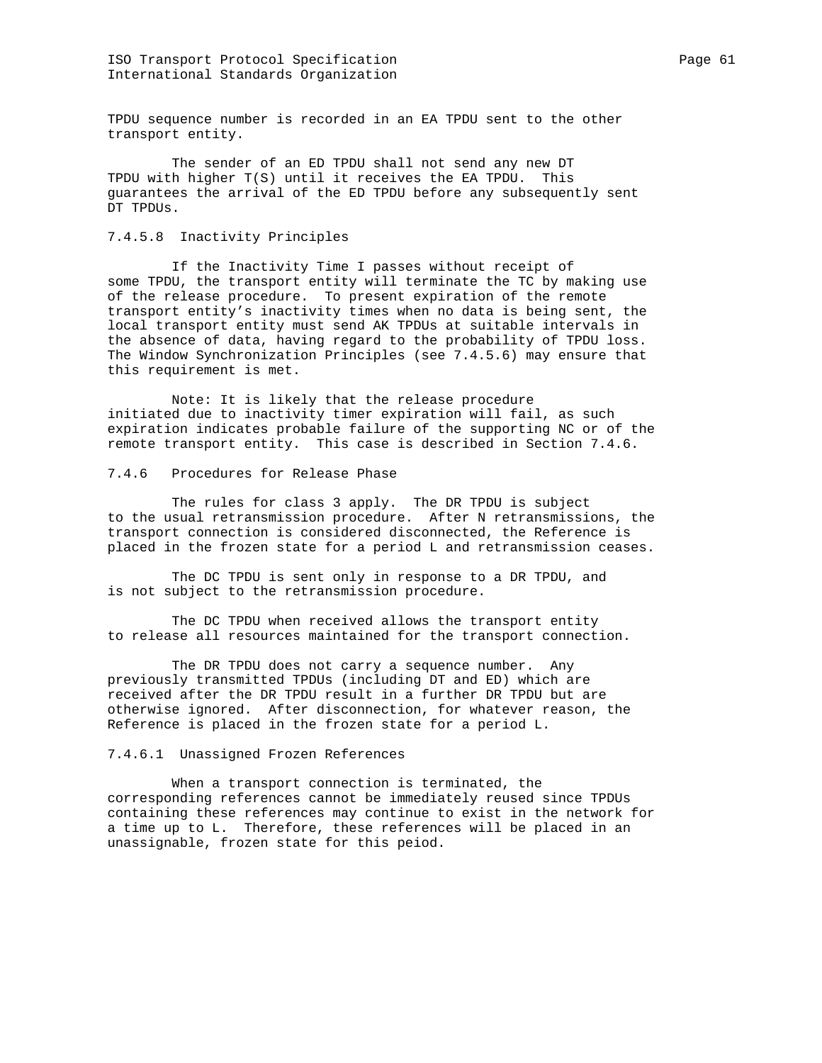TPDU sequence number is recorded in an EA TPDU sent to the other transport entity.

The sender of an ED TPDU shall not send any new DT TPDU with higher T(S) until it receives the EA TPDU. This guarantees the arrival of the ED TPDU before any subsequently sent DT TPDUs.

#### 7.4.5.8 Inactivity Principles

If the Inactivity Time I passes without receipt of some TPDU, the transport entity will terminate the TC by making use of the release procedure. To present expiration of the remote transport entity's inactivity times when no data is being sent, the local transport entity must send AK TPDUs at suitable intervals in the absence of data, having regard to the probability of TPDU loss. The Window Synchronization Principles (see 7.4.5.6) may ensure that this requirement is met.

Note: It is likely that the release procedure initiated due to inactivity timer expiration will fail, as such expiration indicates probable failure of the supporting NC or of the remote transport entity. This case is described in Section 7.4.6.

### 7.4.6 Procedures for Release Phase

The rules for class 3 apply. The DR TPDU is subject to the usual retransmission procedure. After N retransmissions, the transport connection is considered disconnected, the Reference is placed in the frozen state for a period L and retransmission ceases.

The DC TPDU is sent only in response to a DR TPDU, and is not subject to the retransmission procedure.

The DC TPDU when received allows the transport entity to release all resources maintained for the transport connection.

The DR TPDU does not carry a sequence number. Any previously transmitted TPDUs (including DT and ED) which are received after the DR TPDU result in a further DR TPDU but are otherwise ignored. After disconnection, for whatever reason, the Reference is placed in the frozen state for a period L.

#### 7.4.6.1 Unassigned Frozen References

When a transport connection is terminated, the corresponding references cannot be immediately reused since TPDUs containing these references may continue to exist in the network for a time up to L. Therefore, these references will be placed in an unassignable, frozen state for this peiod.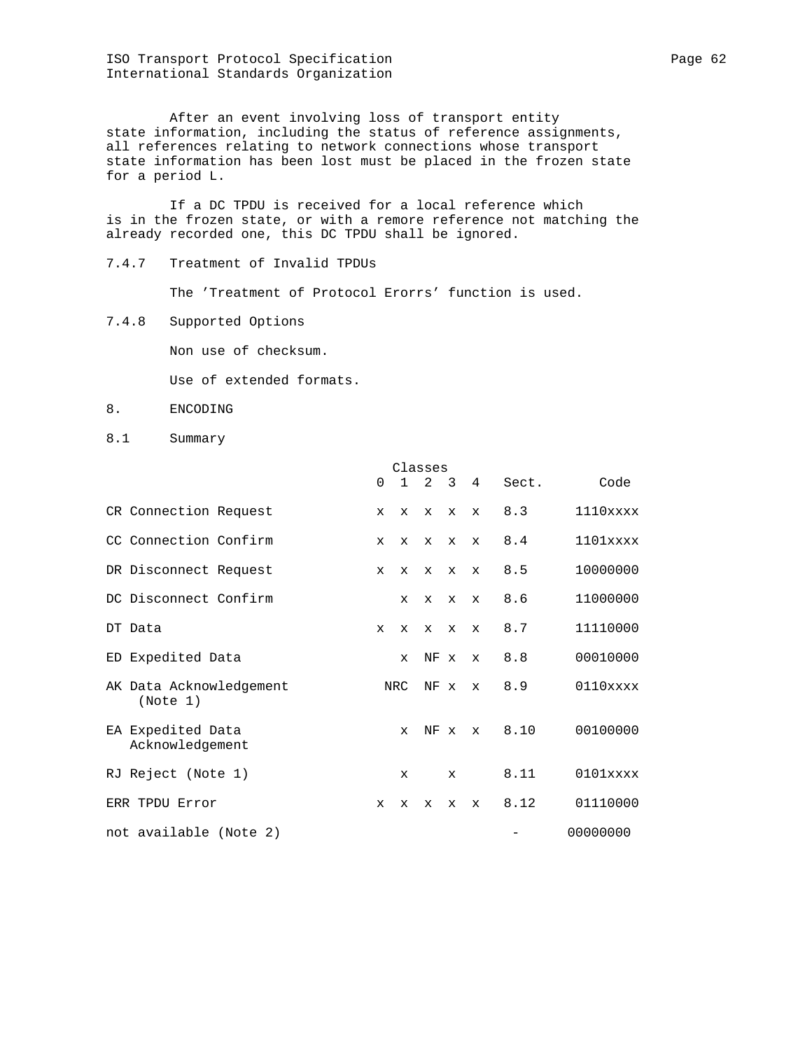After an event involving loss of transport entity state information, including the status of reference assignments, all references relating to network connections whose transport state information has been lost must be placed in the frozen state for a period L.

If a DC TPDU is received for a local reference which is in the frozen state, or with a remore reference not matching the already recorded one, this DC TPDU shall be ignored.

### 7.4.7 Treatment of Invalid TPDUs

The 'Treatment of Protocol Erorrs' function is used.

### 7.4.8 Supported Options

Non use of checksum.

Use of extended formats.

# 8. ENCODING

## 8.1 Summary

| | Classes 0 | 1 | 2 | 3 | 4 | Sect. | Code |
|---|---|---|---|---|---|---|---|
| CR Connection Request | x | x | x | x | x | 8.3 | 1110xxxx |
| CC Connection Confirm | x | x | x | x | x | 8.4 | 1101xxxx |
| DR Disconnect Request | x | x | x | x | x | 8.5 | 10000000 |
| DC Disconnect Confirm | | x | x | x | x | 8.6 | 11000000 |
| DT Data | x | x | x | x | x | 8.7 | 11110000 |
| ED Expedited Data | | x | NF | x | x | 8.8 | 00010000 |
| AK Data Acknowledgement (Note 1) | | NRC | NF | x | x | 8.9 | 0110xxxx |
| EA Expedited Data Acknowledgement | | x | NF | x | x | 8.10 | 00100000 |
| RJ Reject (Note 1) | | x | | x | | 8.11 | 0101xxxx |
| ERR TPDU Error | x | x | x | x | x | 8.12 | 01110000 |
| not available (Note 2) | | | | | | - | 00000000 |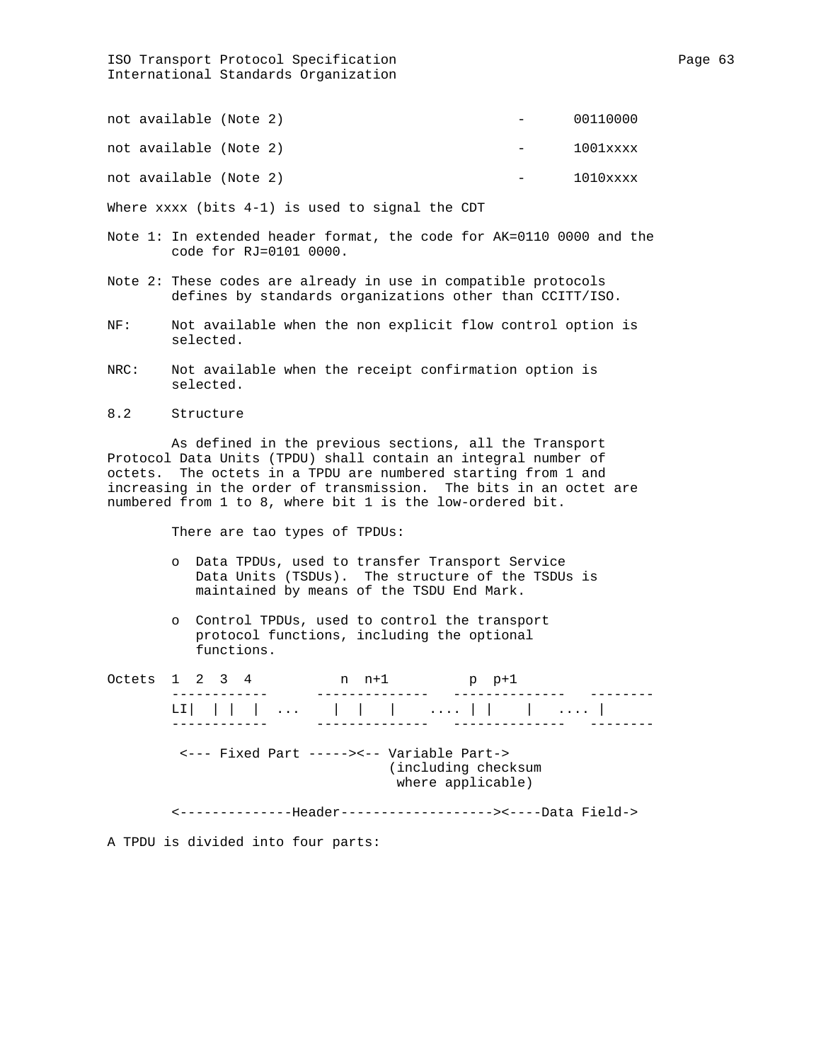| | | |
|---|---|---|
| not available (Note 2) | - | 00110000 |
| not available (Note 2) | - | 1001xxxx |
| not available (Note 2) | - | 1010xxxx |

Where xxxx (bits 4-1) is used to signal the CDT

Note 1: In extended header format, the code for AK=0110 0000 and the code for RJ=0101 0000.

Note 2: These codes are already in use in compatible protocols defines by standards organizations other than CCITT/ISO.

NF: Not available when the non explicit flow control option is selected.

NRC: Not available when the receipt confirmation option is selected.

## 8.2 Structure

As defined in the previous sections, all the Transport Protocol Data Units (TPDU) shall contain an integral number of octets. The octets in a TPDU are numbered starting from 1 and increasing in the order of transmission. The bits in an octet are numbered from 1 to 8, where bit 1 is the low-ordered bit.

There are tao types of TPDUs:

- Data TPDUs, used to transfer Transport Service Data Units (TSDUs). The structure of the TSDUs is maintained by means of the TSDU End Mark.

- Control TPDUs, used to control the transport protocol functions, including the optional functions.

```
Octets  1  2  3  4          n  n+1         p  p+1
        ------------      --------------   --------------   --------
        LI|  | |  |  ...    |  |   |    .... | |    |   .... |
        ------------      --------------   --------------   --------

         <--- Fixed Part -----><-- Variable Part->
                                (including checksum
                                 where applicable)

        <--------------Header------------------><----Data Field->
```

A TPDU is divided into four parts: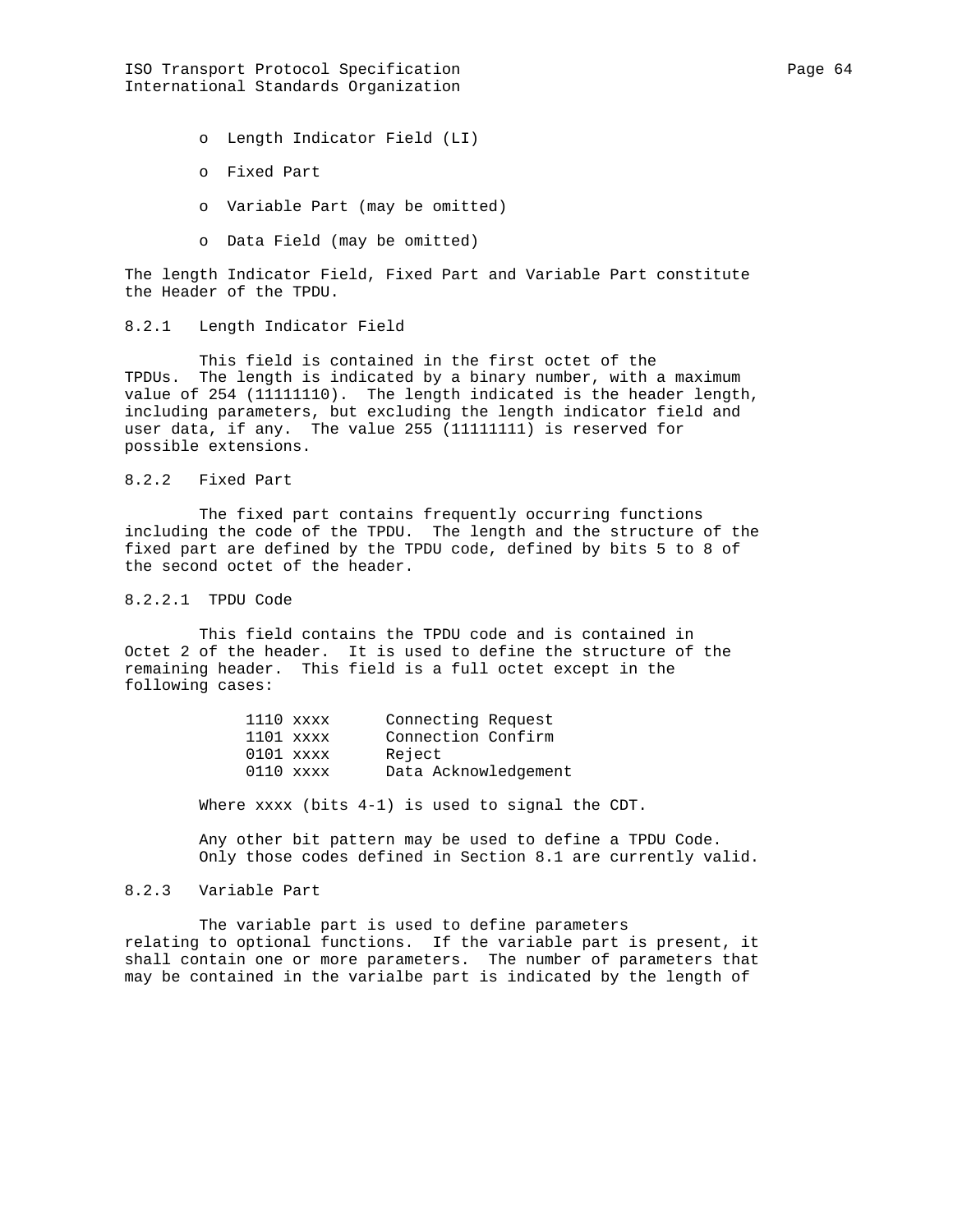- Length Indicator Field (LI)
- Fixed Part
- Variable Part (may be omitted)
- Data Field (may be omitted)

The length Indicator Field, Fixed Part and Variable Part constitute the Header of the TPDU.

### 8.2.1 Length Indicator Field

This field is contained in the first octet of the TPDUs. The length is indicated by a binary number, with a maximum value of 254 (11111110). The length indicated is the header length, including parameters, but excluding the length indicator field and user data, if any. The value 255 (11111111) is reserved for possible extensions.

### 8.2.2 Fixed Part

The fixed part contains frequently occurring functions including the code of the TPDU. The length and the structure of the fixed part are defined by the TPDU code, defined by bits 5 to 8 of the second octet of the header.

#### 8.2.2.1 TPDU Code

This field contains the TPDU code and is contained in Octet 2 of the header. It is used to define the structure of the remaining header. This field is a full octet except in the following cases:

```
1110 xxxx      Connecting Request
1101 xxxx      Connection Confirm
0101 xxxx      Reject
0110 xxxx      Data Acknowledgement
```

Where xxxx (bits 4-1) is used to signal the CDT.

Any other bit pattern may be used to define a TPDU Code. Only those codes defined in Section 8.1 are currently valid.

### 8.2.3 Variable Part

The variable part is used to define parameters relating to optional functions. If the variable part is present, it shall contain one or more parameters. The number of parameters that may be contained in the varialbe part is indicated by the length of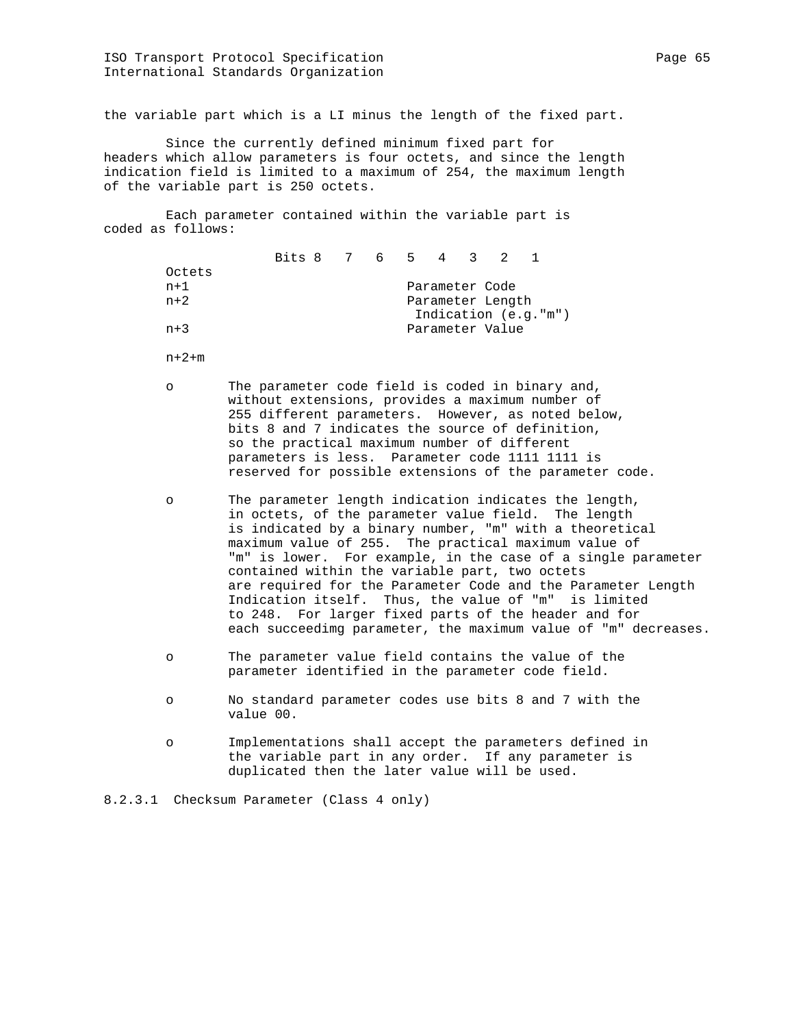the variable part which is a LI minus the length of the fixed part.

Since the currently defined minimum fixed part for headers which allow parameters is four octets, and since the length indication field is limited to a maximum of 254, the maximum length of the variable part is 250 octets.

Each parameter contained within the variable part is coded as follows:

```
                 Bits 8   7   6   5   4   3   2   1
Octets
n+1                                Parameter Code
n+2                                Parameter Length
                                    Indication (e.g."m")
n+3                                Parameter Value

n+2+m
```

- The parameter code field is coded in binary and, without extensions, provides a maximum number of 255 different parameters. However, as noted below, bits 8 and 7 indicates the source of definition, so the practical maximum number of different parameters is less. Parameter code 1111 1111 is reserved for possible extensions of the parameter code.

- The parameter length indication indicates the length, in octets, of the parameter value field. The length is indicated by a binary number, "m" with a theoretical maximum value of 255. The practical maximum value of "m" is lower. For example, in the case of a single parameter contained within the variable part, two octets are required for the Parameter Code and the Parameter Length Indication itself. Thus, the value of "m" is limited to 248. For larger fixed parts of the header and for each succeedimg parameter, the maximum value of "m" decreases.

- The parameter value field contains the value of the parameter identified in the parameter code field.

- No standard parameter codes use bits 8 and 7 with the value 00.

- Implementations shall accept the parameters defined in the variable part in any order. If any parameter is duplicated then the later value will be used.

8.2.3.1 Checksum Parameter (Class 4 only)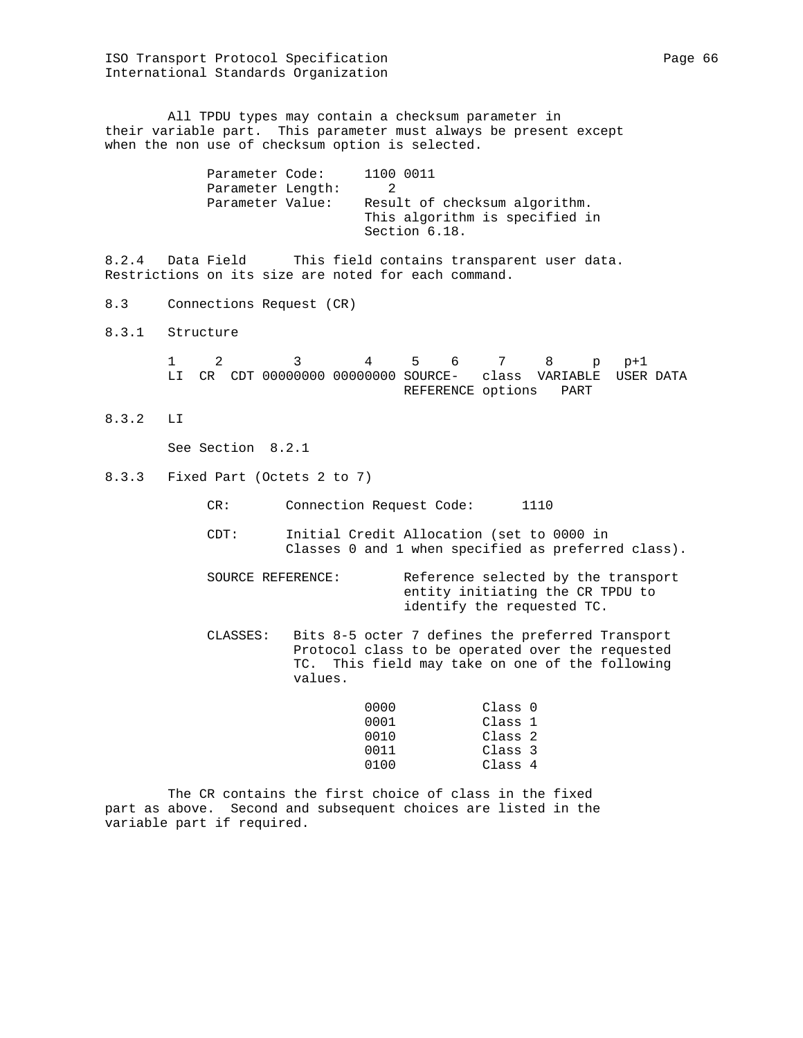All TPDU types may contain a checksum parameter in their variable part. This parameter must always be present except when the non use of checksum option is selected.

```
Parameter Code:     1100 0011
Parameter Length:      2
Parameter Value:    Result of checksum algorithm.
                    This algorithm is specified in
                    Section 6.18.
```

8.2.4 Data Field  This field contains transparent user data. Restrictions on its size are noted for each command.

## 8.3 Connections Request (CR)

### 8.3.1 Structure

```
1    2        3        4     5    6     7     8     p   p+1
LI  CR  CDT 00000000 00000000 SOURCE-   class  VARIABLE  USER DATA
                              REFERENCE options   PART
```

### 8.3.2 LI

See Section 8.2.1

### 8.3.3 Fixed Part (Octets 2 to 7)

CR: Connection Request Code: 1110

CDT: Initial Credit Allocation (set to 0000 in Classes 0 and 1 when specified as preferred class).

SOURCE REFERENCE: Reference selected by the transport entity initiating the CR TPDU to identify the requested TC.

CLASSES: Bits 8-5 octer 7 defines the preferred Transport Protocol class to be operated over the requested TC. This field may take on one of the following values.

| | |
|---|---|
| 0000 | Class 0 |
| 0001 | Class 1 |
| 0010 | Class 2 |
| 0011 | Class 3 |
| 0100 | Class 4 |

The CR contains the first choice of class in the fixed part as above. Second and subsequent choices are listed in the variable part if required.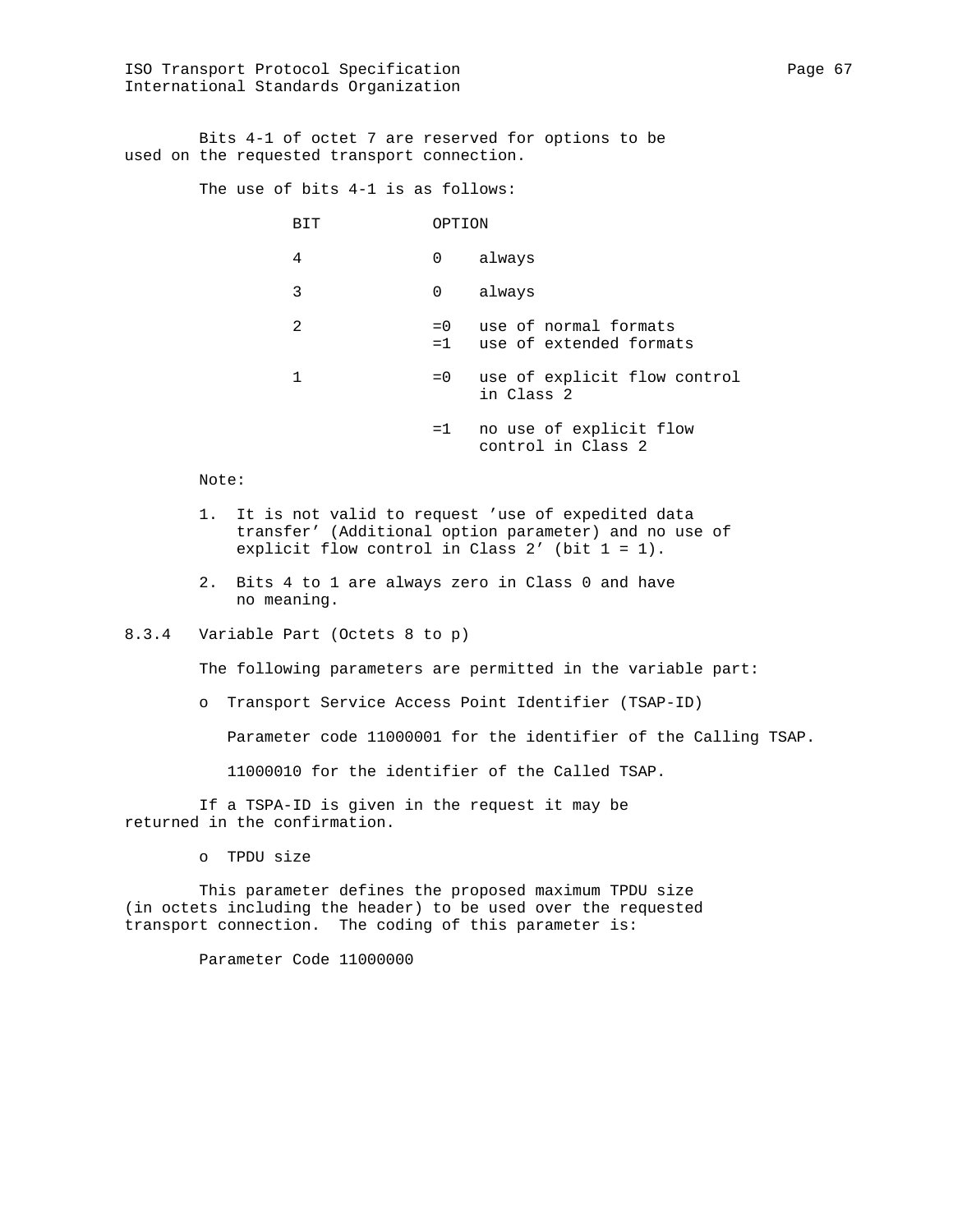Bits 4-1 of octet 7 are reserved for options to be used on the requested transport connection.

The use of bits 4-1 is as follows:

| BIT | OPTION | |
|---|---|---|
| 4 | 0 | always |
| 3 | 0 | always |
| 2 | =0 | use of normal formats |
| | =1 | use of extended formats |
| 1 | =0 | use of explicit flow control in Class 2 |
| | =1 | no use of explicit flow control in Class 2 |

Note:

1. It is not valid to request ’use of expedited data transfer’ (Additional option parameter) and no use of explicit flow control in Class 2’ (bit 1 = 1).
2. Bits 4 to 1 are always zero in Class 0 and have no meaning.

### 8.3.4 Variable Part (Octets 8 to p)

The following parameters are permitted in the variable part:

- Transport Service Access Point Identifier (TSAP-ID)

  Parameter code 11000001 for the identifier of the Calling TSAP.

  11000010 for the identifier of the Called TSAP.

If a TSPA-ID is given in the request it may be returned in the confirmation.

- TPDU size

This parameter defines the proposed maximum TPDU size (in octets including the header) to be used over the requested transport connection. The coding of this parameter is:

Parameter Code 11000000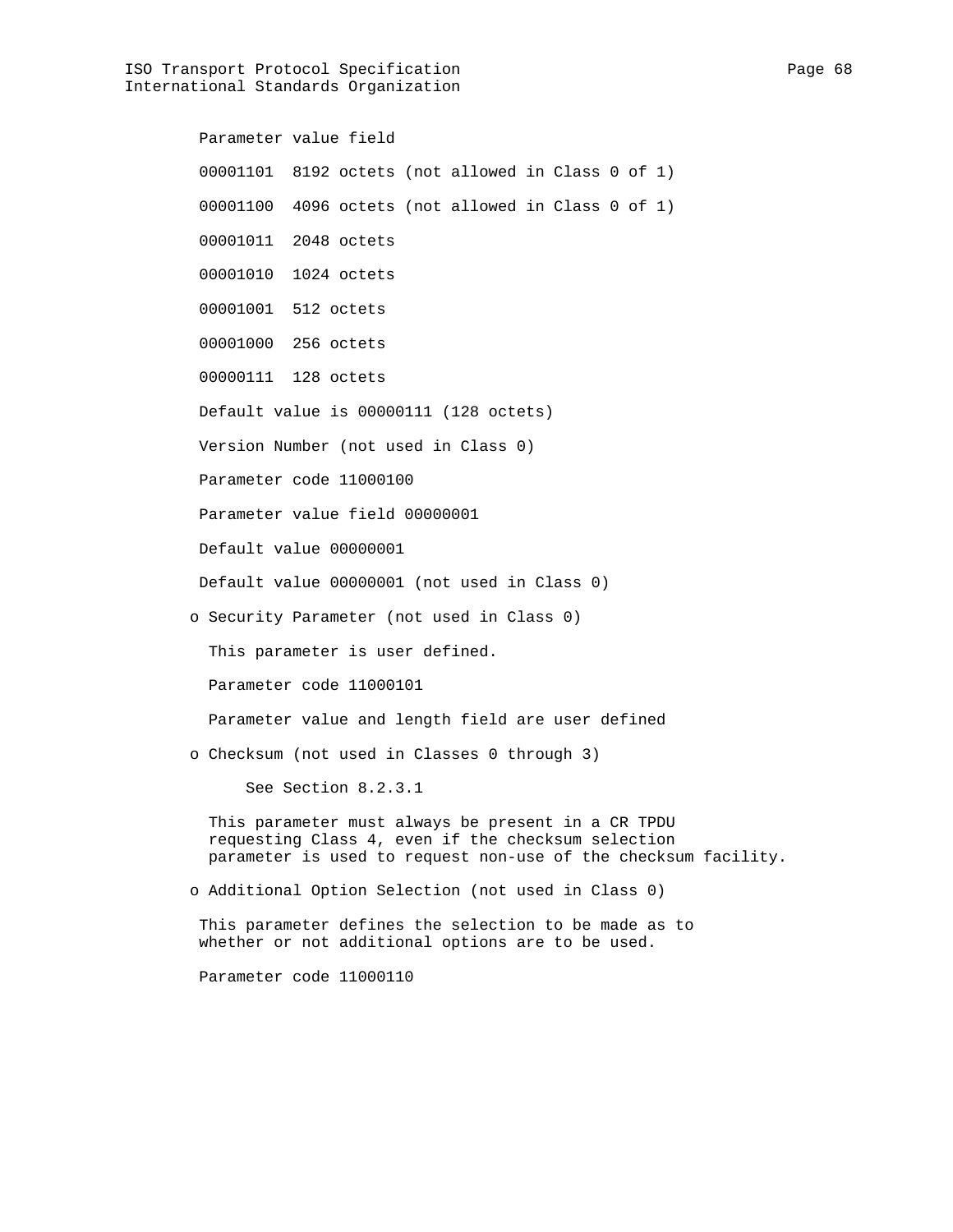Parameter value field

00001101  8192 octets (not allowed in Class 0 of 1)

00001100  4096 octets (not allowed in Class 0 of 1)

00001011  2048 octets

00001010  1024 octets

00001001  512 octets

00001000  256 octets

00000111  128 octets

Default value is 00000111 (128 octets)

Version Number (not used in Class 0)

Parameter code 11000100

Parameter value field 00000001

Default value 00000001

Default value 00000001 (not used in Class 0)

- Security Parameter (not used in Class 0)

  This parameter is user defined.

  Parameter code 11000101

  Parameter value and length field are user defined

- Checksum (not used in Classes 0 through 3)

  See Section 8.2.3.1

  This parameter must always be present in a CR TPDU requesting Class 4, even if the checksum selection parameter is used to request non-use of the checksum facility.

- Additional Option Selection (not used in Class 0)

  This parameter defines the selection to be made as to whether or not additional options are to be used.

  Parameter code 11000110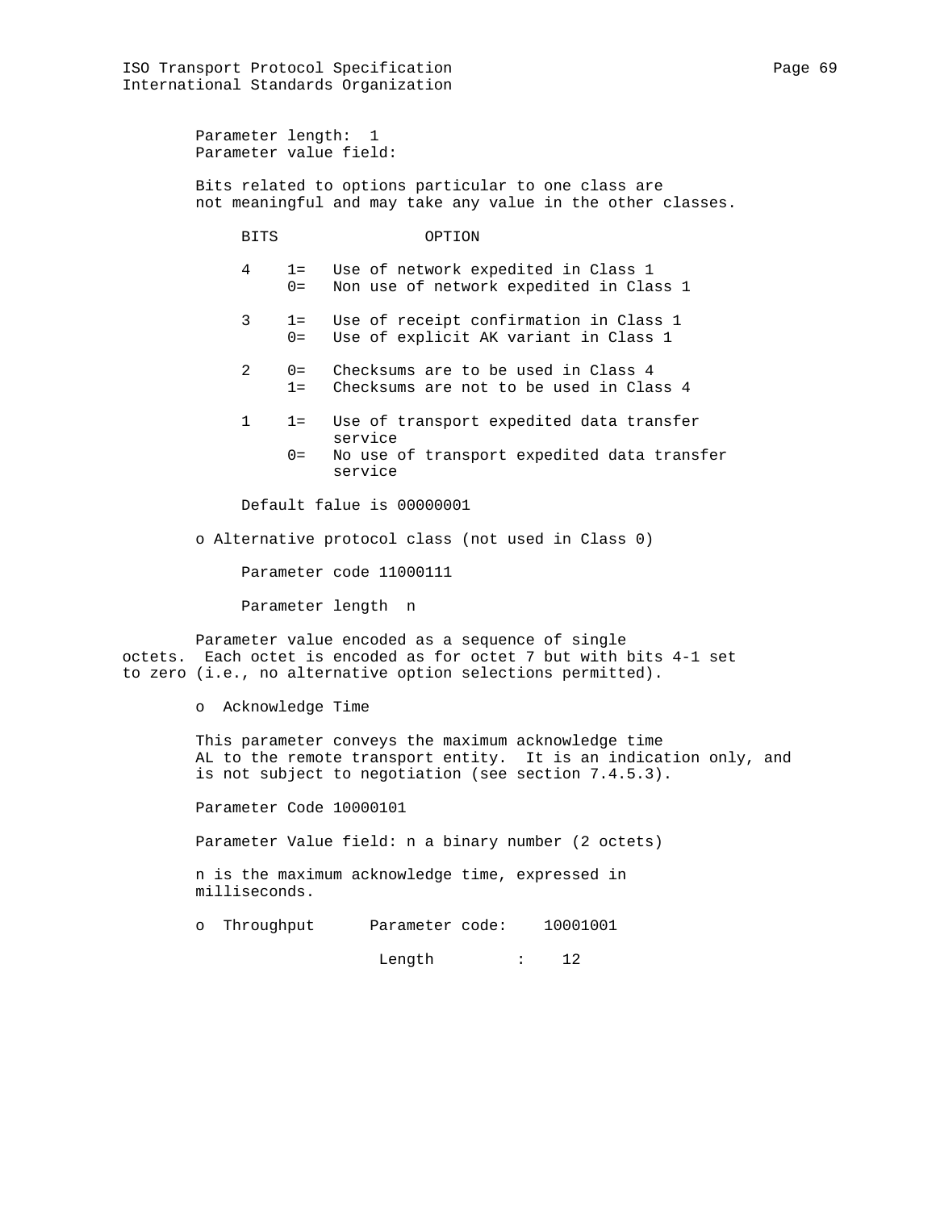Parameter length: 1
Parameter value field:

Bits related to options particular to one class are not meaningful and may take any value in the other classes.

| BITS | | OPTION |
|---|---|---|
| 4 | 1= | Use of network expedited in Class 1 |
| | 0= | Non use of network expedited in Class 1 |
| 3 | 1= | Use of receipt confirmation in Class 1 |
| | 0= | Use of explicit AK variant in Class 1 |
| 2 | 0= | Checksums are to be used in Class 4 |
| | 1= | Checksums are not to be used in Class 4 |
| 1 | 1= | Use of transport expedited data transfer service |
| | 0= | No use of transport expedited data transfer service |

Default falue is 00000001

- Alternative protocol class (not used in Class 0)

  Parameter code 11000111

  Parameter length n

Parameter value encoded as a sequence of single octets. Each octet is encoded as for octet 7 but with bits 4-1 set to zero (i.e., no alternative option selections permitted).

- Acknowledge Time

This parameter conveys the maximum acknowledge time AL to the remote transport entity. It is an indication only, and is not subject to negotiation (see section 7.4.5.3).

Parameter Code 10000101

Parameter Value field: n a binary number (2 octets)

n is the maximum acknowledge time, expressed in milliseconds.

- Throughput Parameter code: 10001001

  Length : 12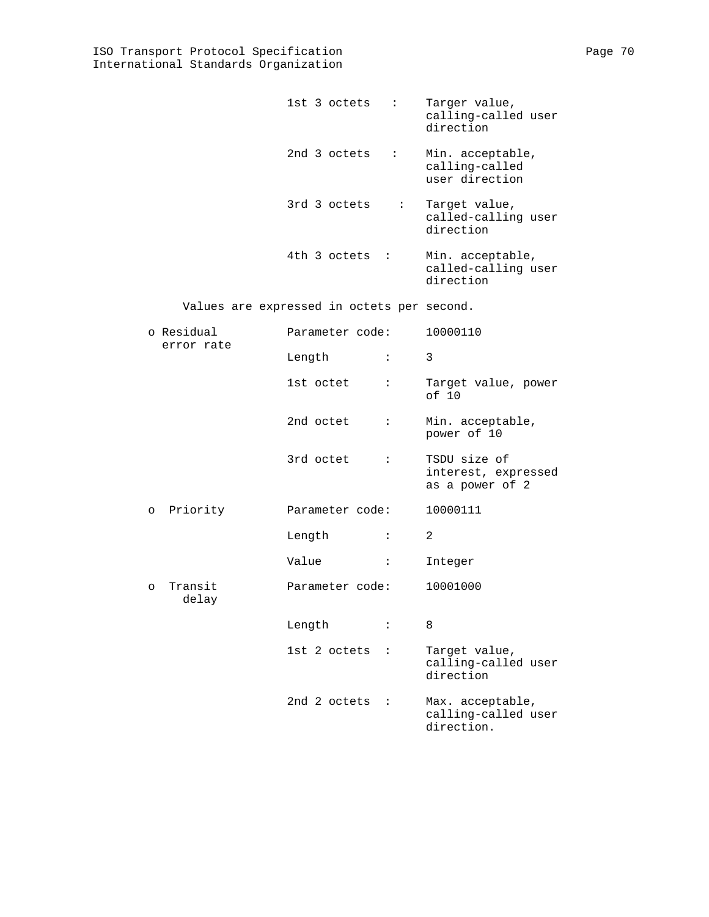| | | |
|---|---|---|
| | 1st 3 octets : | Targer value, calling-called user direction |
| | 2nd 3 octets : | Min. acceptable, calling-called user direction |
| | 3rd 3 octets : | Target value, called-calling user direction |
| | 4th 3 octets : | Min. acceptable, called-calling user direction |

Values are expressed in octets per second.

| | | |
|---|---|---|
| o Residual error rate | Parameter code: | 10000110 |
| | Length : | 3 |
| | 1st octet : | Target value, power of 10 |
| | 2nd octet : | Min. acceptable, power of 10 |
| | 3rd octet : | TSDU size of interest, expressed as a power of 2 |
| o Priority | Parameter code: | 10000111 |
| | Length : | 2 |
| | Value : | Integer |
| o Transit delay | Parameter code: | 10001000 |
| | Length : | 8 |
| | 1st 2 octets : | Target value, calling-called user direction |
| | 2nd 2 octets : | Max. acceptable, calling-called user direction. |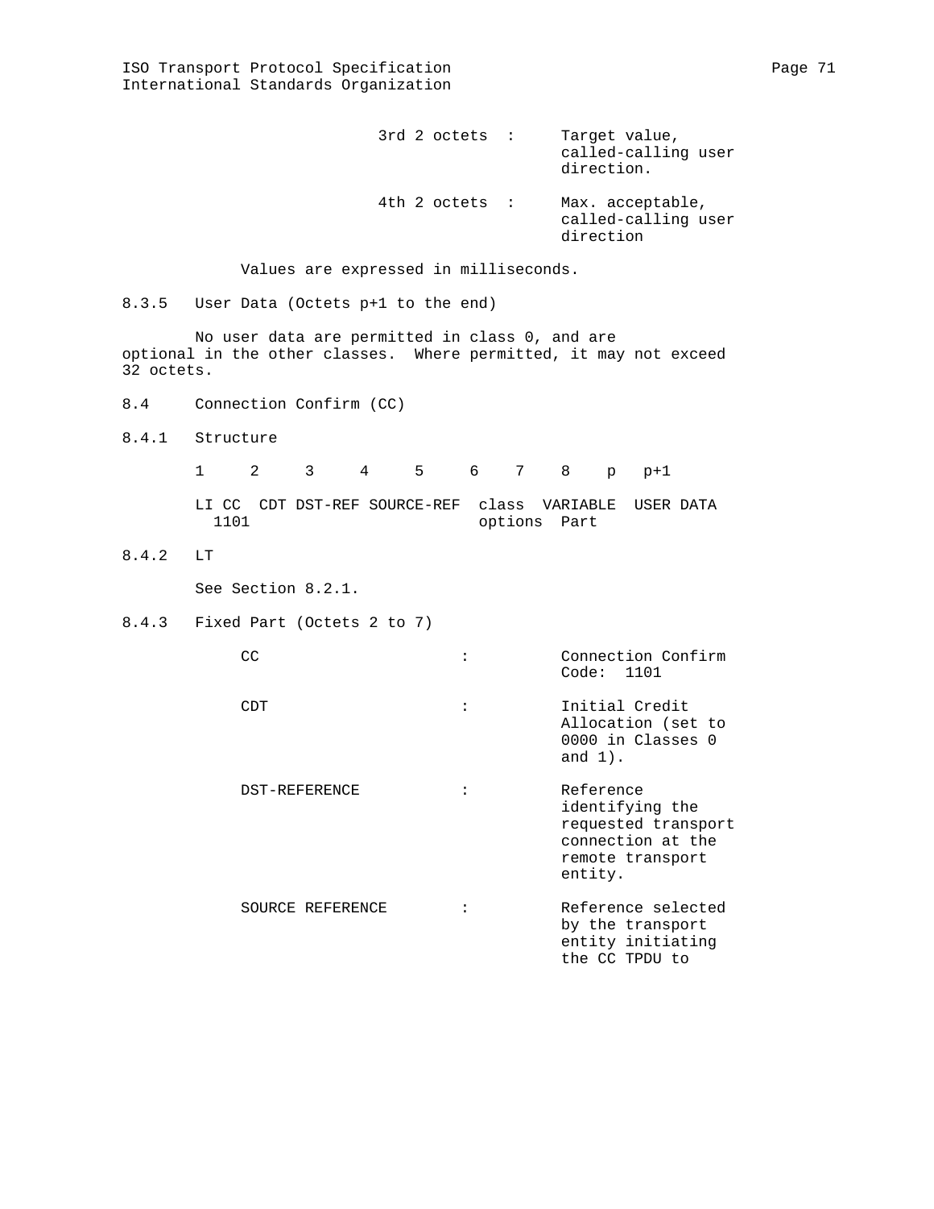| | | |
|---|---|---|
| 3rd 2 octets | : | Target value, called-calling user direction. |
| 4th 2 octets | : | Max. acceptable, called-calling user direction |

Values are expressed in milliseconds.

### 8.3.5 User Data (Octets p+1 to the end)

No user data are permitted in class 0, and are optional in the other classes. Where permitted, it may not exceed 32 octets.

## 8.4 Connection Confirm (CC)

### 8.4.1 Structure

```
1     2     3     4     5     6    7    8    p   p+1

LI CC  CDT DST-REF SOURCE-REF  class  VARIABLE  USER DATA
  1101                         options  Part
```

### 8.4.2 LT

See Section 8.2.1.

### 8.4.3 Fixed Part (Octets 2 to 7)

| | | |
|---|---|---|
| CC | : | Connection Confirm Code: 1101 |
| CDT | : | Initial Credit Allocation (set to 0000 in Classes 0 and 1). |
| DST-REFERENCE | : | Reference identifying the requested transport connection at the remote transport entity. |
| SOURCE REFERENCE | : | Reference selected by the transport entity initiating the CC TPDU to |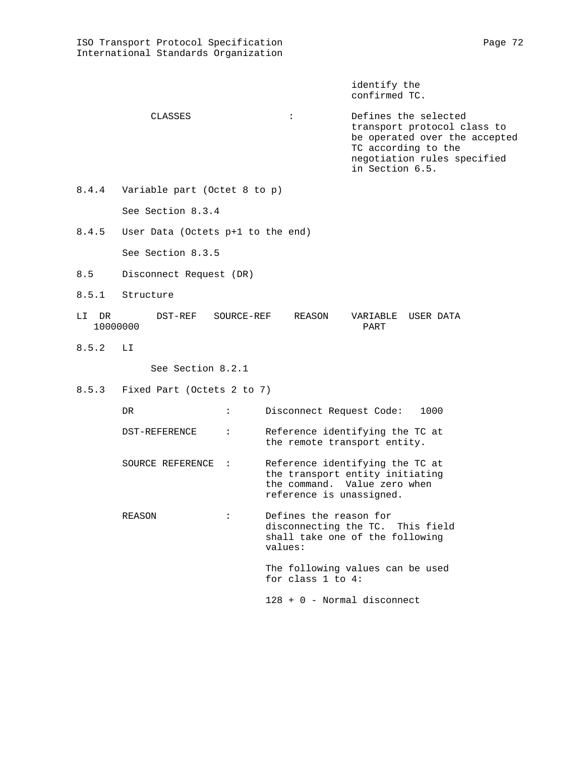identify the confirmed TC.

| | | |
|---|---|---|
| CLASSES | : | Defines the selected transport protocol class to be operated over the accepted TC according to the negotiation rules specified in Section 6.5. |

8.4.4 Variable part (Octet 8 to p)

See Section 8.3.4

8.4.5 User Data (Octets p+1 to the end)

See Section 8.3.5

## 8.5 Disconnect Request (DR)

### 8.5.1 Structure

```
LI  DR        DST-REF   SOURCE-REF    REASON    VARIABLE  USER DATA
   10000000                                       PART
```

### 8.5.2 LI

See Section 8.2.1

### 8.5.3 Fixed Part (Octets 2 to 7)

| | | |
|---|---|---|
| DR | : | Disconnect Request Code: 1000 |
| DST-REFERENCE | : | Reference identifying the TC at the remote transport entity. |
| SOURCE REFERENCE | : | Reference identifying the TC at the transport entity initiating the command. Value zero when reference is unassigned. |
| REASON | : | Defines the reason for disconnecting the TC. This field shall take one of the following values: |

The following values can be used for class 1 to 4:

128 + 0 - Normal disconnect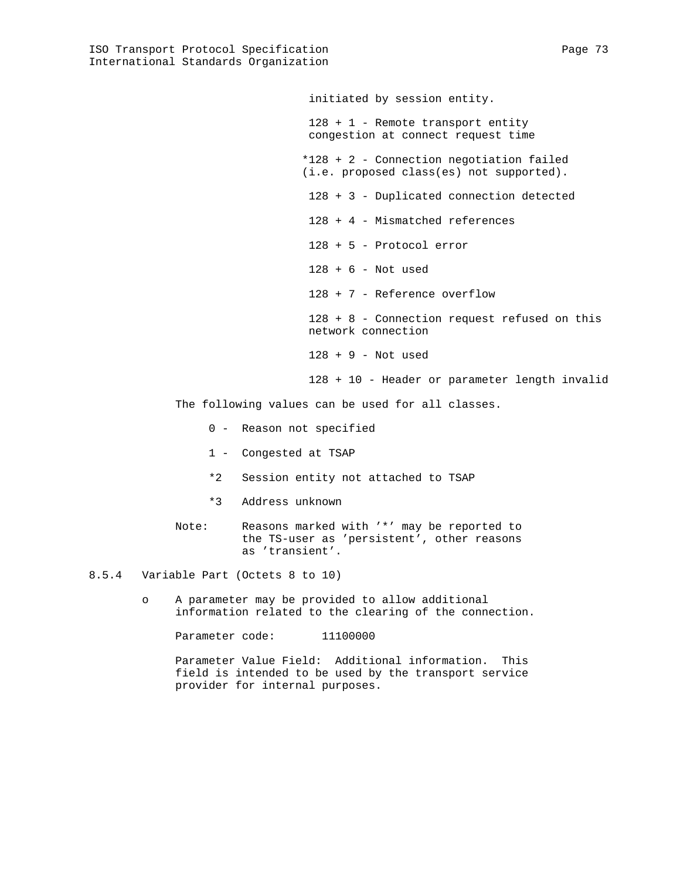initiated by session entity.

128 + 1 - Remote transport entity congestion at connect request time

*128 + 2 - Connection negotiation failed (i.e. proposed class(es) not supported).

128 + 3 - Duplicated connection detected

128 + 4 - Mismatched references

128 + 5 - Protocol error

128 + 6 - Not used

128 + 7 - Reference overflow

128 + 8 - Connection request refused on this network connection

128 + 9 - Not used

128 + 10 - Header or parameter length invalid

The following values can be used for all classes.

0 - Reason not specified

1 - Congested at TSAP

*2 Session entity not attached to TSAP

*3 Address unknown

Note: Reasons marked with '*' may be reported to the TS-user as 'persistent', other reasons as 'transient'.

8.5.4 Variable Part (Octets 8 to 10)

- o A parameter may be provided to allow additional information related to the clearing of the connection.

  Parameter code: 11100000

  Parameter Value Field: Additional information. This field is intended to be used by the transport service provider for internal purposes.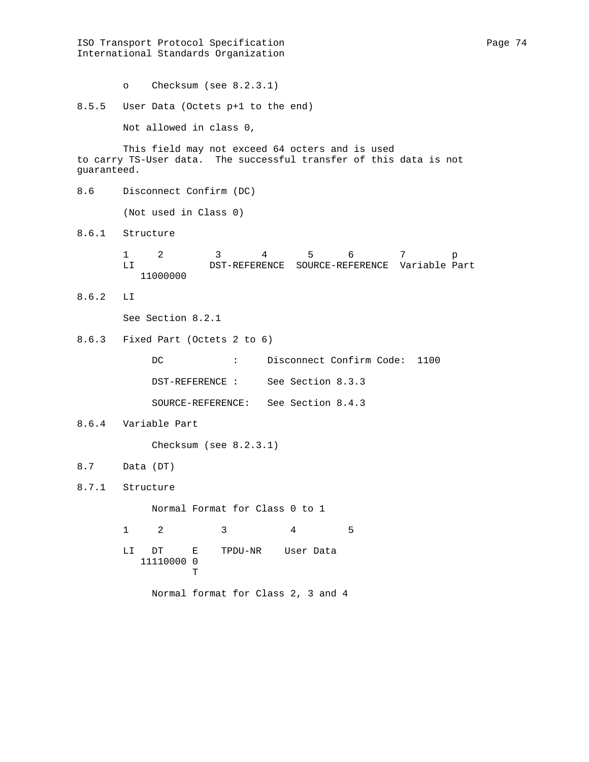- o Checksum (see 8.2.3.1)

### 8.5.5 User Data (Octets p+1 to the end)

Not allowed in class 0,

This field may not exceed 64 octers and is used to carry TS-User data. The successful transfer of this data is not guaranteed.

## 8.6 Disconnect Confirm (DC)

(Not used in Class 0)

### 8.6.1 Structure

```
1     2        3      4      5      6       7        p
LI             DST-REFERENCE  SOURCE-REFERENCE  Variable Part
   11000000
```

### 8.6.2 LI

See Section 8.2.1

### 8.6.3 Fixed Part (Octets 2 to 6)

DC : Disconnect Confirm Code: 1100

DST-REFERENCE : See Section 8.3.3

SOURCE-REFERENCE: See Section 8.4.3

### 8.6.4 Variable Part

Checksum (see 8.2.3.1)

## 8.7 Data (DT)

### 8.7.1 Structure

Normal Format for Class 0 to 1

```
1     2          3          4        5

LI   DT      E    TPDU-NR    User Data
   11110000 0
            T
```

Normal format for Class 2, 3 and 4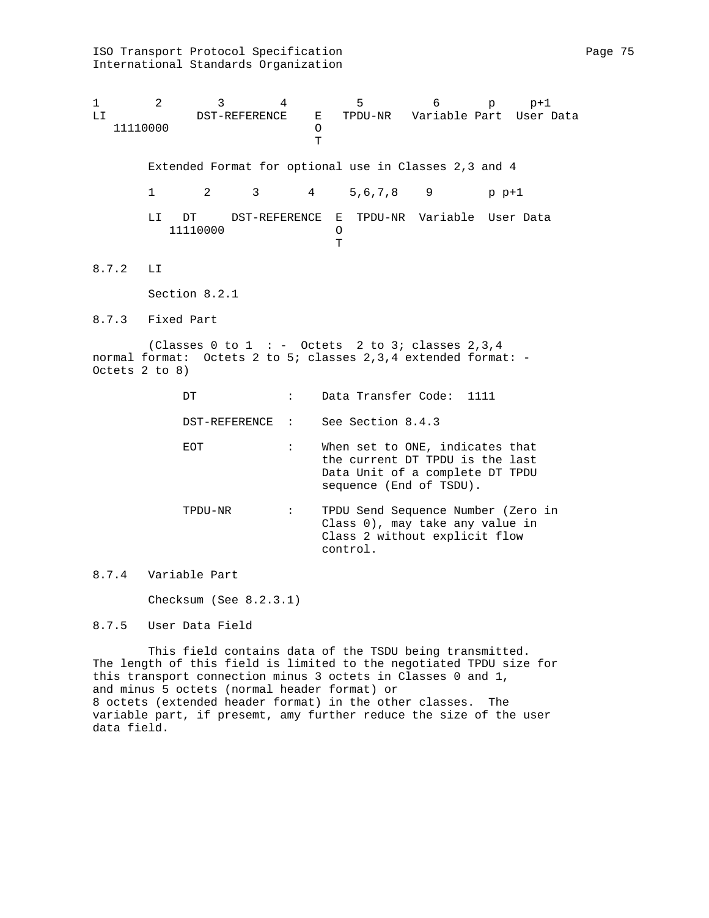```
1        2        3        4          5          6       p     p+1
LI            DST-REFERENCE    E   TPDU-NR   Variable Part  User Data
   11110000                    O
                               T
```

Extended Format for optional use in Classes 2,3 and 4

```
1       2      3       4     5,6,7,8    9        p p+1

LI   DT     DST-REFERENCE  E  TPDU-NR  Variable  User Data
   11110000                O
                           T
```

8.7.2 LI

Section 8.2.1

8.7.3 Fixed Part

(Classes 0 to 1 : - Octets 2 to 3; classes 2,3,4 normal format: Octets 2 to 5; classes 2,3,4 extended format: - Octets 2 to 8)

| | | |
|---|---|---|
| DT | : | Data Transfer Code: 1111 |
| DST-REFERENCE | : | See Section 8.4.3 |
| EOT | : | When set to ONE, indicates that the current DT TPDU is the last Data Unit of a complete DT TPDU sequence (End of TSDU). |
| TPDU-NR | : | TPDU Send Sequence Number (Zero in Class 0), may take any value in Class 2 without explicit flow control. |

8.7.4 Variable Part

Checksum (See 8.2.3.1)

8.7.5 User Data Field

This field contains data of the TSDU being transmitted. The length of this field is limited to the negotiated TPDU size for this transport connection minus 3 octets in Classes 0 and 1, and minus 5 octets (normal header format) or 8 octets (extended header format) in the other classes. The variable part, if presemt, amy further reduce the size of the user data field.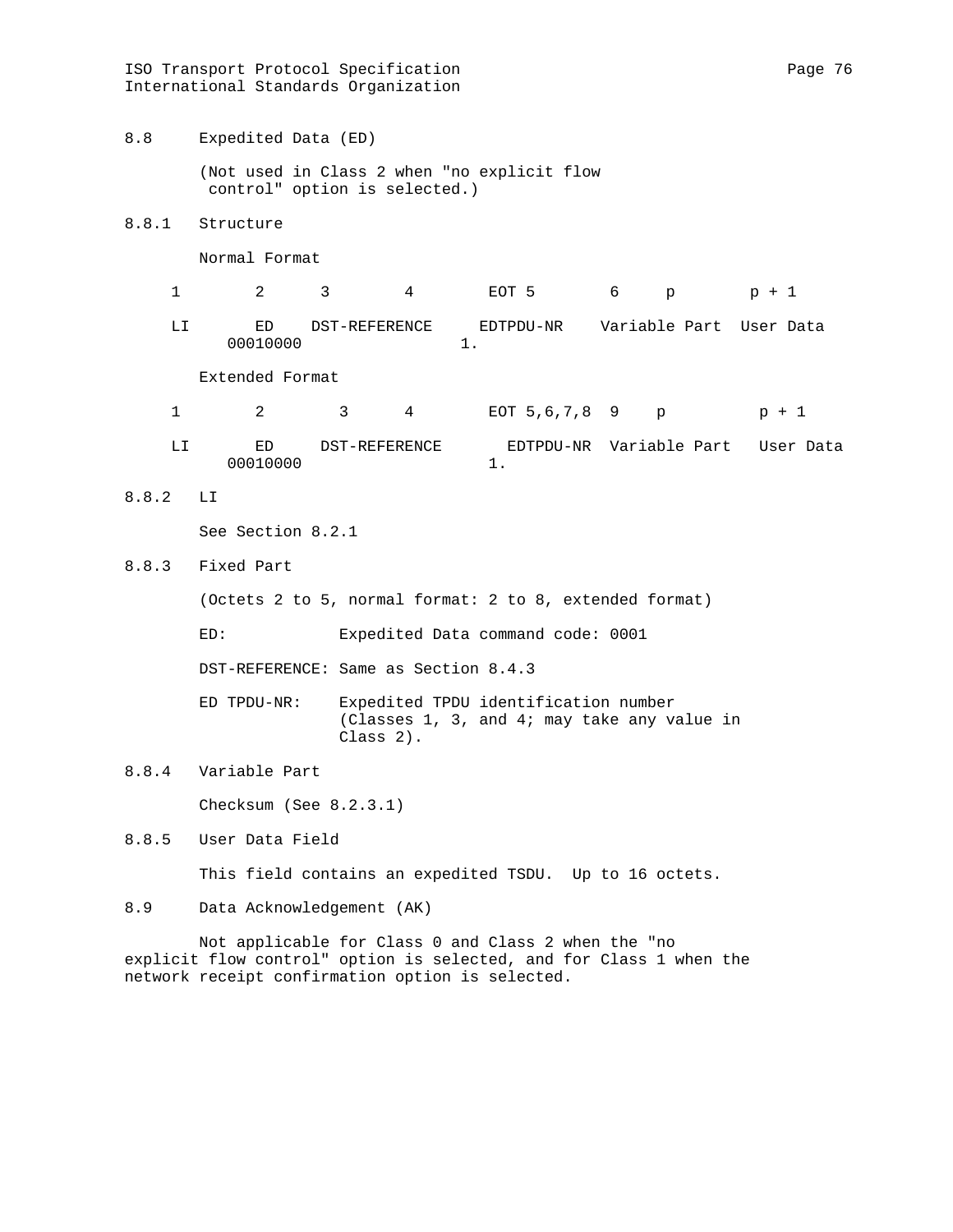## 8.8 Expedited Data (ED)

(Not used in Class 2 when "no explicit flow control" option is selected.)

### 8.8.1 Structure

Normal Format

```
    1        2      3        4        EOT 5        6     p        p + 1

    LI       ED    DST-REFERENCE     EDTPDU-NR    Variable Part  User Data
          00010000                  1.
```

Extended Format

```
    1        2        3      4        EOT 5,6,7,8  9    p          p + 1

    LI       ED     DST-REFERENCE       EDTPDU-NR  Variable Part   User Data
          00010000                     1.
```

### 8.8.2 LI

See Section 8.2.1

### 8.8.3 Fixed Part

(Octets 2 to 5, normal format: 2 to 8, extended format)

ED: Expedited Data command code: 0001

DST-REFERENCE: Same as Section 8.4.3

ED TPDU-NR: Expedited TPDU identification number (Classes 1, 3, and 4; may take any value in Class 2).

### 8.8.4 Variable Part

Checksum (See 8.2.3.1)

### 8.8.5 User Data Field

This field contains an expedited TSDU. Up to 16 octets.

## 8.9 Data Acknowledgement (AK)

Not applicable for Class 0 and Class 2 when the "no explicit flow control" option is selected, and for Class 1 when the network receipt confirmation option is selected.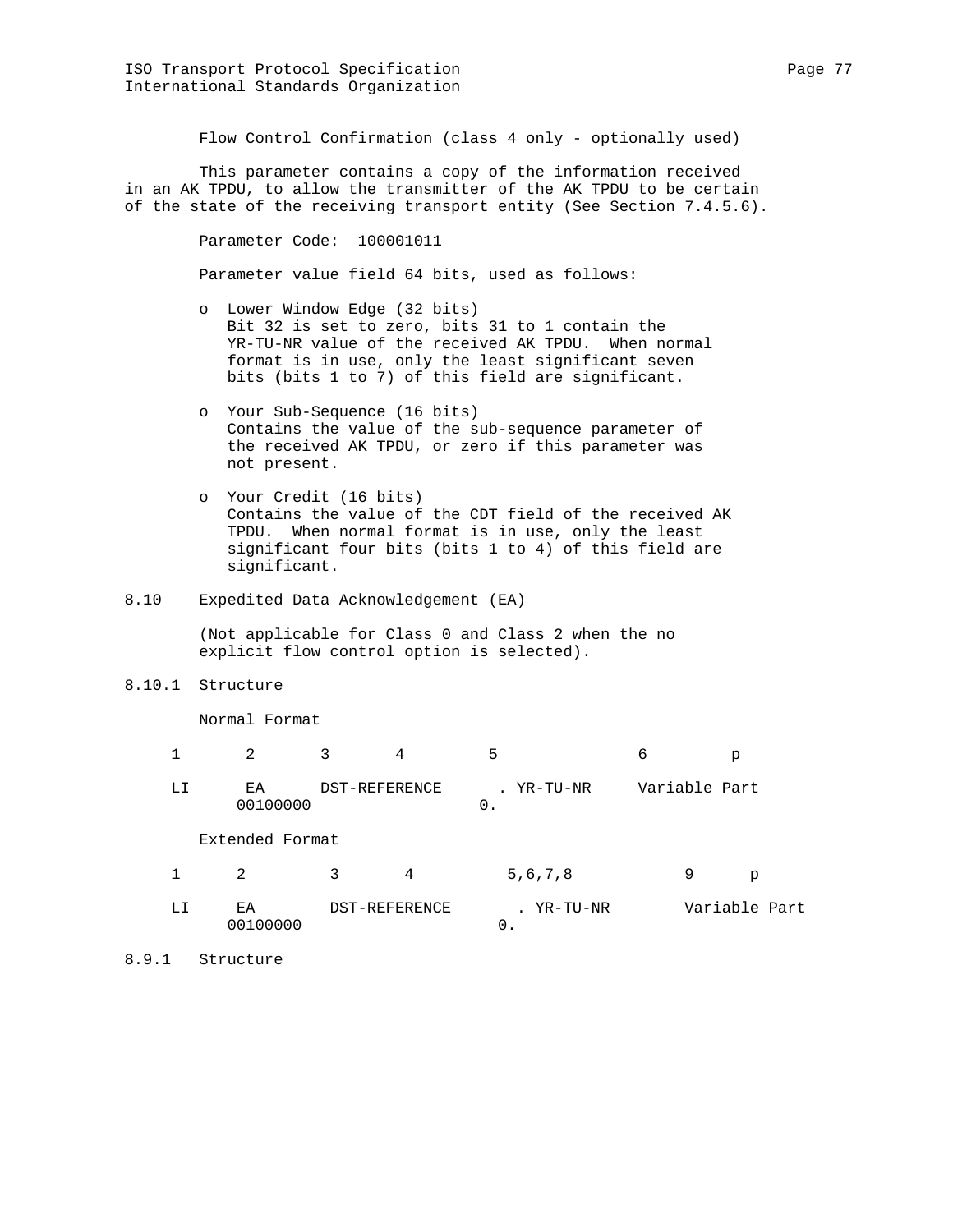Flow Control Confirmation (class 4 only - optionally used)

This parameter contains a copy of the information received in an AK TPDU, to allow the transmitter of the AK TPDU to be certain of the state of the receiving transport entity (See Section 7.4.5.6).

Parameter Code: 100001011

Parameter value field 64 bits, used as follows:

- Lower Window Edge (32 bits)
  Bit 32 is set to zero, bits 31 to 1 contain the YR-TU-NR value of the received AK TPDU. When normal format is in use, only the least significant seven bits (bits 1 to 7) of this field are significant.

- Your Sub-Sequence (16 bits)
  Contains the value of the sub-sequence parameter of the received AK TPDU, or zero if this parameter was not present.

- Your Credit (16 bits)
  Contains the value of the CDT field of the received AK TPDU. When normal format is in use, only the least significant four bits (bits 1 to 4) of this field are significant.

## 8.10 Expedited Data Acknowledgement (EA)

(Not applicable for Class 0 and Class 2 when the no explicit flow control option is selected).

### 8.10.1 Structure

Normal Format

```
    1       2       3       4        5              6         p

    LI      EA      DST-REFERENCE     . YR-TU-NR     Variable Part
          00100000                  0.
```

Extended Format

```
    1      2         3       4          5,6,7,8           9      p

    LI     EA        DST-REFERENCE       . YR-TU-NR        Variable Part
         00100000                      0.
```

### 8.9.1 Structure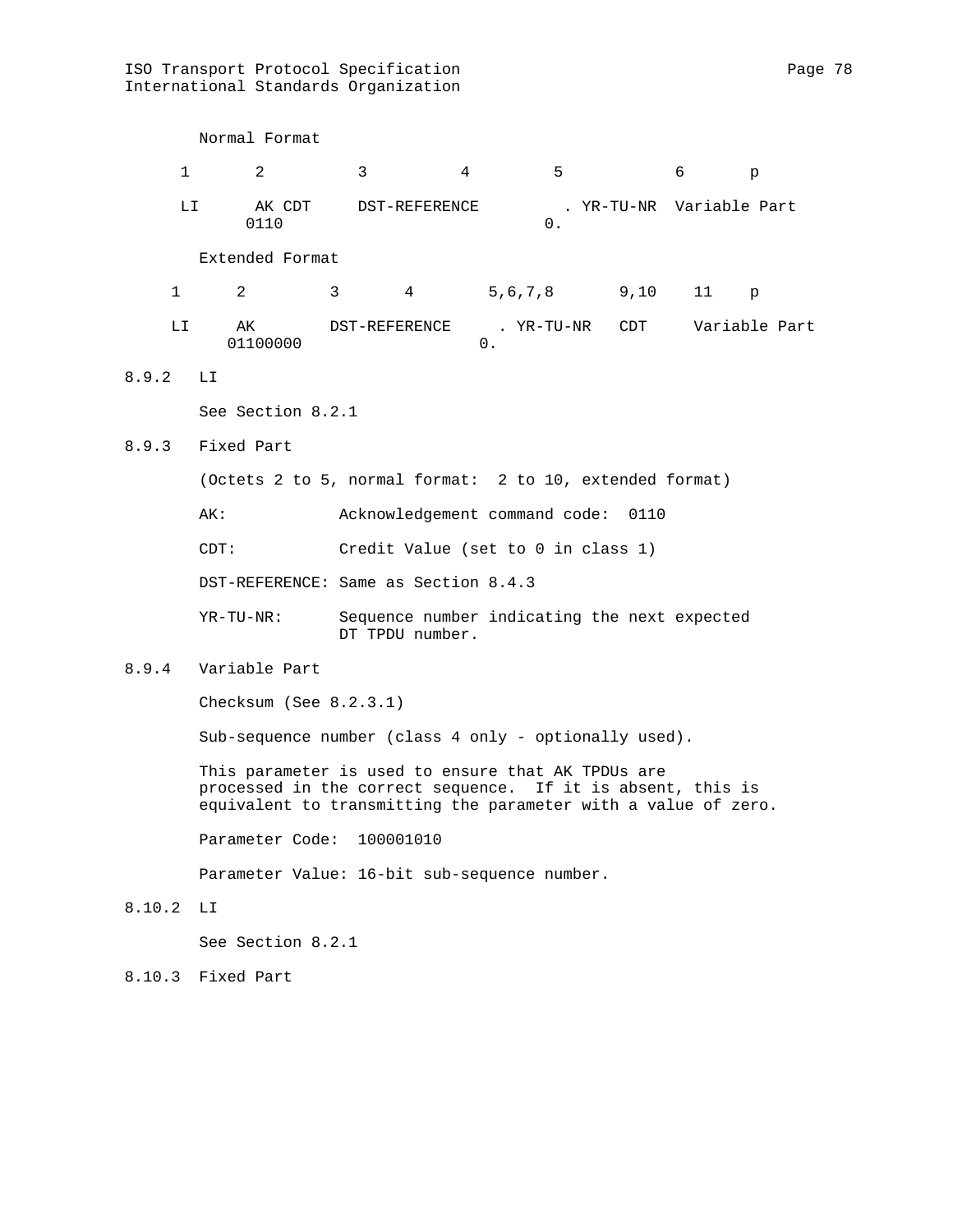Normal Format

```
 1       2          3          4         5           6       p

 LI      AK CDT     DST-REFERENCE         . YR-TU-NR  Variable Part
        0110                            0.
```

Extended Format

```
 1      2         3       4        5,6,7,8       9,10    11    p

 LI     AK       DST-REFERENCE     . YR-TU-NR   CDT     Variable Part
      01100000                   0.
```

8.9.2 LI

See Section 8.2.1

8.9.3 Fixed Part

(Octets 2 to 5, normal format:  2 to 10, extended format)

AK:            Acknowledgement command code:  0110

CDT:           Credit Value (set to 0 in class 1)

DST-REFERENCE: Same as Section 8.4.3

YR-TU-NR:      Sequence number indicating the next expected DT TPDU number.

8.9.4 Variable Part

Checksum (See 8.2.3.1)

Sub-sequence number (class 4 only - optionally used).

This parameter is used to ensure that AK TPDUs are processed in the correct sequence.  If it is absent, this is equivalent to transmitting the parameter with a value of zero.

Parameter Code:  100001010

Parameter Value: 16-bit sub-sequence number.

8.10.2 LI

See Section 8.2.1

8.10.3 Fixed Part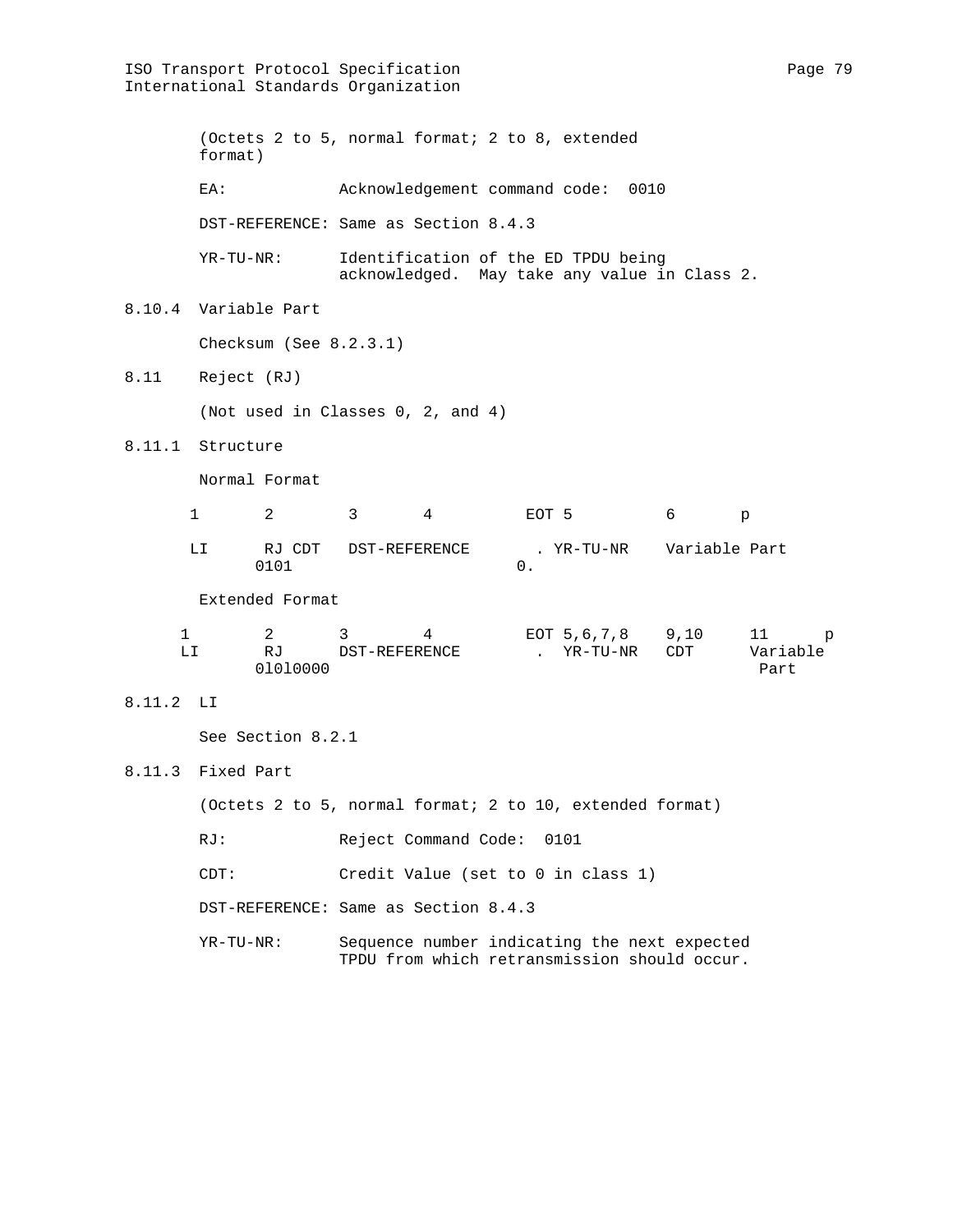(Octets 2 to 5, normal format; 2 to 8, extended format)

EA: Acknowledgement command code: 0010

DST-REFERENCE: Same as Section 8.4.3

YR-TU-NR: Identification of the ED TPDU being acknowledged. May take any value in Class 2.

### 8.10.4 Variable Part

Checksum (See 8.2.3.1)

## 8.11 Reject (RJ)

(Not used in Classes 0, 2, and 4)

### 8.11.1 Structure

Normal Format

```
 1       2        3       4          EOT 5          6       p

 LI      RJ CDT   DST-REFERENCE       . YR-TU-NR    Variable Part
        0101                         0.
```

Extended Format

```
1        2       3        4          EOT 5,6,7,8    9,10     11      p
LI       RJ      DST-REFERENCE        .  YR-TU-NR   CDT      Variable
        0l0l0000                                              Part
```

### 8.11.2 LI

See Section 8.2.1

### 8.11.3 Fixed Part

(Octets 2 to 5, normal format; 2 to 10, extended format)

RJ: Reject Command Code: 0101

CDT: Credit Value (set to 0 in class 1)

DST-REFERENCE: Same as Section 8.4.3

YR-TU-NR: Sequence number indicating the next expected TPDU from which retransmission should occur.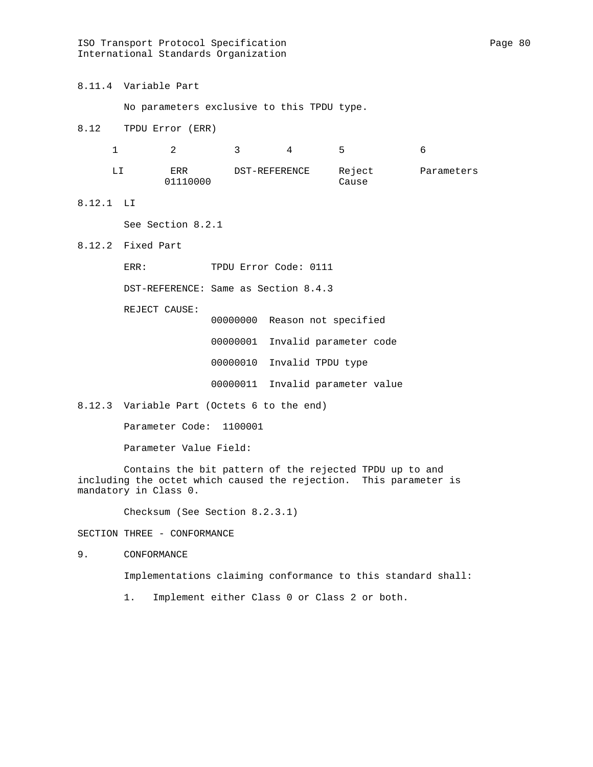### 8.11.4 Variable Part

No parameters exclusive to this TPDU type.

## 8.12 TPDU Error (ERR)

| 1 | 2 | 3 4 | 5 | 6 |
|---|---|---|---|---|
| LI | ERR 01110000 | DST-REFERENCE | Reject Cause | Parameters |

### 8.12.1 LI

See Section 8.2.1

### 8.12.2 Fixed Part

ERR: TPDU Error Code: 0111

DST-REFERENCE: Same as Section 8.4.3

REJECT CAUSE:

- 00000000 Reason not specified
- 00000001 Invalid parameter code
- 00000010 Invalid TPDU type
- 00000011 Invalid parameter value

### 8.12.3 Variable Part (Octets 6 to the end)

Parameter Code: 1100001

Parameter Value Field:

Contains the bit pattern of the rejected TPDU up to and including the octet which caused the rejection. This parameter is mandatory in Class 0.

Checksum (See Section 8.2.3.1)

# SECTION THREE - CONFORMANCE

## 9. CONFORMANCE

Implementations claiming conformance to this standard shall:

1. Implement either Class 0 or Class 2 or both.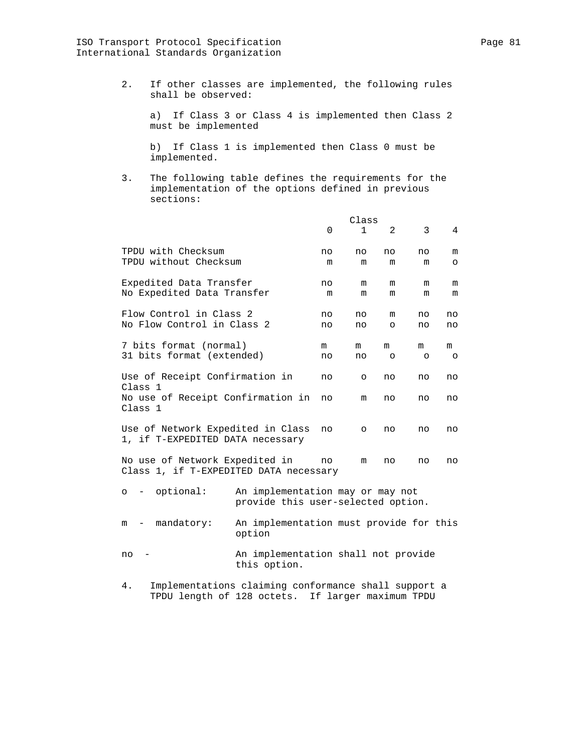2. If other classes are implemented, the following rules shall be observed:

   a) If Class 3 or Class 4 is implemented then Class 2 must be implemented

   b) If Class 1 is implemented then Class 0 must be implemented.

3. The following table defines the requirements for the implementation of the options defined in previous sections:

| | Class 0 | Class 1 | Class 2 | Class 3 | Class 4 |
|---|---|---|---|---|---|
| TPDU with Checksum | no | no | no | no | m |
| TPDU without Checksum | m | m | m | m | o |
| Expedited Data Transfer | no | m | m | m | m |
| No Expedited Data Transfer | m | m | m | m | m |
| Flow Control in Class 2 | no | no | m | no | no |
| No Flow Control in Class 2 | no | no | o | no | no |
| 7 bits format (normal) | m | m | m | m | m |
| 31 bits format (extended) | no | no | o | o | o |
| Use of Receipt Confirmation in Class 1 | no | o | no | no | no |
| No use of Receipt Confirmation in Class 1 | no | m | no | no | no |
| Use of Network Expedited in Class 1, if T-EXPEDITED DATA necessary | no | o | no | no | no |
| No use of Network Expedited in Class 1, if T-EXPEDITED DATA necessary | no | m | no | no | no |

o - optional: An implementation may or may not provide this user-selected option.

m - mandatory: An implementation must provide for this option

no - An implementation shall not provide this option.

4. Implementations claiming conformance shall support a TPDU length of 128 octets. If larger maximum TPDU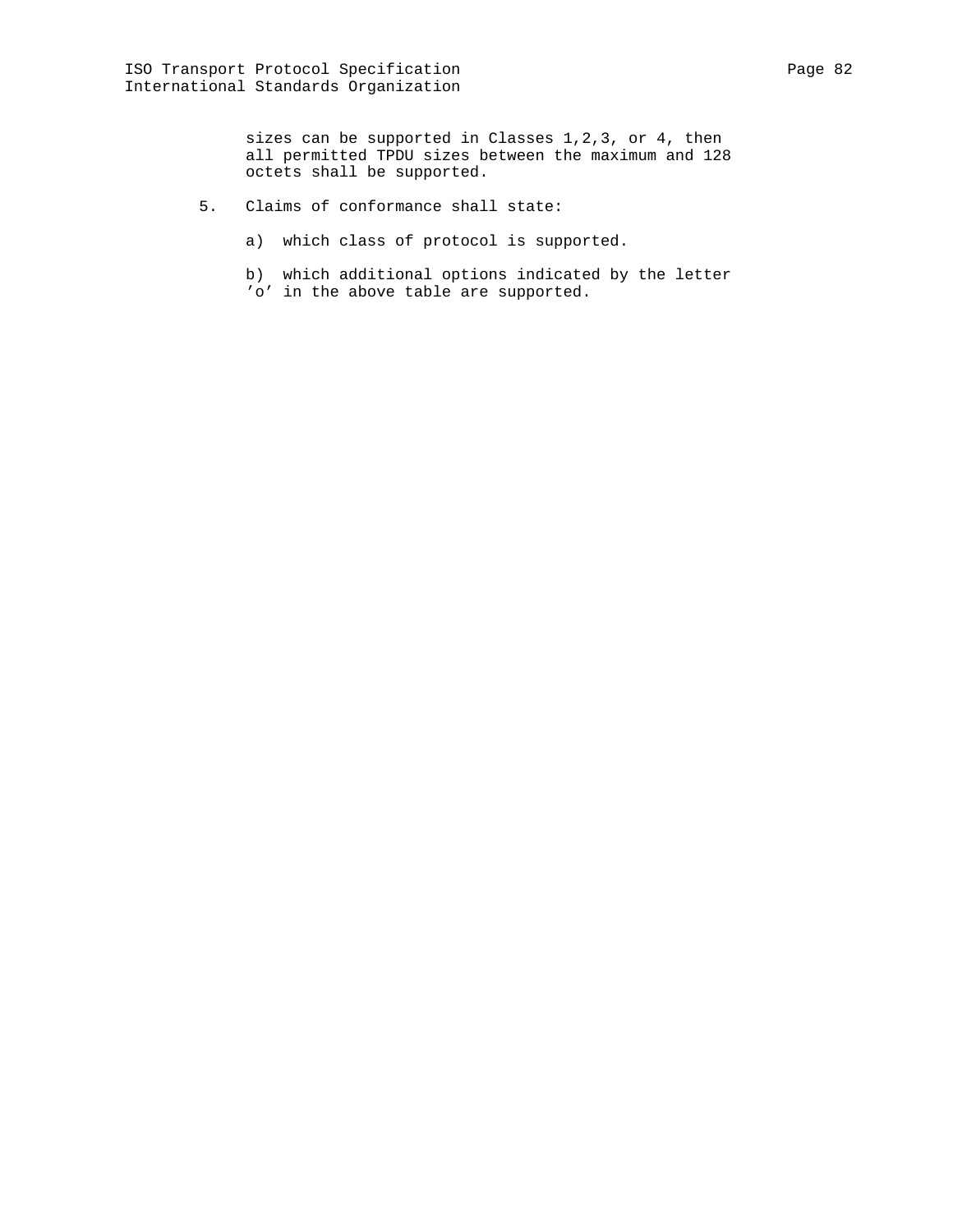sizes can be supported in Classes 1,2,3, or 4, then all permitted TPDU sizes between the maximum and 128 octets shall be supported.

5. Claims of conformance shall state:

   a) which class of protocol is supported.

   b) which additional options indicated by the letter 'o' in the above table are supported.